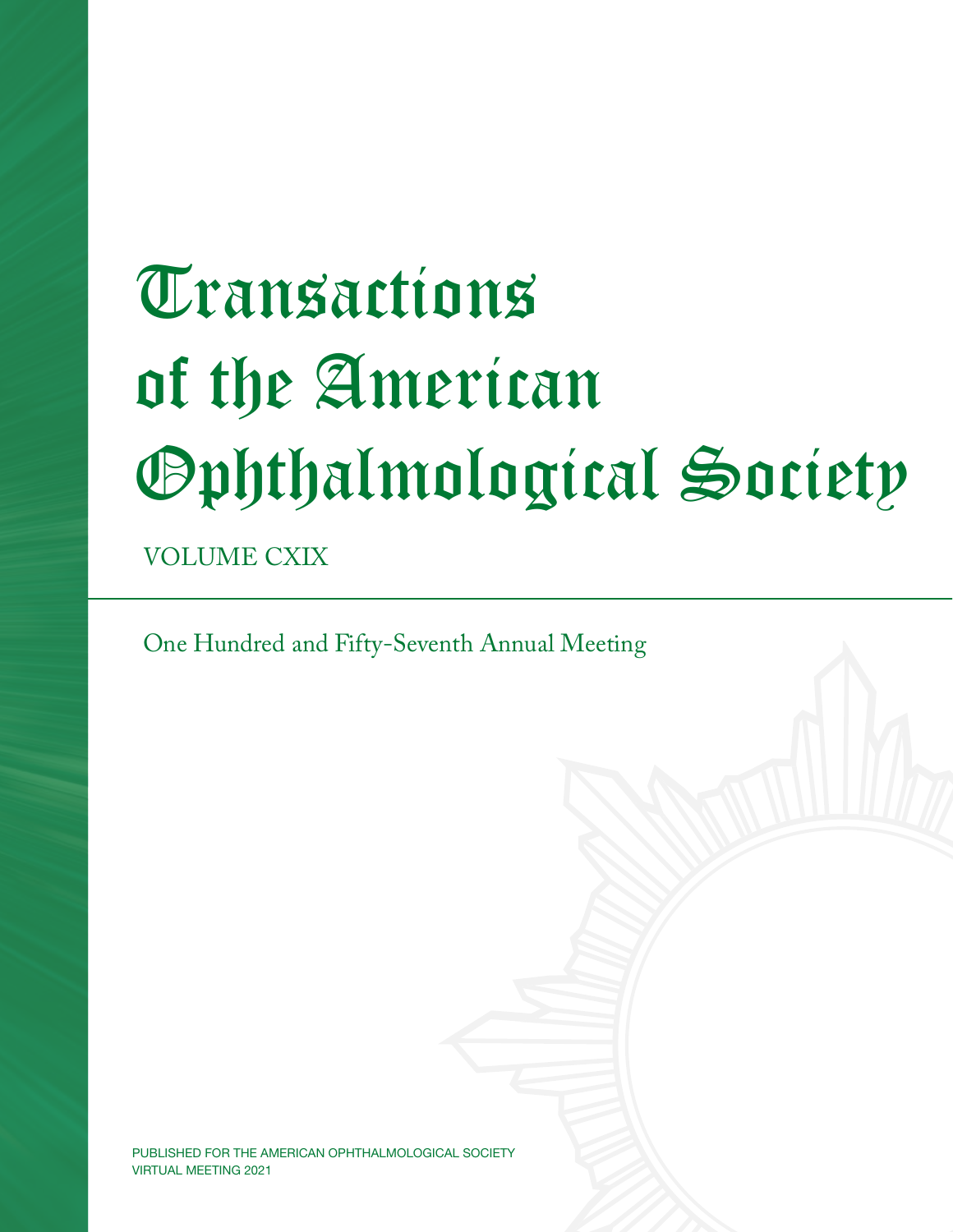# Transactions of the American Ophthalmological Society

VOLUME CXIX

One Hundred and Fifty-Seventh Annual Meeting

PUBLISHED FOR THE AMERICAN OPHTHALMOLOGICAL SOCIETY
VIRTUAL MEETING 2021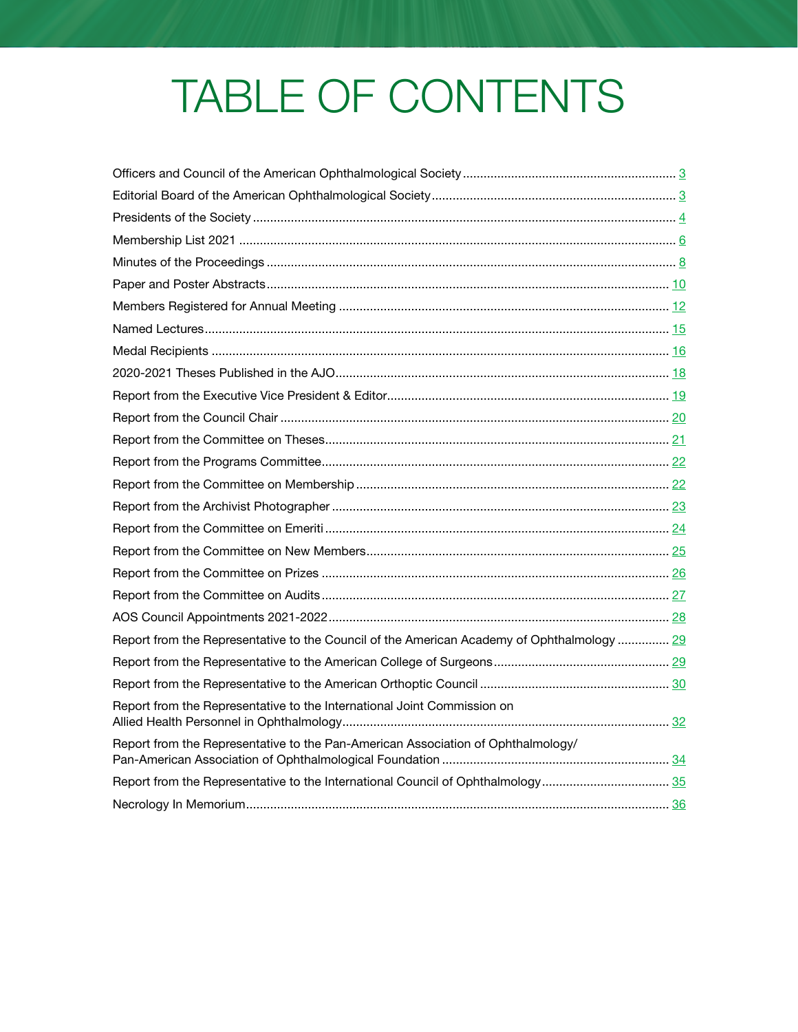# TABLE OF CONTENTS

| | |
|---|---|
| Officers and Council of the American Ophthalmological Society | 3 |
| Editorial Board of the American Ophthalmological Society | 3 |
| Presidents of the Society | 4 |
| Membership List 2021 | 6 |
| Minutes of the Proceedings | 8 |
| Paper and Poster Abstracts | 10 |
| Members Registered for Annual Meeting | 12 |
| Named Lectures | 15 |
| Medal Recipients | 16 |
| 2020-2021 Theses Published in the AJO | 18 |
| Report from the Executive Vice President & Editor | 19 |
| Report from the Council Chair | 20 |
| Report from the Committee on Theses | 21 |
| Report from the Programs Committee | 22 |
| Report from the Committee on Membership | 22 |
| Report from the Archivist Photographer | 23 |
| Report from the Committee on Emeriti | 24 |
| Report from the Committee on New Members | 25 |
| Report from the Committee on Prizes | 26 |
| Report from the Committee on Audits | 27 |
| AOS Council Appointments 2021-2022 | 28 |
| Report from the Representative to the Council of the American Academy of Ophthalmology | 29 |
| Report from the Representative to the American College of Surgeons | 29 |
| Report from the Representative to the American Orthoptic Council | 30 |
| Report from the Representative to the International Joint Commission on Allied Health Personnel in Ophthalmology | 32 |
| Report from the Representative to the Pan-American Association of Ophthalmology/ Pan-American Association of Ophthalmological Foundation | 34 |
| Report from the Representative to the International Council of Ophthalmology | 35 |
| Necrology In Memorium | 36 |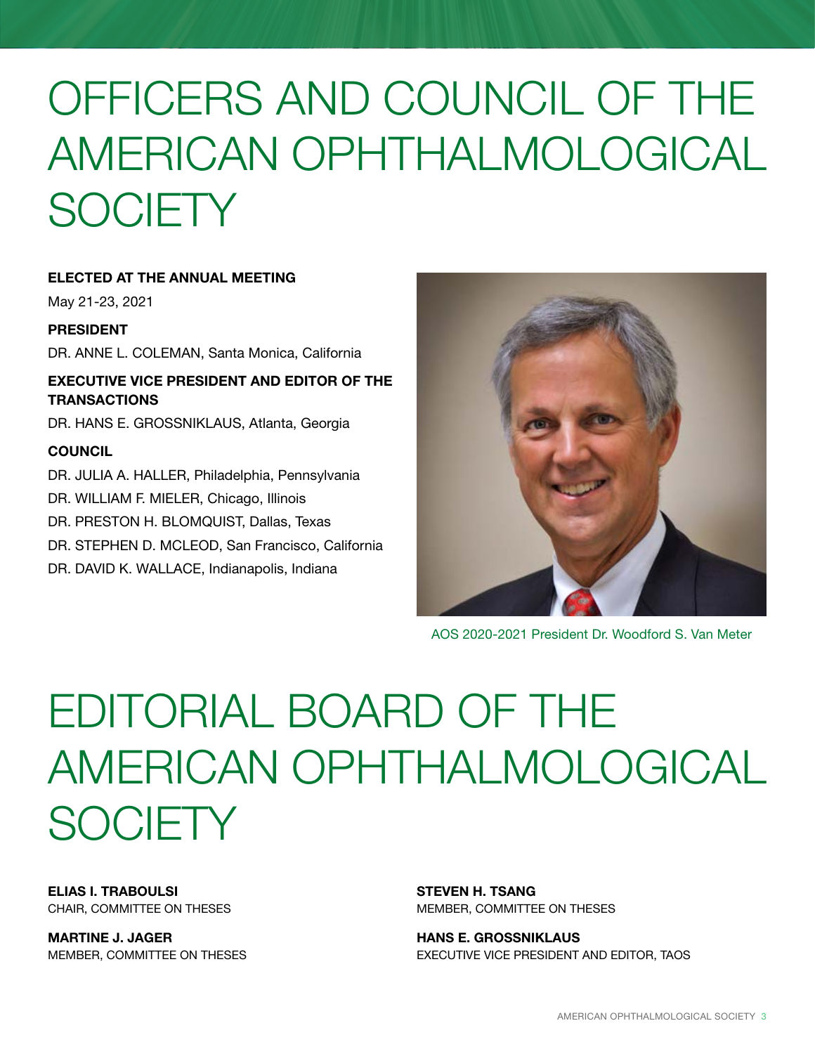# OFFICERS AND COUNCIL OF THE AMERICAN OPHTHALMOLOGICAL SOCIETY

**ELECTED AT THE ANNUAL MEETING**

May 21-23, 2021

**PRESIDENT**

DR. ANNE L. COLEMAN, Santa Monica, California

**EXECUTIVE VICE PRESIDENT AND EDITOR OF THE TRANSACTIONS**

DR. HANS E. GROSSNIKLAUS, Atlanta, Georgia

**COUNCIL**

DR. JULIA A. HALLER, Philadelphia, Pennsylvania
DR. WILLIAM F. MIELER, Chicago, Illinois
DR. PRESTON H. BLOMQUIST, Dallas, Texas
DR. STEPHEN D. MCLEOD, San Francisco, California
DR. DAVID K. WALLACE, Indianapolis, Indiana

AOS 2020-2021 President Dr. Woodford S. Van Meter

# EDITORIAL BOARD OF THE AMERICAN OPHTHALMOLOGICAL SOCIETY

**ELIAS I. TRABOULSI**
CHAIR, COMMITTEE ON THESES

**MARTINE J. JAGER**
MEMBER, COMMITTEE ON THESES

**STEVEN H. TSANG**
MEMBER, COMMITTEE ON THESES

**HANS E. GROSSNIKLAUS**
EXECUTIVE VICE PRESIDENT AND EDITOR, TAOS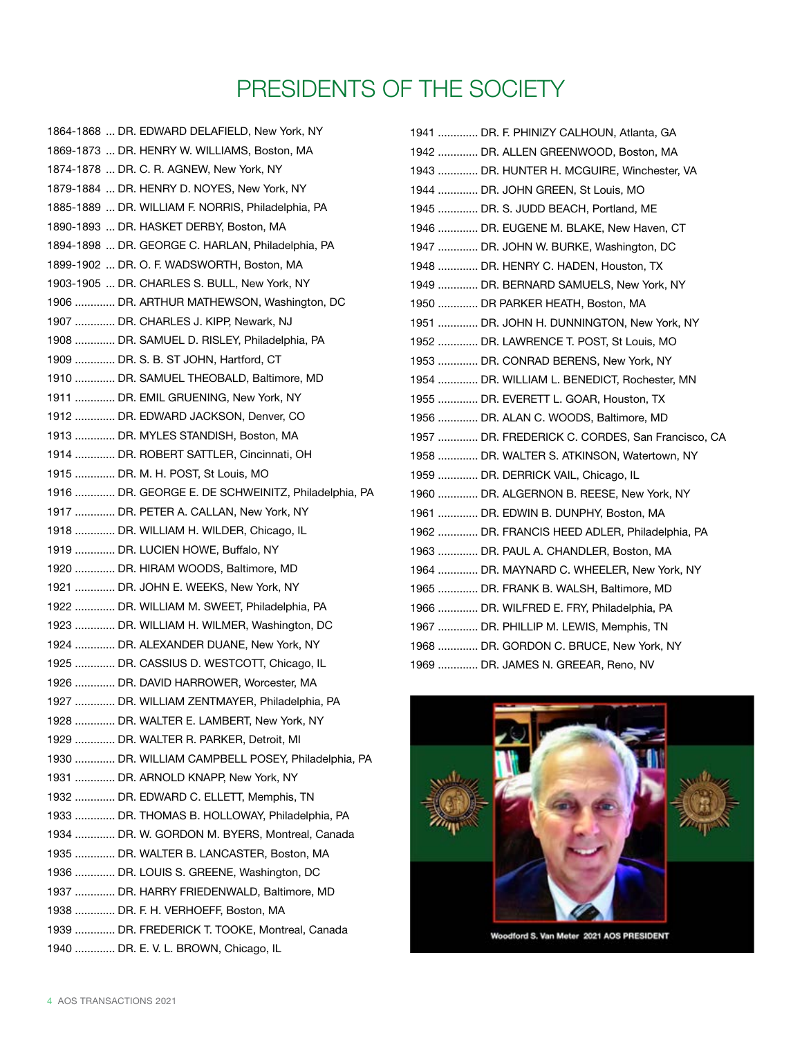# PRESIDENTS OF THE SOCIETY

1864-1868 ... DR. EDWARD DELAFIELD, New York, NY
1869-1873 ... DR. HENRY W. WILLIAMS, Boston, MA
1874-1878 ... DR. C. R. AGNEW, New York, NY
1879-1884 ... DR. HENRY D. NOYES, New York, NY
1885-1889 ... DR. WILLIAM F. NORRIS, Philadelphia, PA
1890-1893 ... DR. HASKET DERBY, Boston, MA
1894-1898 ... DR. GEORGE C. HARLAN, Philadelphia, PA
1899-1902 ... DR. O. F. WADSWORTH, Boston, MA
1903-1905 ... DR. CHARLES S. BULL, New York, NY
1906 ............. DR. ARTHUR MATHEWSON, Washington, DC
1907 ............. DR. CHARLES J. KIPP, Newark, NJ
1908 ............. DR. SAMUEL D. RISLEY, Philadelphia, PA
1909 ............. DR. S. B. ST JOHN, Hartford, CT
1910 ............. DR. SAMUEL THEOBALD, Baltimore, MD
1911 ............. DR. EMIL GRUENING, New York, NY
1912 ............. DR. EDWARD JACKSON, Denver, CO
1913 ............. DR. MYLES STANDISH, Boston, MA
1914 ............. DR. ROBERT SATTLER, Cincinnati, OH
1915 ............. DR. M. H. POST, St Louis, MO
1916 ............. DR. GEORGE E. DE SCHWEINITZ, Philadelphia, PA
1917 ............. DR. PETER A. CALLAN, New York, NY
1918 ............. DR. WILLIAM H. WILDER, Chicago, IL
1919 ............. DR. LUCIEN HOWE, Buffalo, NY
1920 ............. DR. HIRAM WOODS, Baltimore, MD
1921 ............. DR. JOHN E. WEEKS, New York, NY
1922 ............. DR. WILLIAM M. SWEET, Philadelphia, PA
1923 ............. DR. WILLIAM H. WILMER, Washington, DC
1924 ............. DR. ALEXANDER DUANE, New York, NY
1925 ............. DR. CASSIUS D. WESTCOTT, Chicago, IL
1926 ............. DR. DAVID HARROWER, Worcester, MA
1927 ............. DR. WILLIAM ZENTMAYER, Philadelphia, PA
1928 ............. DR. WALTER E. LAMBERT, New York, NY
1929 ............. DR. WALTER R. PARKER, Detroit, MI
1930 ............. DR. WILLIAM CAMPBELL POSEY, Philadelphia, PA
1931 ............. DR. ARNOLD KNAPP, New York, NY
1932 ............. DR. EDWARD C. ELLETT, Memphis, TN
1933 ............. DR. THOMAS B. HOLLOWAY, Philadelphia, PA
1934 ............. DR. W. GORDON M. BYERS, Montreal, Canada
1935 ............. DR. WALTER B. LANCASTER, Boston, MA
1936 ............. DR. LOUIS S. GREENE, Washington, DC
1937 ............. DR. HARRY FRIEDENWALD, Baltimore, MD
1938 ............. DR. F. H. VERHOEFF, Boston, MA
1939 ............. DR. FREDERICK T. TOOKE, Montreal, Canada
1940 ............. DR. E. V. L. BROWN, Chicago, IL
1941 ............. DR. F. PHINIZY CALHOUN, Atlanta, GA
1942 ............. DR. ALLEN GREENWOOD, Boston, MA
1943 ............. DR. HUNTER H. MCGUIRE, Winchester, VA
1944 ............. DR. JOHN GREEN, St Louis, MO
1945 ............. DR. S. JUDD BEACH, Portland, ME
1946 ............. DR. EUGENE M. BLAKE, New Haven, CT
1947 ............. DR. JOHN W. BURKE, Washington, DC
1948 ............. DR. HENRY C. HADEN, Houston, TX
1949 ............. DR. BERNARD SAMUELS, New York, NY
1950 ............. DR PARKER HEATH, Boston, MA
1951 ............. DR. JOHN H. DUNNINGTON, New York, NY
1952 ............. DR. LAWRENCE T. POST, St Louis, MO
1953 ............. DR. CONRAD BERENS, New York, NY
1954 ............. DR. WILLIAM L. BENEDICT, Rochester, MN
1955 ............. DR. EVERETT L. GOAR, Houston, TX
1956 ............. DR. ALAN C. WOODS, Baltimore, MD
1957 ............. DR. FREDERICK C. CORDES, San Francisco, CA
1958 ............. DR. WALTER S. ATKINSON, Watertown, NY
1959 ............. DR. DERRICK VAIL, Chicago, IL
1960 ............. DR. ALGERNON B. REESE, New York, NY
1961 ............. DR. EDWIN B. DUNPHY, Boston, MA
1962 ............. DR. FRANCIS HEED ADLER, Philadelphia, PA
1963 ............. DR. PAUL A. CHANDLER, Boston, MA
1964 ............. DR. MAYNARD C. WHEELER, New York, NY
1965 ............. DR. FRANK B. WALSH, Baltimore, MD
1966 ............. DR. WILFRED E. FRY, Philadelphia, PA
1967 ............. DR. PHILLIP M. LEWIS, Memphis, TN
1968 ............. DR. GORDON C. BRUCE, New York, NY
1969 ............. DR. JAMES N. GREEAR, Reno, NV

Woodford S. Van Meter 2021 AOS PRESIDENT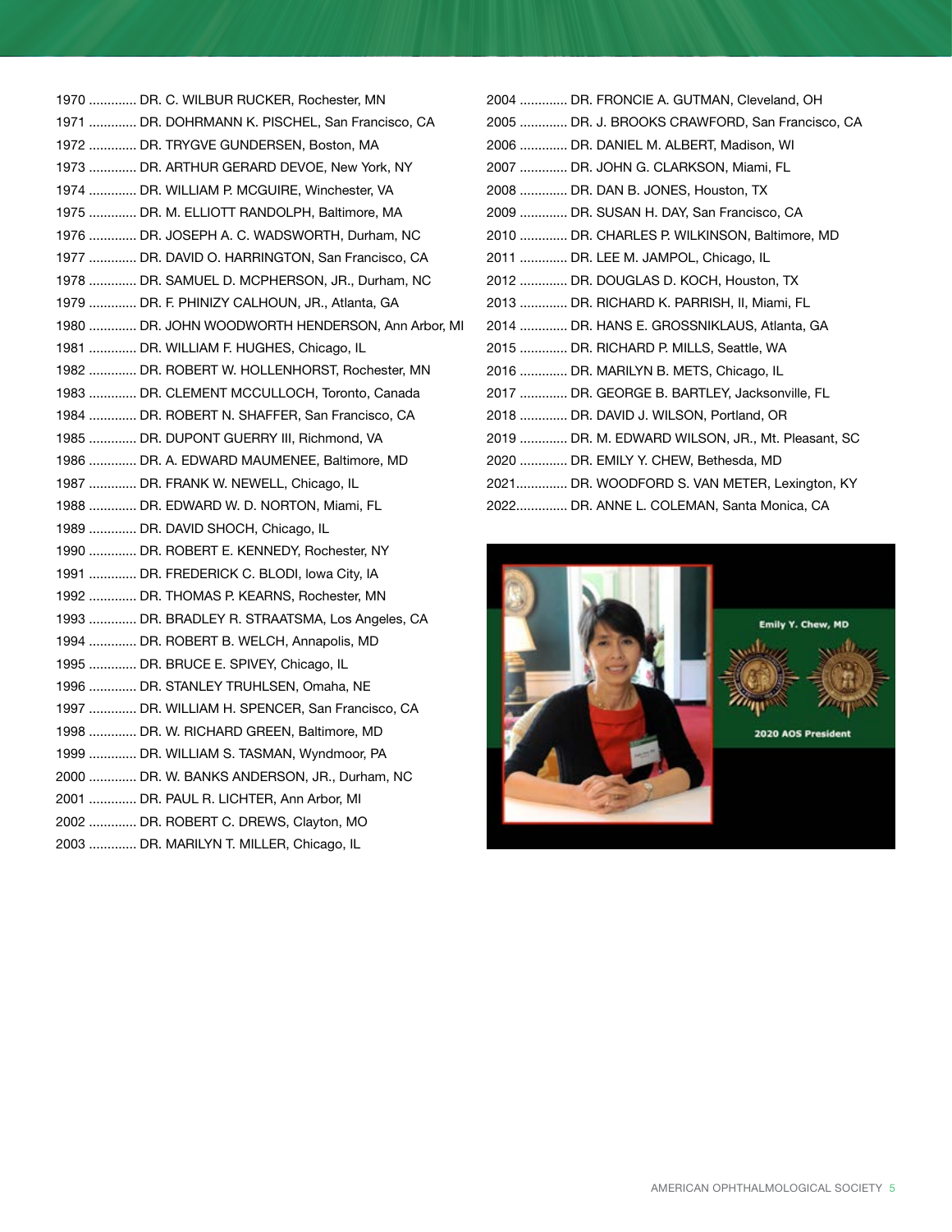1970 ............. DR. C. WILBUR RUCKER, Rochester, MN
1971 ............. DR. DOHRMANN K. PISCHEL, San Francisco, CA
1972 ............. DR. TRYGVE GUNDERSEN, Boston, MA
1973 ............. DR. ARTHUR GERARD DEVOE, New York, NY
1974 ............. DR. WILLIAM P. MCGUIRE, Winchester, VA
1975 ............. DR. M. ELLIOTT RANDOLPH, Baltimore, MA
1976 ............. DR. JOSEPH A. C. WADSWORTH, Durham, NC
1977 ............. DR. DAVID O. HARRINGTON, San Francisco, CA
1978 ............. DR. SAMUEL D. MCPHERSON, JR., Durham, NC
1979 ............. DR. F. PHINIZY CALHOUN, JR., Atlanta, GA
1980 ............. DR. JOHN WOODWORTH HENDERSON, Ann Arbor, MI
1981 ............. DR. WILLIAM F. HUGHES, Chicago, IL
1982 ............. DR. ROBERT W. HOLLENHORST, Rochester, MN
1983 ............. DR. CLEMENT MCCULLOCH, Toronto, Canada
1984 ............. DR. ROBERT N. SHAFFER, San Francisco, CA
1985 ............. DR. DUPONT GUERRY III, Richmond, VA
1986 ............. DR. A. EDWARD MAUMENEE, Baltimore, MD
1987 ............. DR. FRANK W. NEWELL, Chicago, IL
1988 ............. DR. EDWARD W. D. NORTON, Miami, FL
1989 ............. DR. DAVID SHOCH, Chicago, IL
1990 ............. DR. ROBERT E. KENNEDY, Rochester, NY
1991 ............. DR. FREDERICK C. BLODI, Iowa City, IA
1992 ............. DR. THOMAS P. KEARNS, Rochester, MN
1993 ............. DR. BRADLEY R. STRAATSMA, Los Angeles, CA
1994 ............. DR. ROBERT B. WELCH, Annapolis, MD
1995 ............. DR. BRUCE E. SPIVEY, Chicago, IL
1996 ............. DR. STANLEY TRUHLSEN, Omaha, NE
1997 ............. DR. WILLIAM H. SPENCER, San Francisco, CA
1998 ............. DR. W. RICHARD GREEN, Baltimore, MD
1999 ............. DR. WILLIAM S. TASMAN, Wyndmoor, PA
2000 ............. DR. W. BANKS ANDERSON, JR., Durham, NC
2001 ............. DR. PAUL R. LICHTER, Ann Arbor, MI
2002 ............. DR. ROBERT C. DREWS, Clayton, MO
2003 ............. DR. MARILYN T. MILLER, Chicago, IL
2004 ............. DR. FRONCIE A. GUTMAN, Cleveland, OH
2005 ............. DR. J. BROOKS CRAWFORD, San Francisco, CA
2006 ............. DR. DANIEL M. ALBERT, Madison, WI
2007 ............. DR. JOHN G. CLARKSON, Miami, FL
2008 ............. DR. DAN B. JONES, Houston, TX
2009 ............. DR. SUSAN H. DAY, San Francisco, CA
2010 ............. DR. CHARLES P. WILKINSON, Baltimore, MD
2011 ............. DR. LEE M. JAMPOL, Chicago, IL
2012 ............. DR. DOUGLAS D. KOCH, Houston, TX
2013 ............. DR. RICHARD K. PARRISH, II, Miami, FL
2014 ............. DR. HANS E. GROSSNIKLAUS, Atlanta, GA
2015 ............. DR. RICHARD P. MILLS, Seattle, WA
2016 ............. DR. MARILYN B. METS, Chicago, IL
2017 ............. DR. GEORGE B. BARTLEY, Jacksonville, FL
2018 ............. DR. DAVID J. WILSON, Portland, OR
2019 ............. DR. M. EDWARD WILSON, JR., Mt. Pleasant, SC
2020 ............. DR. EMILY Y. CHEW, Bethesda, MD
2021............. DR. WOODFORD S. VAN METER, Lexington, KY
2022............. DR. ANNE L. COLEMAN, Santa Monica, CA

Emily Y. Chew, MD

2020 AOS President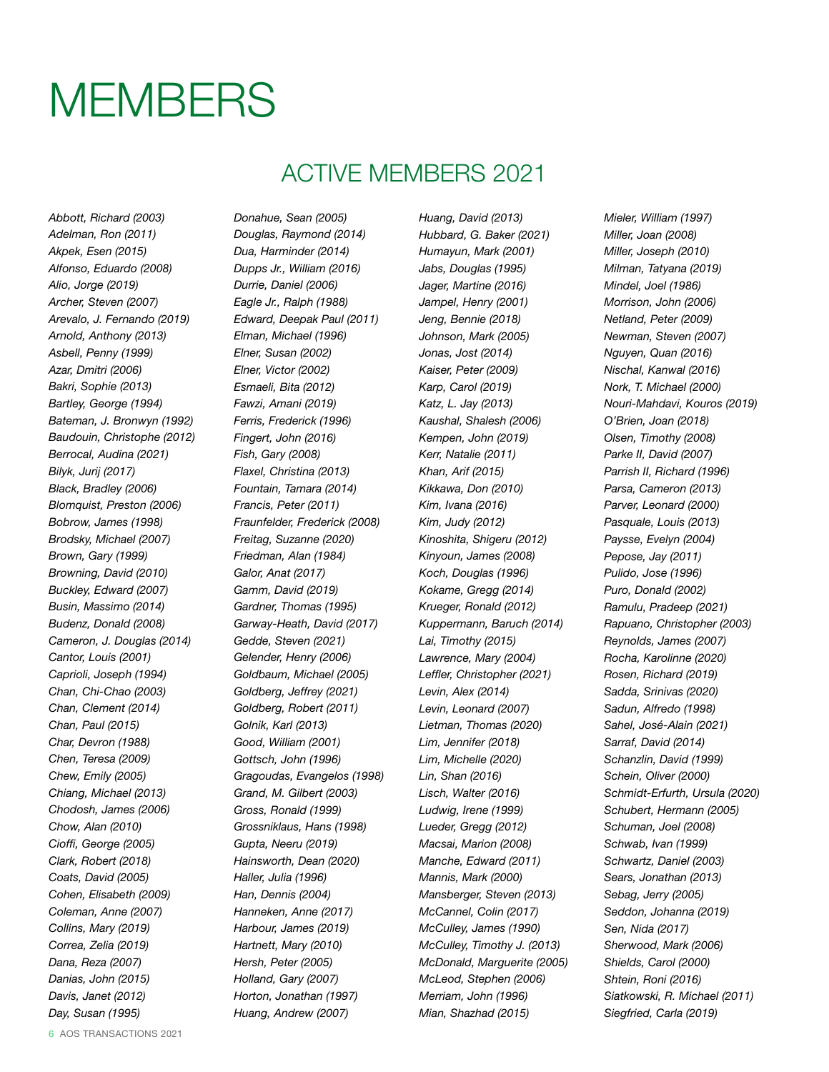# MEMBERS

## ACTIVE MEMBERS 2021

*Abbott, Richard (2003)*
*Adelman, Ron (2011)*
*Akpek, Esen (2015)*
*Alfonso, Eduardo (2008)*
*Alio, Jorge (2019)*
*Archer, Steven (2007)*
*Arevalo, J. Fernando (2019)*
*Arnold, Anthony (2013)*
*Asbell, Penny (1999)*
*Azar, Dmitri (2006)*
*Bakri, Sophie (2013)*
*Bartley, George (1994)*
*Bateman, J. Bronwyn (1992)*
*Baudouin, Christophe (2012)*
*Berrocal, Audina (2021)*
*Bilyk, Jurij (2017)*
*Black, Bradley (2006)*
*Blomquist, Preston (2006)*
*Bobrow, James (1998)*
*Brodsky, Michael (2007)*
*Brown, Gary (1999)*
*Browning, David (2010)*
*Buckley, Edward (2007)*
*Busin, Massimo (2014)*
*Budenz, Donald (2008)*
*Cameron, J. Douglas (2014)*
*Cantor, Louis (2001)*
*Caprioli, Joseph (1994)*
*Chan, Chi-Chao (2003)*
*Chan, Clement (2014)*
*Chan, Paul (2015)*
*Char, Devron (1988)*
*Chen, Teresa (2009)*
*Chew, Emily (2005)*
*Chiang, Michael (2013)*
*Chodosh, James (2006)*
*Chow, Alan (2010)*
*Cioffi, George (2005)*
*Clark, Robert (2018)*
*Coats, David (2005)*
*Cohen, Elisabeth (2009)*
*Coleman, Anne (2007)*
*Collins, Mary (2019)*
*Correa, Zelia (2019)*
*Dana, Reza (2007)*
*Danias, John (2015)*
*Davis, Janet (2012)*
*Day, Susan (1995)*
*Donahue, Sean (2005)*
*Douglas, Raymond (2014)*
*Dua, Harminder (2014)*
*Dupps Jr., William (2016)*
*Durrie, Daniel (2006)*
*Eagle Jr., Ralph (1988)*
*Edward, Deepak Paul (2011)*
*Elman, Michael (1996)*
*Elner, Susan (2002)*
*Elner, Victor (2002)*
*Esmaeli, Bita (2012)*
*Fawzi, Amani (2019)*
*Ferris, Frederick (1996)*
*Fingert, John (2016)*
*Fish, Gary (2008)*
*Flaxel, Christina (2013)*
*Fountain, Tamara (2014)*
*Francis, Peter (2011)*
*Fraunfelder, Frederick (2008)*
*Freitag, Suzanne (2020)*
*Friedman, Alan (1984)*
*Galor, Anat (2017)*
*Gamm, David (2019)*
*Gardner, Thomas (1995)*
*Garway-Heath, David (2017)*
*Gedde, Steven (2021)*
*Gelender, Henry (2006)*
*Goldbaum, Michael (2005)*
*Goldberg, Jeffrey (2021)*
*Goldberg, Robert (2011)*
*Golnik, Karl (2013)*
*Good, William (2001)*
*Gottsch, John (1996)*
*Gragoudas, Evangelos (1998)*
*Grand, M. Gilbert (2003)*
*Gross, Ronald (1999)*
*Grossniklaus, Hans (1998)*
*Gupta, Neeru (2019)*
*Hainsworth, Dean (2020)*
*Haller, Julia (1996)*
*Han, Dennis (2004)*
*Hanneken, Anne (2017)*
*Harbour, James (2019)*
*Hartnett, Mary (2010)*
*Hersh, Peter (2005)*
*Holland, Gary (2007)*
*Horton, Jonathan (1997)*
*Huang, Andrew (2007)*
*Huang, David (2013)*
*Hubbard, G. Baker (2021)*
*Humayun, Mark (2001)*
*Jabs, Douglas (1995)*
*Jager, Martine (2016)*
*Jampel, Henry (2001)*
*Jeng, Bennie (2018)*
*Johnson, Mark (2005)*
*Jonas, Jost (2014)*
*Kaiser, Peter (2009)*
*Karp, Carol (2019)*
*Katz, L. Jay (2013)*
*Kaushal, Shalesh (2006)*
*Kempen, John (2019)*
*Kerr, Natalie (2011)*
*Khan, Arif (2015)*
*Kikkawa, Don (2010)*
*Kim, Ivana (2016)*
*Kim, Judy (2012)*
*Kinoshita, Shigeru (2012)*
*Kinyoun, James (2008)*
*Koch, Douglas (1996)*
*Kokame, Gregg (2014)*
*Krueger, Ronald (2012)*
*Kuppermann, Baruch (2014)*
*Lai, Timothy (2015)*
*Lawrence, Mary (2004)*
*Leffler, Christopher (2021)*
*Levin, Alex (2014)*
*Levin, Leonard (2007)*
*Lietman, Thomas (2020)*
*Lim, Jennifer (2018)*
*Lim, Michelle (2020)*
*Lin, Shan (2016)*
*Lisch, Walter (2016)*
*Ludwig, Irene (1999)*
*Lueder, Gregg (2012)*
*Macsai, Marion (2008)*
*Manche, Edward (2011)*
*Mannis, Mark (2000)*
*Mansberger, Steven (2013)*
*McCannel, Colin (2017)*
*McCulley, James (1990)*
*McCulley, Timothy J. (2013)*
*McDonald, Marguerite (2005)*
*McLeod, Stephen (2006)*
*Merriam, John (1996)*
*Mian, Shazhad (2015)*
*Mieler, William (1997)*
*Miller, Joan (2008)*
*Miller, Joseph (2010)*
*Milman, Tatyana (2019)*
*Mindel, Joel (1986)*
*Morrison, John (2006)*
*Netland, Peter (2009)*
*Newman, Steven (2007)*
*Nguyen, Quan (2016)*
*Nischal, Kanwal (2016)*
*Nork, T. Michael (2000)*
*Nouri-Mahdavi, Kouros (2019)*
*O'Brien, Joan (2018)*
*Olsen, Timothy (2008)*
*Parke II, David (2007)*
*Parrish II, Richard (1996)*
*Parsa, Cameron (2013)*
*Parver, Leonard (2000)*
*Pasquale, Louis (2013)*
*Paysse, Evelyn (2004)*
*Pepose, Jay (2011)*
*Pulido, Jose (1996)*
*Puro, Donald (2002)*
*Ramulu, Pradeep (2021)*
*Rapuano, Christopher (2003)*
*Reynolds, James (2007)*
*Rocha, Karolinne (2020)*
*Rosen, Richard (2019)*
*Sadda, Srinivas (2020)*
*Sadun, Alfredo (1998)*
*Sahel, José-Alain (2021)*
*Sarraf, David (2014)*
*Schanzlin, David (1999)*
*Schein, Oliver (2000)*
*Schmidt-Erfurth, Ursula (2020)*
*Schubert, Hermann (2005)*
*Schuman, Joel (2008)*
*Schwab, Ivan (1999)*
*Schwartz, Daniel (2003)*
*Sears, Jonathan (2013)*
*Sebag, Jerry (2005)*
*Seddon, Johanna (2019)*
*Sen, Nida (2017)*
*Sherwood, Mark (2006)*
*Shields, Carol (2000)*
*Shtein, Roni (2016)*
*Siatkowski, R. Michael (2011)*
*Siegfried, Carla (2019)*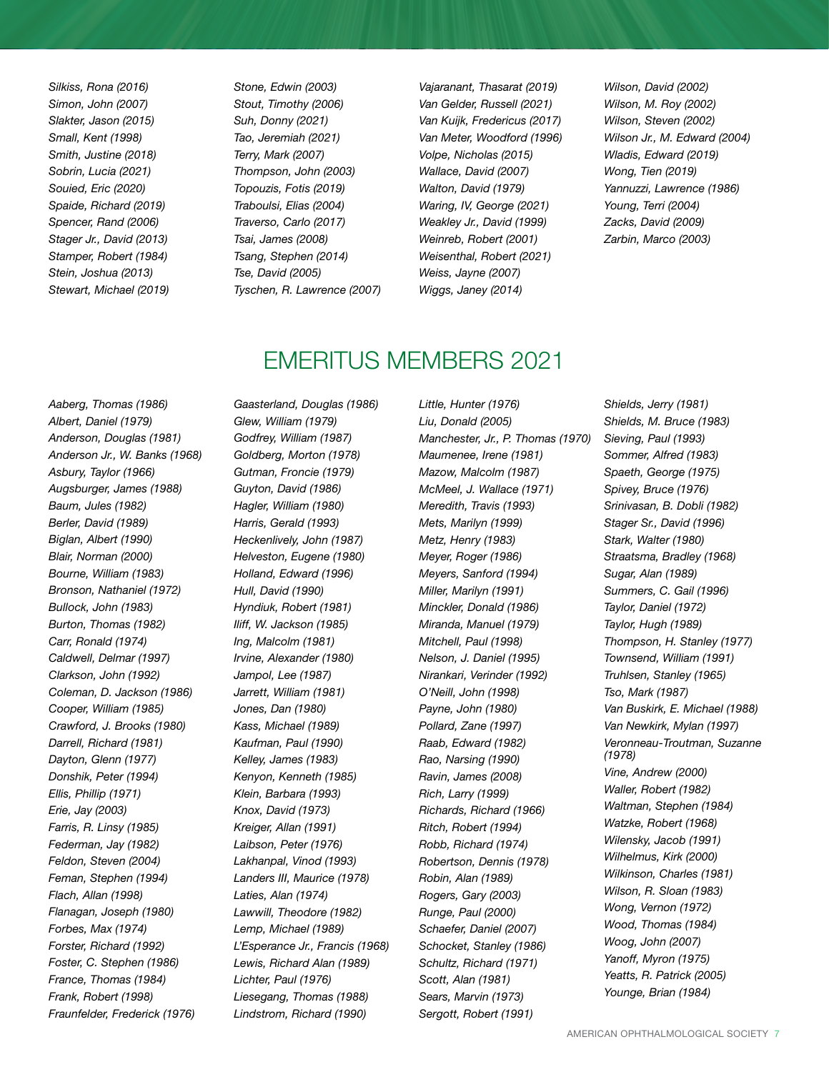*Silkiss, Rona (2016)*
*Simon, John (2007)*
*Slakter, Jason (2015)*
*Small, Kent (1998)*
*Smith, Justine (2018)*
*Sobrin, Lucia (2021)*
*Souied, Eric (2020)*
*Spaide, Richard (2019)*
*Spencer, Rand (2006)*
*Stager Jr., David (2013)*
*Stamper, Robert (1984)*
*Stein, Joshua (2013)*
*Stewart, Michael (2019)*
*Stone, Edwin (2003)*
*Stout, Timothy (2006)*
*Suh, Donny (2021)*
*Tao, Jeremiah (2021)*
*Terry, Mark (2007)*
*Thompson, John (2003)*
*Topouzis, Fotis (2019)*
*Traboulsi, Elias (2004)*
*Traverso, Carlo (2017)*
*Tsai, James (2008)*
*Tsang, Stephen (2014)*
*Tse, David (2005)*
*Tyschen, R. Lawrence (2007)*
*Vajaranant, Thasarat (2019)*
*Van Gelder, Russell (2021)*
*Van Kuijk, Fredericus (2017)*
*Van Meter, Woodford (1996)*
*Volpe, Nicholas (2015)*
*Wallace, David (2007)*
*Walton, David (1979)*
*Waring, IV, George (2021)*
*Weakley Jr., David (1999)*
*Weinreb, Robert (2001)*
*Weisenthal, Robert (2021)*
*Weiss, Jayne (2007)*
*Wiggs, Janey (2014)*
*Wilson, David (2002)*
*Wilson, M. Roy (2002)*
*Wilson, Steven (2002)*
*Wilson Jr., M. Edward (2004)*
*Wladis, Edward (2019)*
*Wong, Tien (2019)*
*Yannuzzi, Lawrence (1986)*
*Young, Terri (2004)*
*Zacks, David (2009)*
*Zarbin, Marco (2003)*

# EMERITUS MEMBERS 2021

*Aaberg, Thomas (1986)*
*Albert, Daniel (1979)*
*Anderson, Douglas (1981)*
*Anderson Jr., W. Banks (1968)*
*Asbury, Taylor (1966)*
*Augsburger, James (1988)*
*Baum, Jules (1982)*
*Berler, David (1989)*
*Biglan, Albert (1990)*
*Blair, Norman (2000)*
*Bourne, William (1983)*
*Bronson, Nathaniel (1972)*
*Bullock, John (1983)*
*Burton, Thomas (1982)*
*Carr, Ronald (1974)*
*Caldwell, Delmar (1997)*
*Clarkson, John (1992)*
*Coleman, D. Jackson (1986)*
*Cooper, William (1985)*
*Crawford, J. Brooks (1980)*
*Darrell, Richard (1981)*
*Dayton, Glenn (1977)*
*Donshik, Peter (1994)*
*Ellis, Phillip (1971)*
*Erie, Jay (2003)*
*Farris, R. Linsy (1985)*
*Federman, Jay (1982)*
*Feldon, Steven (2004)*
*Feman, Stephen (1994)*
*Flach, Allan (1998)*
*Flanagan, Joseph (1980)*
*Forbes, Max (1974)*
*Forster, Richard (1992)*
*Foster, C. Stephen (1986)*
*France, Thomas (1984)*
*Frank, Robert (1998)*
*Fraunfelder, Frederick (1976)*
*Gaasterland, Douglas (1986)*
*Glew, William (1979)*
*Godfrey, William (1987)*
*Goldberg, Morton (1978)*
*Gutman, Froncie (1979)*
*Guyton, David (1986)*
*Hagler, William (1980)*
*Harris, Gerald (1993)*
*Heckenlively, John (1987)*
*Helveston, Eugene (1980)*
*Holland, Edward (1996)*
*Hull, David (1990)*
*Hyndiuk, Robert (1981)*
*Iliff, W. Jackson (1985)*
*Ing, Malcolm (1981)*
*Irvine, Alexander (1980)*
*Jampol, Lee (1987)*
*Jarrett, William (1981)*
*Jones, Dan (1980)*
*Kass, Michael (1989)*
*Kaufman, Paul (1990)*
*Kelley, James (1983)*
*Kenyon, Kenneth (1985)*
*Klein, Barbara (1993)*
*Knox, David (1973)*
*Kreiger, Allan (1991)*
*Laibson, Peter (1976)*
*Lakhanpal, Vinod (1993)*
*Landers III, Maurice (1978)*
*Laties, Alan (1974)*
*Lawwill, Theodore (1982)*
*Lemp, Michael (1989)*
*L'Esperance Jr., Francis (1968)*
*Lewis, Richard Alan (1989)*
*Lichter, Paul (1976)*
*Liesegang, Thomas (1988)*
*Lindstrom, Richard (1990)*
*Little, Hunter (1976)*
*Liu, Donald (2005)*
*Manchester, Jr., P. Thomas (1970)*
*Maumenee, Irene (1981)*
*Mazow, Malcolm (1987)*
*McMeel, J. Wallace (1971)*
*Meredith, Travis (1993)*
*Mets, Marilyn (1999)*
*Metz, Henry (1983)*
*Meyer, Roger (1986)*
*Meyers, Sanford (1994)*
*Miller, Marilyn (1991)*
*Minckler, Donald (1986)*
*Miranda, Manuel (1979)*
*Mitchell, Paul (1998)*
*Nelson, J. Daniel (1995)*
*Nirankari, Verinder (1992)*
*O'Neill, John (1998)*
*Payne, John (1980)*
*Pollard, Zane (1997)*
*Raab, Edward (1982)*
*Rao, Narsing (1990)*
*Ravin, James (2008)*
*Rich, Larry (1999)*
*Richards, Richard (1966)*
*Ritch, Robert (1994)*
*Robb, Richard (1974)*
*Robertson, Dennis (1978)*
*Robin, Alan (1989)*
*Rogers, Gary (2003)*
*Runge, Paul (2000)*
*Schaefer, Daniel (2007)*
*Schocket, Stanley (1986)*
*Schultz, Richard (1971)*
*Scott, Alan (1981)*
*Sears, Marvin (1973)*
*Sergott, Robert (1991)*
*Shields, Jerry (1981)*
*Shields, M. Bruce (1983)*
*Sieving, Paul (1993)*
*Sommer, Alfred (1983)*
*Spaeth, George (1975)*
*Spivey, Bruce (1976)*
*Srinivasan, B. Dobli (1982)*
*Stager Sr., David (1996)*
*Stark, Walter (1980)*
*Straatsma, Bradley (1968)*
*Sugar, Alan (1989)*
*Summers, C. Gail (1996)*
*Taylor, Daniel (1972)*
*Taylor, Hugh (1989)*
*Thompson, H. Stanley (1977)*
*Townsend, William (1991)*
*Truhlsen, Stanley (1965)*
*Tso, Mark (1987)*
*Van Buskirk, E. Michael (1988)*
*Van Newkirk, Mylan (1997)*
*Veronneau-Troutman, Suzanne (1978)*
*Vine, Andrew (2000)*
*Waller, Robert (1982)*
*Waltman, Stephen (1984)*
*Watzke, Robert (1968)*
*Wilensky, Jacob (1991)*
*Wilhelmus, Kirk (2000)*
*Wilkinson, Charles (1981)*
*Wilson, R. Sloan (1983)*
*Wong, Vernon (1972)*
*Wood, Thomas (1984)*
*Woog, John (2007)*
*Yanoff, Myron (1975)*
*Yeatts, R. Patrick (2005)*
*Younge, Brian (1984)*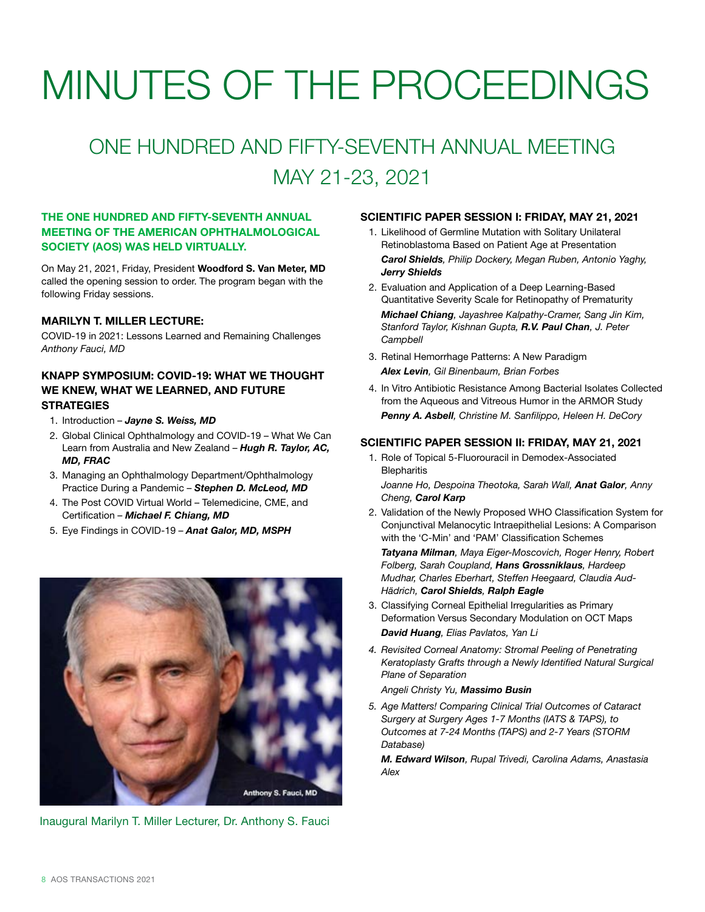# MINUTES OF THE PROCEEDINGS

## ONE HUNDRED AND FIFTY-SEVENTH ANNUAL MEETING MAY 21-23, 2021

**THE ONE HUNDRED AND FIFTY-SEVENTH ANNUAL MEETING OF THE AMERICAN OPHTHALMOLOGICAL SOCIETY (AOS) WAS HELD VIRTUALLY.**

On May 21, 2021, Friday, President **Woodford S. Van Meter, MD** called the opening session to order. The program began with the following Friday sessions.

### MARILYN T. MILLER LECTURE:

COVID-19 in 2021: Lessons Learned and Remaining Challenges
*Anthony Fauci, MD*

### KNAPP SYMPOSIUM: COVID-19: WHAT WE THOUGHT WE KNEW, WHAT WE LEARNED, AND FUTURE STRATEGIES

1. Introduction – ***Jayne S. Weiss, MD***
2. Global Clinical Ophthalmology and COVID-19 – What We Can Learn from Australia and New Zealand – ***Hugh R. Taylor, AC, MD, FRAC***
3. Managing an Ophthalmology Department/Ophthalmology Practice During a Pandemic – ***Stephen D. McLeod, MD***
4. The Post COVID Virtual World – Telemedicine, CME, and Certification – ***Michael F. Chiang, MD***
5. Eye Findings in COVID-19 – ***Anat Galor, MD, MSPH***

Inaugural Marilyn T. Miller Lecturer, Dr. Anthony S. Fauci

### SCIENTIFIC PAPER SESSION I: FRIDAY, MAY 21, 2021

1. Likelihood of Germline Mutation with Solitary Unilateral Retinoblastoma Based on Patient Age at Presentation
   ***Carol Shields****, Philip Dockery, Megan Ruben, Antonio Yaghy,* ***Jerry Shields***
2. Evaluation and Application of a Deep Learning-Based Quantitative Severity Scale for Retinopathy of Prematurity
   ***Michael Chiang****, Jayashree Kalpathy-Cramer, Sang Jin Kim, Stanford Taylor, Kishnan Gupta,* ***R.V. Paul Chan****, J. Peter Campbell*
3. Retinal Hemorrhage Patterns: A New Paradigm
   ***Alex Levin****, Gil Binenbaum, Brian Forbes*
4. In Vitro Antibiotic Resistance Among Bacterial Isolates Collected from the Aqueous and Vitreous Humor in the ARMOR Study
   ***Penny A. Asbell****, Christine M. Sanfilippo, Heleen H. DeCory*

### SCIENTIFIC PAPER SESSION II: FRIDAY, MAY 21, 2021

1. Role of Topical 5-Fluorouracil in Demodex-Associated Blepharitis
   *Joanne Ho, Despoina Theotoka, Sarah Wall,* ***Anat Galor****, Anny Cheng,* ***Carol Karp***
2. Validation of the Newly Proposed WHO Classification System for Conjunctival Melanocytic Intraepithelial Lesions: A Comparison with the 'C-Min' and 'PAM' Classification Schemes
   ***Tatyana Milman****, Maya Eiger-Moscovich, Roger Henry, Robert Folberg, Sarah Coupland,* ***Hans Grossniklaus****, Hardeep Mudhar, Charles Eberhart, Steffen Heegaard, Claudia Aud-Hädrich,* ***Carol Shields****,* ***Ralph Eagle***
3. Classifying Corneal Epithelial Irregularities as Primary Deformation Versus Secondary Modulation on OCT Maps
   ***David Huang****, Elias Pavlatos, Yan Li*
4. *Revisited Corneal Anatomy: Stromal Peeling of Penetrating Keratoplasty Grafts through a Newly Identified Natural Surgical Plane of Separation*
   *Angeli Christy Yu,* ***Massimo Busin***
5. *Age Matters! Comparing Clinical Trial Outcomes of Cataract Surgery at Surgery Ages 1-7 Months (IATS & TAPS), to Outcomes at 7-24 Months (TAPS) and 2-7 Years (STORM Database)*
   ***M. Edward Wilson****, Rupal Trivedi, Carolina Adams, Anastasia Alex*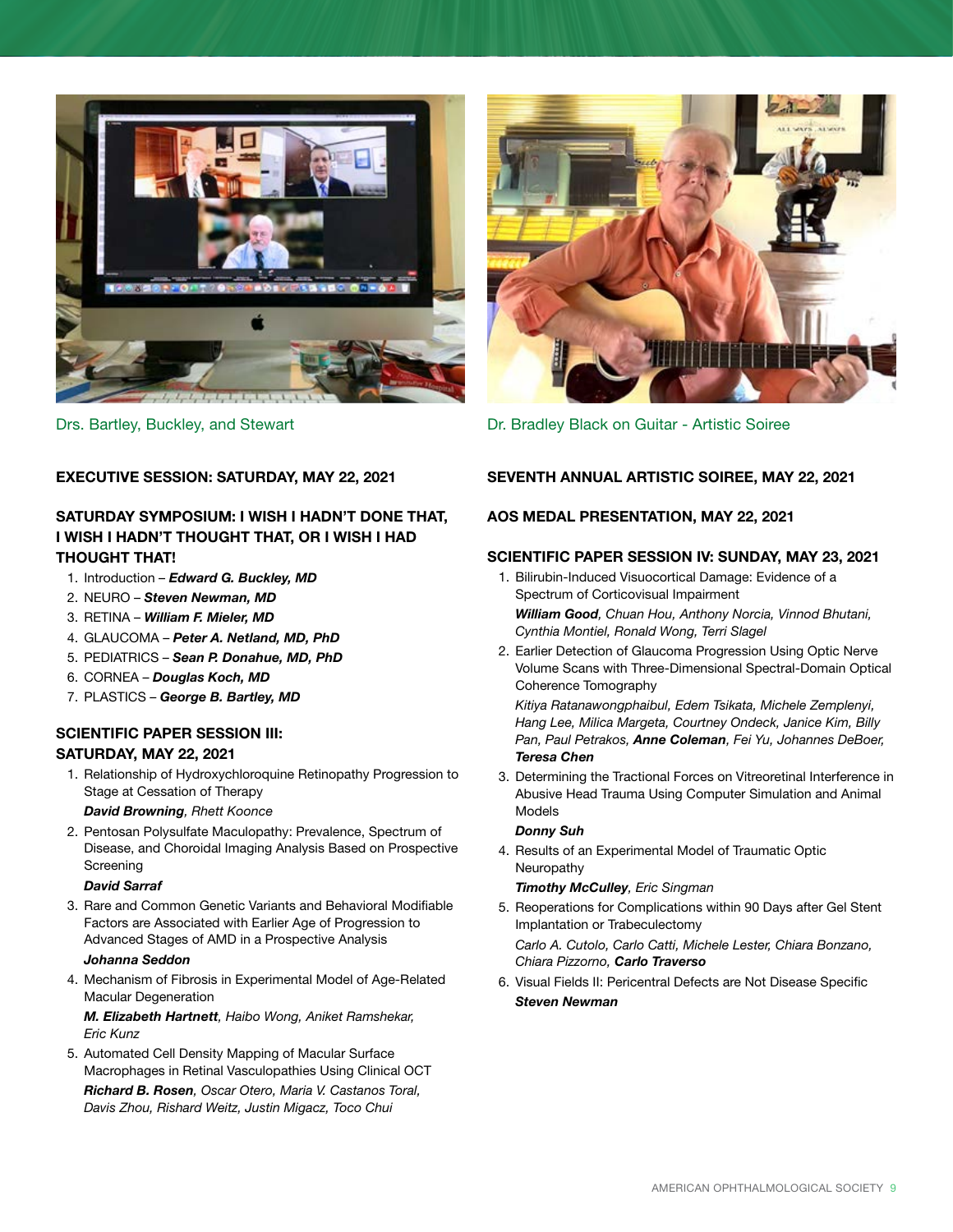Drs. Bartley, Buckley, and Stewart

Dr. Bradley Black on Guitar - Artistic Soiree

## EXECUTIVE SESSION: SATURDAY, MAY 22, 2021

## SATURDAY SYMPOSIUM: I WISH I HADN'T DONE THAT, I WISH I HADN'T THOUGHT THAT, OR I WISH I HAD THOUGHT THAT!

1. Introduction – ***Edward G. Buckley, MD***
2. NEURO – ***Steven Newman, MD***
3. RETINA – ***William F. Mieler, MD***
4. GLAUCOMA – ***Peter A. Netland, MD, PhD***
5. PEDIATRICS – ***Sean P. Donahue, MD, PhD***
6. CORNEA – ***Douglas Koch, MD***
7. PLASTICS – ***George B. Bartley, MD***

## SCIENTIFIC PAPER SESSION III: SATURDAY, MAY 22, 2021

1. Relationship of Hydroxychloroquine Retinopathy Progression to Stage at Cessation of Therapy
   ***David Browning***, *Rhett Koonce*
2. Pentosan Polysulfate Maculopathy: Prevalence, Spectrum of Disease, and Choroidal Imaging Analysis Based on Prospective Screening
   ***David Sarraf***
3. Rare and Common Genetic Variants and Behavioral Modifiable Factors are Associated with Earlier Age of Progression to Advanced Stages of AMD in a Prospective Analysis
   ***Johanna Seddon***
4. Mechanism of Fibrosis in Experimental Model of Age-Related Macular Degeneration
   ***M. Elizabeth Hartnett***, *Haibo Wong, Aniket Ramshekar, Eric Kunz*
5. Automated Cell Density Mapping of Macular Surface Macrophages in Retinal Vasculopathies Using Clinical OCT
   ***Richard B. Rosen***, *Oscar Otero, Maria V. Castanos Toral, Davis Zhou, Rishard Weitz, Justin Migacz, Toco Chui*

## SEVENTH ANNUAL ARTISTIC SOIREE, MAY 22, 2021

## AOS MEDAL PRESENTATION, MAY 22, 2021

## SCIENTIFIC PAPER SESSION IV: SUNDAY, MAY 23, 2021

1. Bilirubin-Induced Visuocortical Damage: Evidence of a Spectrum of Corticovisual Impairment
   ***William Good***, *Chuan Hou, Anthony Norcia, Vinnod Bhutani, Cynthia Montiel, Ronald Wong, Terri Slagel*
2. Earlier Detection of Glaucoma Progression Using Optic Nerve Volume Scans with Three-Dimensional Spectral-Domain Optical Coherence Tomography
   *Kitiya Ratanawongphaibul, Edem Tsikata, Michele Zemplenyi, Hang Lee, Milica Margeta, Courtney Ondeck, Janice Kim, Billy Pan, Paul Petrakos,* ***Anne Coleman****, Fei Yu, Johannes DeBoer,* ***Teresa Chen***
3. Determining the Tractional Forces on Vitreoretinal Interference in Abusive Head Trauma Using Computer Simulation and Animal Models
   ***Donny Suh***
4. Results of an Experimental Model of Traumatic Optic Neuropathy
   ***Timothy McCulley***, *Eric Singman*
5. Reoperations for Complications within 90 Days after Gel Stent Implantation or Trabeculectomy
   *Carlo A. Cutolo, Carlo Catti, Michele Lester, Chiara Bonzano, Chiara Pizzorno,* ***Carlo Traverso***
6. Visual Fields II: Pericentral Defects are Not Disease Specific
   ***Steven Newman***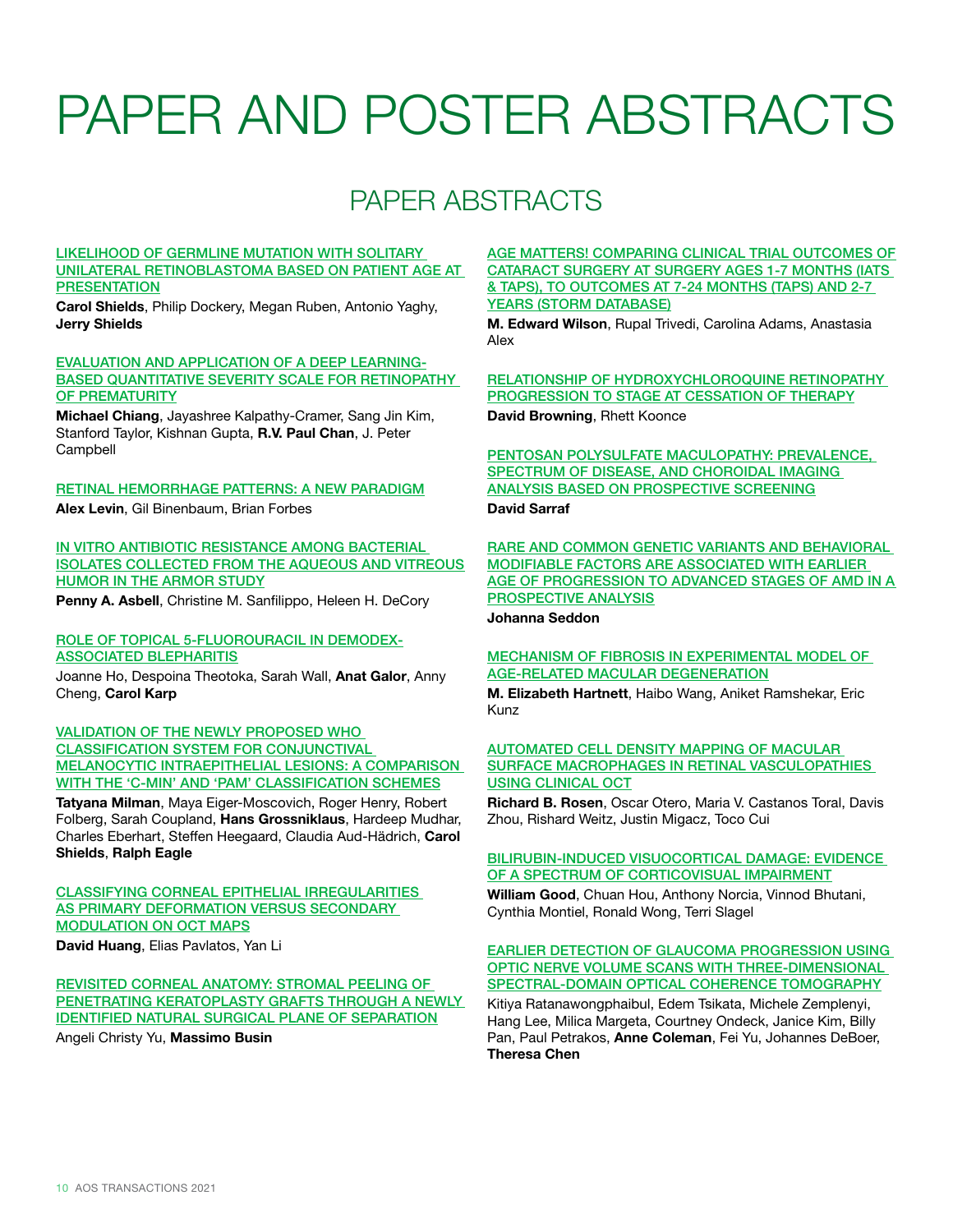# PAPER AND POSTER ABSTRACTS

## PAPER ABSTRACTS

### LIKELIHOOD OF GERMLINE MUTATION WITH SOLITARY UNILATERAL RETINOBLASTOMA BASED ON PATIENT AGE AT PRESENTATION

**Carol Shields**, Philip Dockery, Megan Ruben, Antonio Yaghy, **Jerry Shields**

### EVALUATION AND APPLICATION OF A DEEP LEARNING-BASED QUANTITATIVE SEVERITY SCALE FOR RETINOPATHY OF PREMATURITY

**Michael Chiang**, Jayashree Kalpathy-Cramer, Sang Jin Kim, Stanford Taylor, Kishnan Gupta, **R.V. Paul Chan**, J. Peter Campbell

### RETINAL HEMORRHAGE PATTERNS: A NEW PARADIGM

**Alex Levin**, Gil Binenbaum, Brian Forbes

### IN VITRO ANTIBIOTIC RESISTANCE AMONG BACTERIAL ISOLATES COLLECTED FROM THE AQUEOUS AND VITREOUS HUMOR IN THE ARMOR STUDY

**Penny A. Asbell**, Christine M. Sanfilippo, Heleen H. DeCory

### ROLE OF TOPICAL 5-FLUOROURACIL IN DEMODEX-ASSOCIATED BLEPHARITIS

Joanne Ho, Despoina Theotoka, Sarah Wall, **Anat Galor**, Anny Cheng, **Carol Karp**

### VALIDATION OF THE NEWLY PROPOSED WHO CLASSIFICATION SYSTEM FOR CONJUNCTIVAL MELANOCYTIC INTRAEPITHELIAL LESIONS: A COMPARISON WITH THE 'C-MIN' AND 'PAM' CLASSIFICATION SCHEMES

**Tatyana Milman**, Maya Eiger-Moscovich, Roger Henry, Robert Folberg, Sarah Coupland, **Hans Grossniklaus**, Hardeep Mudhar, Charles Eberhart, Steffen Heegaard, Claudia Aud-Hädrich, **Carol Shields**, **Ralph Eagle**

### CLASSIFYING CORNEAL EPITHELIAL IRREGULARITIES AS PRIMARY DEFORMATION VERSUS SECONDARY MODULATION ON OCT MAPS

**David Huang**, Elias Pavlatos, Yan Li

### REVISITED CORNEAL ANATOMY: STROMAL PEELING OF PENETRATING KERATOPLASTY GRAFTS THROUGH A NEWLY IDENTIFIED NATURAL SURGICAL PLANE OF SEPARATION

Angeli Christy Yu, **Massimo Busin**

### AGE MATTERS! COMPARING CLINICAL TRIAL OUTCOMES OF CATARACT SURGERY AT SURGERY AGES 1-7 MONTHS (IATS & TAPS), TO OUTCOMES AT 7-24 MONTHS (TAPS) AND 2-7 YEARS (STORM DATABASE)

**M. Edward Wilson**, Rupal Trivedi, Carolina Adams, Anastasia Alex

### RELATIONSHIP OF HYDROXYCHLOROQUINE RETINOPATHY PROGRESSION TO STAGE AT CESSATION OF THERAPY

**David Browning**, Rhett Koonce

### PENTOSAN POLYSULFATE MACULOPATHY: PREVALENCE, SPECTRUM OF DISEASE, AND CHOROIDAL IMAGING ANALYSIS BASED ON PROSPECTIVE SCREENING

**David Sarraf**

### RARE AND COMMON GENETIC VARIANTS AND BEHAVIORAL MODIFIABLE FACTORS ARE ASSOCIATED WITH EARLIER AGE OF PROGRESSION TO ADVANCED STAGES OF AMD IN A PROSPECTIVE ANALYSIS

**Johanna Seddon**

### MECHANISM OF FIBROSIS IN EXPERIMENTAL MODEL OF AGE-RELATED MACULAR DEGENERATION

**M. Elizabeth Hartnett**, Haibo Wang, Aniket Ramshekar, Eric Kunz

### AUTOMATED CELL DENSITY MAPPING OF MACULAR SURFACE MACROPHAGES IN RETINAL VASCULOPATHIES USING CLINICAL OCT

**Richard B. Rosen**, Oscar Otero, Maria V. Castanos Toral, Davis Zhou, Rishard Weitz, Justin Migacz, Toco Cui

### BILIRUBIN-INDUCED VISUOCORTICAL DAMAGE: EVIDENCE OF A SPECTRUM OF CORTICOVISUAL IMPAIRMENT

**William Good**, Chuan Hou, Anthony Norcia, Vinnod Bhutani, Cynthia Montiel, Ronald Wong, Terri Slagel

### EARLIER DETECTION OF GLAUCOMA PROGRESSION USING OPTIC NERVE VOLUME SCANS WITH THREE-DIMENSIONAL SPECTRAL-DOMAIN OPTICAL COHERENCE TOMOGRAPHY

Kitiya Ratanawongphaibul, Edem Tsikata, Michele Zemplenyi, Hang Lee, Milica Margeta, Courtney Ondeck, Janice Kim, Billy Pan, Paul Petrakos, **Anne Coleman**, Fei Yu, Johannes DeBoer, **Theresa Chen**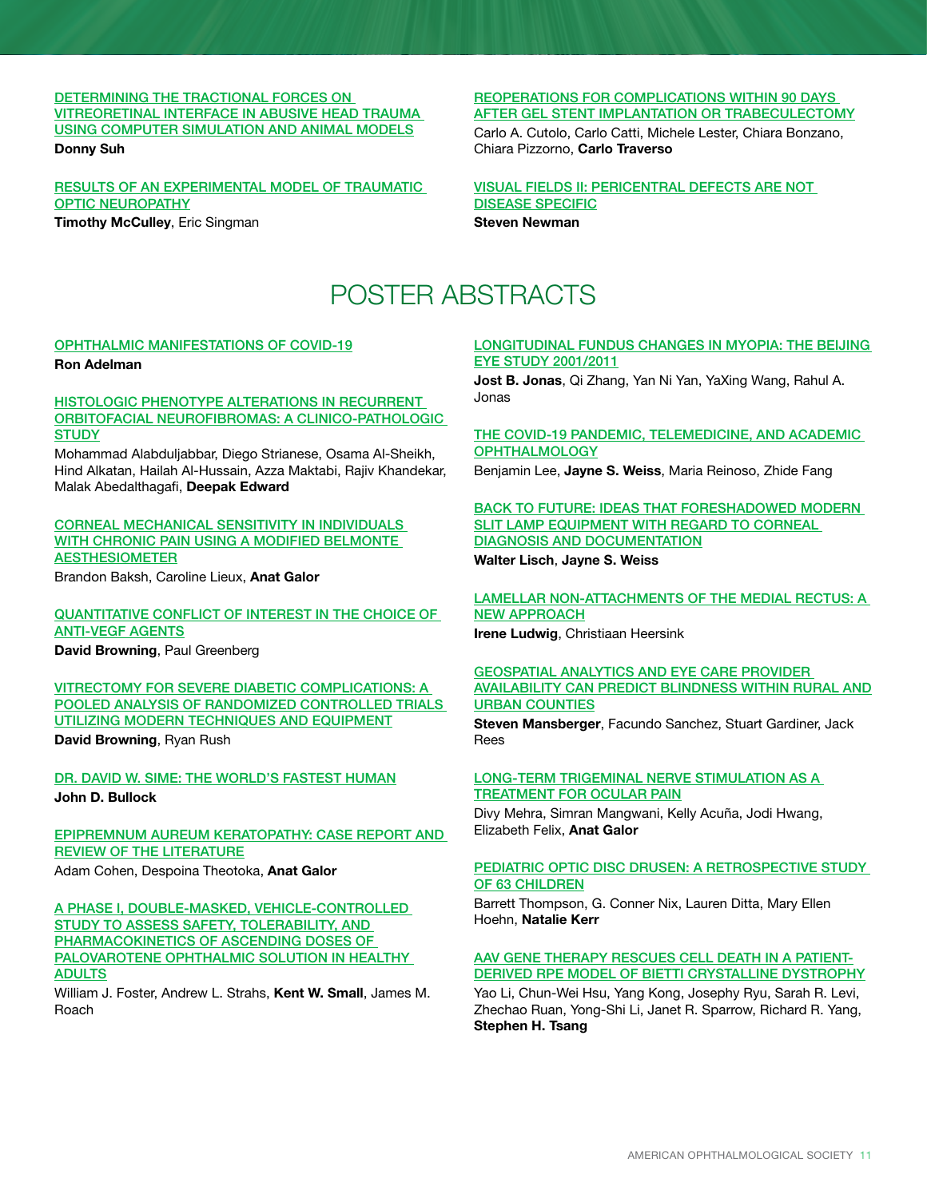DETERMINING THE TRACTIONAL FORCES ON VITREORETINAL INTERFACE IN ABUSIVE HEAD TRAUMA USING COMPUTER SIMULATION AND ANIMAL MODELS

**Donny Suh**

RESULTS OF AN EXPERIMENTAL MODEL OF TRAUMATIC OPTIC NEUROPATHY

**Timothy McCulley**, Eric Singman

REOPERATIONS FOR COMPLICATIONS WITHIN 90 DAYS AFTER GEL STENT IMPLANTATION OR TRABECULECTOMY

Carlo A. Cutolo, Carlo Catti, Michele Lester, Chiara Bonzano, Chiara Pizzorno, **Carlo Traverso**

VISUAL FIELDS II: PERICENTRAL DEFECTS ARE NOT DISEASE SPECIFIC

**Steven Newman**

# POSTER ABSTRACTS

OPHTHALMIC MANIFESTATIONS OF COVID-19

**Ron Adelman**

HISTOLOGIC PHENOTYPE ALTERATIONS IN RECURRENT ORBITOFACIAL NEUROFIBROMAS: A CLINICO-PATHOLOGIC STUDY

Mohammad Alabduljabbar, Diego Strianese, Osama Al-Sheikh, Hind Alkatan, Hailah Al-Hussain, Azza Maktabi, Rajiv Khandekar, Malak Abedalthagafi, **Deepak Edward**

CORNEAL MECHANICAL SENSITIVITY IN INDIVIDUALS WITH CHRONIC PAIN USING A MODIFIED BELMONTE AESTHESIOMETER

Brandon Baksh, Caroline Lieux, **Anat Galor**

QUANTITATIVE CONFLICT OF INTEREST IN THE CHOICE OF ANTI-VEGF AGENTS

**David Browning**, Paul Greenberg

VITRECTOMY FOR SEVERE DIABETIC COMPLICATIONS: A POOLED ANALYSIS OF RANDOMIZED CONTROLLED TRIALS UTILIZING MODERN TECHNIQUES AND EQUIPMENT

**David Browning**, Ryan Rush

DR. DAVID W. SIME: THE WORLD'S FASTEST HUMAN

**John D. Bullock**

EPIPREMNUM AUREUM KERATOPATHY: CASE REPORT AND REVIEW OF THE LITERATURE

Adam Cohen, Despoina Theotoka, **Anat Galor**

A PHASE I, DOUBLE-MASKED, VEHICLE-CONTROLLED STUDY TO ASSESS SAFETY, TOLERABILITY, AND PHARMACOKINETICS OF ASCENDING DOSES OF PALOVAROTENE OPHTHALMIC SOLUTION IN HEALTHY ADULTS

William J. Foster, Andrew L. Strahs, **Kent W. Small**, James M. Roach

LONGITUDINAL FUNDUS CHANGES IN MYOPIA: THE BEIJING EYE STUDY 2001/2011

**Jost B. Jonas**, Qi Zhang, Yan Ni Yan, YaXing Wang, Rahul A. Jonas

THE COVID-19 PANDEMIC, TELEMEDICINE, AND ACADEMIC OPHTHALMOLOGY

Benjamin Lee, **Jayne S. Weiss**, Maria Reinoso, Zhide Fang

BACK TO FUTURE: IDEAS THAT FORESHADOWED MODERN SLIT LAMP EQUIPMENT WITH REGARD TO CORNEAL DIAGNOSIS AND DOCUMENTATION

**Walter Lisch**, **Jayne S. Weiss**

LAMELLAR NON-ATTACHMENTS OF THE MEDIAL RECTUS: A NEW APPROACH

**Irene Ludwig**, Christiaan Heersink

GEOSPATIAL ANALYTICS AND EYE CARE PROVIDER AVAILABILITY CAN PREDICT BLINDNESS WITHIN RURAL AND URBAN COUNTIES

**Steven Mansberger**, Facundo Sanchez, Stuart Gardiner, Jack Rees

LONG-TERM TRIGEMINAL NERVE STIMULATION AS A TREATMENT FOR OCULAR PAIN

Divy Mehra, Simran Mangwani, Kelly Acuña, Jodi Hwang, Elizabeth Felix, **Anat Galor**

PEDIATRIC OPTIC DISC DRUSEN: A RETROSPECTIVE STUDY OF 63 CHILDREN

Barrett Thompson, G. Conner Nix, Lauren Ditta, Mary Ellen Hoehn, **Natalie Kerr**

AAV GENE THERAPY RESCUES CELL DEATH IN A PATIENT-DERIVED RPE MODEL OF BIETTI CRYSTALLINE DYSTROPHY

Yao Li, Chun-Wei Hsu, Yang Kong, Josephy Ryu, Sarah R. Levi, Zhechao Ruan, Yong-Shi Li, Janet R. Sparrow, Richard R. Yang, **Stephen H. Tsang**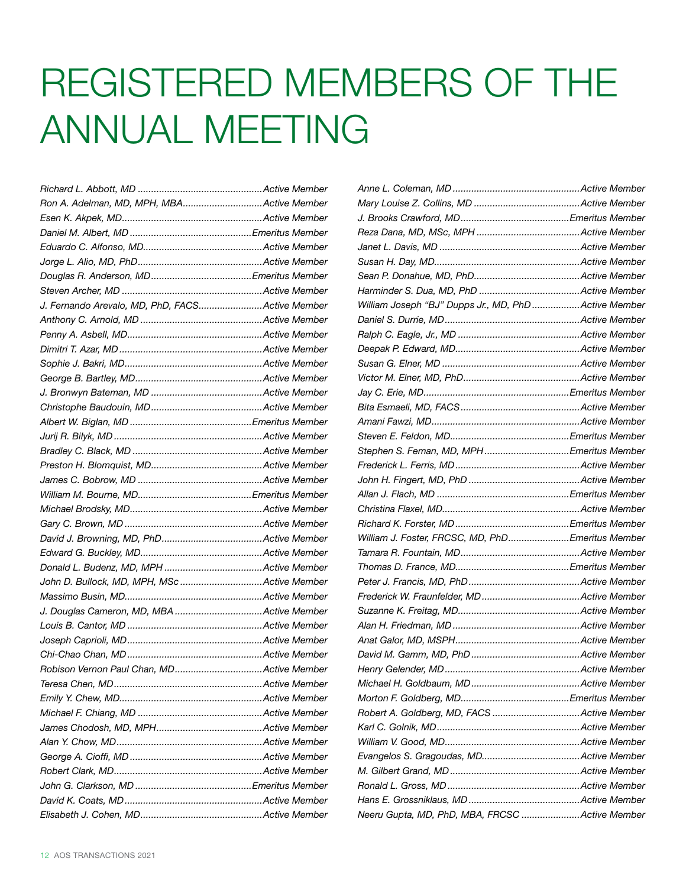# REGISTERED MEMBERS OF THE ANNUAL MEETING

*Richard L. Abbott, MD ..............................................Active Member*
*Ron A. Adelman, MD, MPH, MBA..............................Active Member*
*Esen K. Akpek, MD.....................................................Active Member*
*Daniel M. Albert, MD .............................................Emeritus Member*
*Eduardo C. Alfonso, MD............................................Active Member*
*Jorge L. Alio, MD, PhD..............................................Active Member*
*Douglas R. Anderson, MD.....................................Emeritus Member*
*Steven Archer, MD ....................................................Active Member*
*J. Fernando Arevalo, MD, PhD, FACS........................Active Member*
*Anthony C. Arnold, MD .............................................Active Member*
*Penny A. Asbell, MD..................................................Active Member*
*Dimitri T. Azar, MD.....................................................Active Member*
*Sophie J. Bakri, MD...................................................Active Member*
*George B. Bartley, MD...............................................Active Member*
*J. Bronwyn Bateman, MD .........................................Active Member*
*Christophe Baudouin, MD.........................................Active Member*
*Albert W. Biglan, MD .............................................Emeritus Member*
*Jurij R. Bilyk, MD .......................................................Active Member*
*Bradley C. Black, MD ................................................Active Member*
*Preston H. Blomquist, MD.........................................Active Member*
*James C. Bobrow, MD ..............................................Active Member*
*William M. Bourne, MD..........................................Emeritus Member*
*Michael Brodsky, MD.................................................Active Member*
*Gary C. Brown, MD ...................................................Active Member*
*David J. Browning, MD, PhD.....................................Active Member*
*Edward G. Buckley, MD.............................................Active Member*
*Donald L. Budenz, MD, MPH ....................................Active Member*
*John D. Bullock, MD, MPH, MSc ..............................Active Member*
*Massimo Busin, MD...................................................Active Member*
*J. Douglas Cameron, MD, MBA ................................Active Member*
*Louis B. Cantor, MD ..................................................Active Member*
*Joseph Caprioli, MD..................................................Active Member*
*Chi-Chao Chan, MD ..................................................Active Member*
*Robison Vernon Paul Chan, MD................................Active Member*
*Teresa Chen, MD.......................................................Active Member*
*Emily Y. Chew, MD.....................................................Active Member*
*Michael F. Chiang, MD ..............................................Active Member*
*James Chodosh, MD, MPH.......................................Active Member*
*Alan Y. Chow, MD......................................................Active Member*
*George A. Cioffi, MD .................................................Active Member*
*Robert Clark, MD.......................................................Active Member*
*John G. Clarkson, MD ...........................................Emeritus Member*
*David K. Coats, MD ...................................................Active Member*
*Elisabeth J. Cohen, MD.............................................Active Member*
*Anne L. Coleman, MD ...............................................Active Member*
*Mary Louise Z. Collins, MD .......................................Active Member*
*J. Brooks Crawford, MD........................................Emeritus Member*
*Reza Dana, MD, MSc, MPH ......................................Active Member*
*Janet L. Davis, MD ....................................................Active Member*
*Susan H. Day, MD......................................................Active Member*
*Sean P. Donahue, MD, PhD.......................................Active Member*
*Harminder S. Dua, MD, PhD .....................................Active Member*
*William Joseph "BJ" Dupps Jr., MD, PhD .................Active Member*
*Daniel S. Durrie, MD..................................................Active Member*
*Ralph C. Eagle, Jr., MD .............................................Active Member*
*Deepak P. Edward, MD..............................................Active Member*
*Susan G. Elner, MD ...................................................Active Member*
*Victor M. Elner, MD, PhD...........................................Active Member*
*Jay C. Erie, MD......................................................Emeritus Member*
*Bita Esmaeli, MD, FACS............................................Active Member*
*Amani Fawzi, MD.......................................................Active Member*
*Steven E. Feldon, MD............................................Emeritus Member*
*Stephen S. Feman, MD, MPH...............................Emeritus Member*
*Frederick L. Ferris, MD..............................................Active Member*
*John H. Fingert, MD, PhD .........................................Active Member*
*Allan J. Flach, MD .................................................Emeritus Member*
*Christina Flaxel, MD...................................................Active Member*
*Richard K. Forster, MD..........................................Emeritus Member*
*William J. Foster, FRCSC, MD, PhD......................Emeritus Member*
*Tamara R. Fountain, MD............................................Active Member*
*Thomas D. France, MD..........................................Emeritus Member*
*Peter J. Francis, MD, PhD .........................................Active Member*
*Frederick W. Fraunfelder, MD ....................................Active Member*
*Suzanne K. Freitag, MD.............................................Active Member*
*Alan H. Friedman, MD ...............................................Active Member*
*Anat Galor, MD, MSPH..............................................Active Member*
*David M. Gamm, MD, PhD ........................................Active Member*
*Henry Gelender, MD ..................................................Active Member*
*Michael H. Goldbaum, MD ........................................Active Member*
*Morton F. Goldberg, MD........................................Emeritus Member*
*Robert A. Goldberg, MD, FACS ................................Active Member*
*Karl C. Golnik, MD .....................................................Active Member*
*William V. Good, MD..................................................Active Member*
*Evangelos S. Gragoudas, MD....................................Active Member*
*M. Gilbert Grand, MD ................................................Active Member*
*Ronald L. Gross, MD .................................................Active Member*
*Hans E. Grossniklaus, MD .........................................Active Member*
*Neeru Gupta, MD, PhD, MBA, FRCSC .....................Active Member*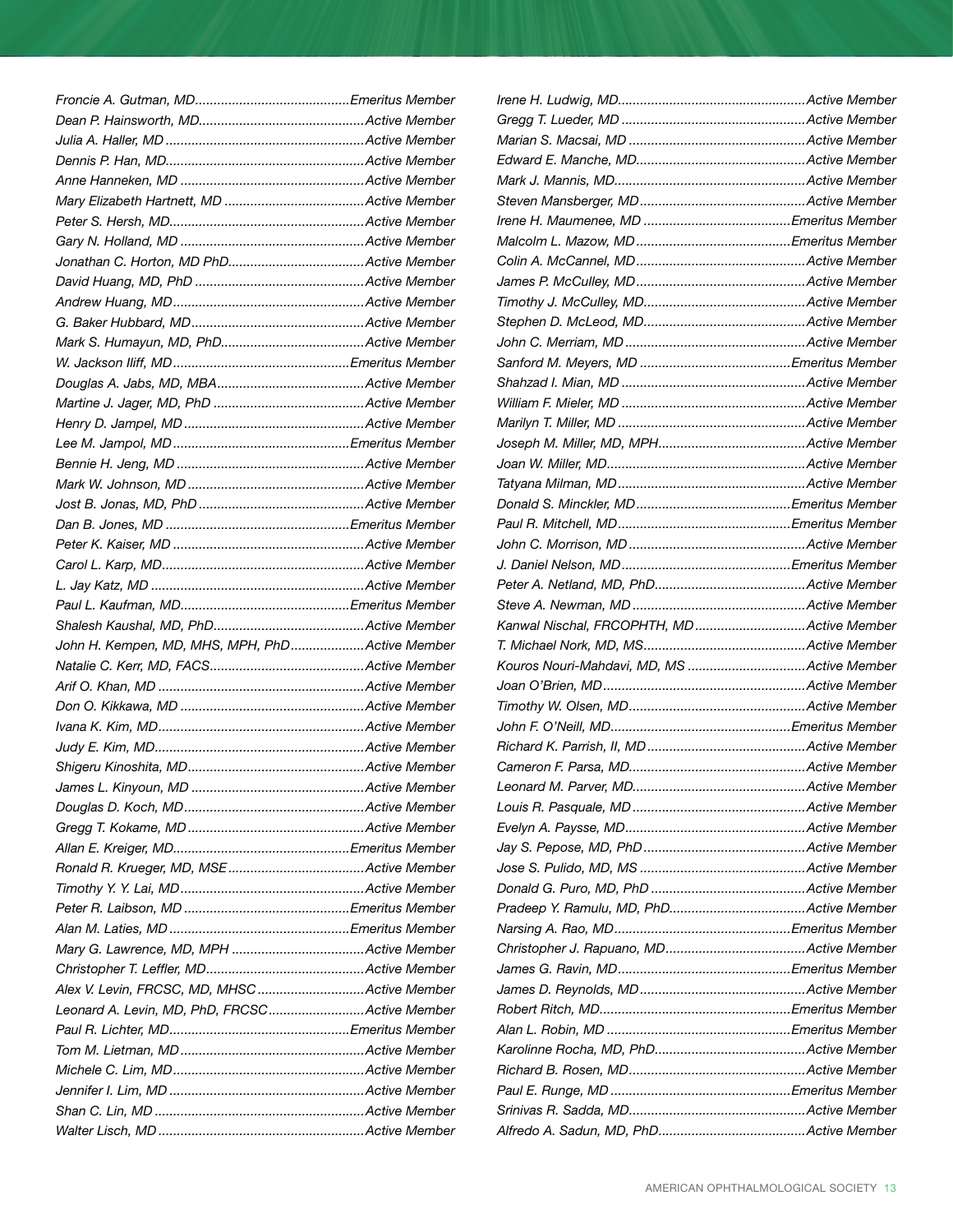*Froncie A. Gutman, MD.......................................Emeritus Member*
*Dean P. Hainsworth, MD.......................................Active Member*
*Julia A. Haller, MD...............................................Active Member*
*Dennis P. Han, MD...............................................Active Member*
*Anne Hanneken, MD..............................................Active Member*
*Mary Elizabeth Hartnett, MD.................................Active Member*
*Peter S. Hersh, MD...............................................Active Member*
*Gary N. Holland, MD.............................................Active Member*
*Jonathan C. Horton, MD PhD.................................Active Member*
*David Huang, MD, PhD.........................................Active Member*
*Andrew Huang, MD...............................................Active Member*
*G. Baker Hubbard, MD..........................................Active Member*
*Mark S. Humayun, MD, PhD..................................Active Member*
*W. Jackson Iliff, MD............................................Emeritus Member*
*Douglas A. Jabs, MD, MBA...................................Active Member*
*Martine J. Jager, MD, PhD....................................Active Member*
*Henry D. Jampel, MD............................................Active Member*
*Lee M. Jampol, MD.............................................Emeritus Member*
*Bennie H. Jeng, MD..............................................Active Member*
*Mark W. Johnson, MD...........................................Active Member*
*Jost B. Jonas, MD, PhD........................................Active Member*
*Dan B. Jones, MD...............................................Emeritus Member*
*Peter K. Kaiser, MD...............................................Active Member*
*Carol L. Karp, MD.................................................Active Member*
*L. Jay Katz, MD.....................................................Active Member*
*Paul L. Kaufman, MD..........................................Emeritus Member*
*Shalesh Kaushal, MD, PhD...................................Active Member*
*John H. Kempen, MD, MHS, MPH, PhD..................Active Member*
*Natalie C. Kerr, MD, FACS....................................Active Member*
*Arif O. Khan, MD...................................................Active Member*
*Don O. Kikkawa, MD.............................................Active Member*
*Ivana K. Kim, MD...................................................Active Member*
*Judy E. Kim, MD....................................................Active Member*
*Shigeru Kinoshita, MD..........................................Active Member*
*James L. Kinyoun, MD...........................................Active Member*
*Douglas D. Koch, MD............................................Active Member*
*Gregg T. Kokame, MD............................................Active Member*
*Allan E. Kreiger, MD............................................Emeritus Member*
*Ronald R. Krueger, MD, MSE.................................Active Member*
*Timothy Y. Y. Lai, MD............................................Active Member*
*Peter R. Laibson, MD..........................................Emeritus Member*
*Alan M. Laties, MD.............................................Emeritus Member*
*Mary G. Lawrence, MD, MPH.................................Active Member*
*Christopher T. Leffler, MD.....................................Active Member*
*Alex V. Levin, FRCSC, MD, MHSC...........................Active Member*
*Leonard A. Levin, MD, PhD, FRCSC........................Active Member*
*Paul R. Lichter, MD.............................................Emeritus Member*
*Tom M. Lietman, MD.............................................Active Member*
*Michele C. Lim, MD...............................................Active Member*
*Jennifer I. Lim, MD...............................................Active Member*
*Shan C. Lin, MD.....................................................Active Member*
*Walter Lisch, MD...................................................Active Member*
*Irene H. Ludwig, MD..............................................Active Member*
*Gregg T. Lueder, MD.............................................Active Member*
*Marian S. Macsai, MD............................................Active Member*
*Edward E. Manche, MD..........................................Active Member*
*Mark J. Mannis, MD...............................................Active Member*
*Steven Mansberger, MD.........................................Active Member*
*Irene H. Maumenee, MD......................................Emeritus Member*
*Malcolm L. Mazow, MD........................................Emeritus Member*
*Colin A. McCannel, MD..........................................Active Member*
*James P. McCulley, MD..........................................Active Member*
*Timothy J. McCulley, MD........................................Active Member*
*Stephen D. McLeod, MD.........................................Active Member*
*John C. Merriam, MD.............................................Active Member*
*Sanford M. Meyers, MD.......................................Emeritus Member*
*Shahzad I. Mian, MD..............................................Active Member*
*William F. Mieler, MD.............................................Active Member*
*Marilyn T. Miller, MD..............................................Active Member*
*Joseph M. Miller, MD, MPH....................................Active Member*
*Joan W. Miller, MD.................................................Active Member*
*Tatyana Milman, MD..............................................Active Member*
*Donald S. Minckler, MD.......................................Emeritus Member*
*Paul R. Mitchell, MD............................................Emeritus Member*
*John C. Morrison, MD............................................Active Member*
*J. Daniel Nelson, MD...........................................Emeritus Member*
*Peter A. Netland, MD, PhD....................................Active Member*
*Steve A. Newman, MD...........................................Active Member*
*Kanwal Nischal, FRCOPHTH, MD............................Active Member*
*T. Michael Nork, MD, MS........................................Active Member*
*Kouros Nouri-Mahdavi, MD, MS..............................Active Member*
*Joan O'Brien, MD...................................................Active Member*
*Timothy W. Olsen, MD............................................Active Member*
*John F. O'Neill, MD..............................................Emeritus Member*
*Richard K. Parrish, II, MD......................................Active Member*
*Cameron F. Parsa, MD...........................................Active Member*
*Leonard M. Parver, MD..........................................Active Member*
*Louis R. Pasquale, MD...........................................Active Member*
*Evelyn A. Paysse, MD............................................Active Member*
*Jay S. Pepose, MD, PhD........................................Active Member*
*Jose S. Pulido, MD, MS.........................................Active Member*
*Donald G. Puro, MD, PhD......................................Active Member*
*Pradeep Y. Ramulu, MD, PhD.................................Active Member*
*Narsing A. Rao, MD.............................................Emeritus Member*
*Christopher J. Rapuano, MD..................................Active Member*
*James G. Ravin, MD.............................................Emeritus Member*
*James D. Reynolds, MD.........................................Active Member*
*Robert Ritch, MD.................................................Emeritus Member*
*Alan L. Robin, MD...............................................Emeritus Member*
*Karolinne Rocha, MD, PhD.....................................Active Member*
*Richard B. Rosen, MD............................................Active Member*
*Paul E. Runge, MD..............................................Emeritus Member*
*Srinivas R. Sadda, MD............................................Active Member*
*Alfredo A. Sadun, MD, PhD....................................Active Member*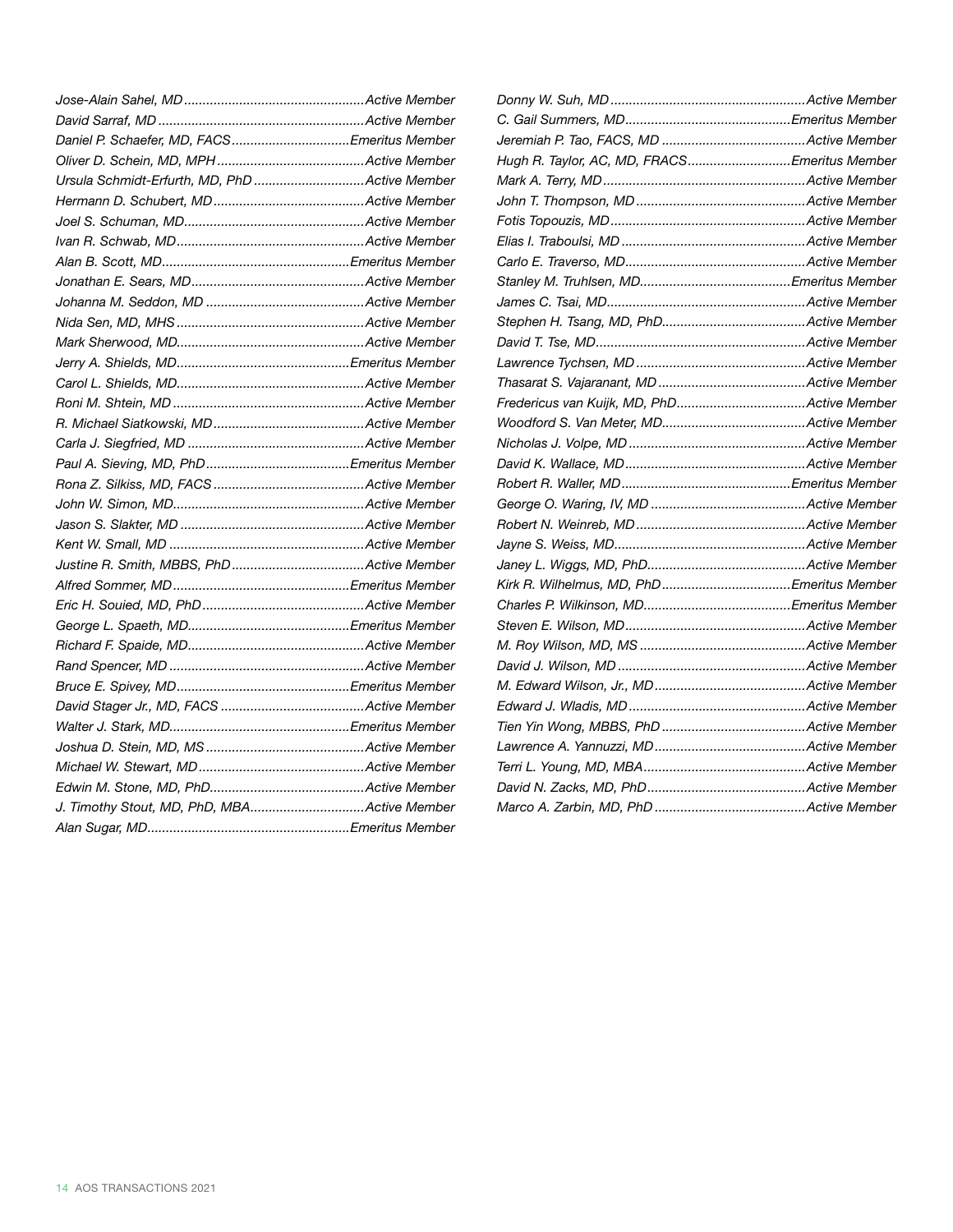*Jose-Alain Sahel, MD................................................Active Member*
*David Sarraf, MD......................................................Active Member*
*Daniel P. Schaefer, MD, FACS...............................Emeritus Member*
*Oliver D. Schein, MD, MPH.......................................Active Member*
*Ursula Schmidt-Erfurth, MD, PhD............................Active Member*
*Hermann D. Schubert, MD........................................Active Member*
*Joel S. Schuman, MD................................................Active Member*
*Ivan R. Schwab, MD..................................................Active Member*
*Alan B. Scott, MD..................................................Emeritus Member*
*Jonathan E. Sears, MD..............................................Active Member*
*Johanna M. Seddon, MD..........................................Active Member*
*Nida Sen, MD, MHS..................................................Active Member*
*Mark Sherwood, MD..................................................Active Member*
*Jerry A. Shields, MD..............................................Emeritus Member*
*Carol L. Shields, MD..................................................Active Member*
*Roni M. Shtein, MD...................................................Active Member*
*R. Michael Siatkowski, MD........................................Active Member*
*Carla J. Siegfried, MD...............................................Active Member*
*Paul A. Sieving, MD, PhD......................................Emeritus Member*
*Rona Z. Silkiss, MD, FACS........................................Active Member*
*John W. Simon, MD...................................................Active Member*
*Jason S. Slakter, MD.................................................Active Member*
*Kent W. Small, MD....................................................Active Member*
*Justine R. Smith, MBBS, PhD...................................Active Member*
*Alfred Sommer, MD...............................................Emeritus Member*
*Eric H. Souied, MD, PhD...........................................Active Member*
*George L. Spaeth, MD...........................................Emeritus Member*
*Richard F. Spaide, MD...............................................Active Member*
*Rand Spencer, MD....................................................Active Member*
*Bruce E. Spivey, MD..............................................Emeritus Member*
*David Stager Jr., MD, FACS......................................Active Member*
*Walter J. Stark, MD................................................Emeritus Member*
*Joshua D. Stein, MD, MS..........................................Active Member*
*Michael W. Stewart, MD............................................Active Member*
*Edwin M. Stone, MD, PhD.........................................Active Member*
*J. Timothy Stout, MD, PhD, MBA..............................Active Member*
*Alan Sugar, MD......................................................Emeritus Member*
*Donny W. Suh, MD....................................................Active Member*
*C. Gail Summers, MD............................................Emeritus Member*
*Jeremiah P. Tao, FACS, MD......................................Active Member*
*Hugh R. Taylor, AC, MD, FRACS...........................Emeritus Member*
*Mark A. Terry, MD......................................................Active Member*
*John T. Thompson, MD.............................................Active Member*
*Fotis Topouzis, MD....................................................Active Member*
*Elias I. Traboulsi, MD.................................................Active Member*
*Carlo E. Traverso, MD................................................Active Member*
*Stanley M. Truhlsen, MD........................................Emeritus Member*
*James C. Tsai, MD.....................................................Active Member*
*Stephen H. Tsang, MD, PhD......................................Active Member*
*David T. Tse, MD........................................................Active Member*
*Lawrence Tychsen, MD.............................................Active Member*
*Thasarat S. Vajaranant, MD.......................................Active Member*
*Fredericus van Kuijk, MD, PhD..................................Active Member*
*Woodford S. Van Meter, MD......................................Active Member*
*Nicholas J. Volpe, MD...............................................Active Member*
*David K. Wallace, MD................................................Active Member*
*Robert R. Waller, MD............................................Emeritus Member*
*George O. Waring, IV, MD.........................................Active Member*
*Robert N. Weinreb, MD.............................................Active Member*
*Jayne S. Weiss, MD...................................................Active Member*
*Janey L. Wiggs, MD, PhD..........................................Active Member*
*Kirk R. Wilhelmus, MD, PhD..................................Emeritus Member*
*Charles P. Wilkinson, MD.......................................Emeritus Member*
*Steven E. Wilson, MD................................................Active Member*
*M. Roy Wilson, MD, MS............................................Active Member*
*David J. Wilson, MD..................................................Active Member*
*M. Edward Wilson, Jr., MD........................................Active Member*
*Edward J. Wladis, MD...............................................Active Member*
*Tien Yin Wong, MBBS, PhD......................................Active Member*
*Lawrence A. Yannuzzi, MD........................................Active Member*
*Terri L. Young, MD, MBA...........................................Active Member*
*David N. Zacks, MD, PhD..........................................Active Member*
*Marco A. Zarbin, MD, PhD........................................Active Member*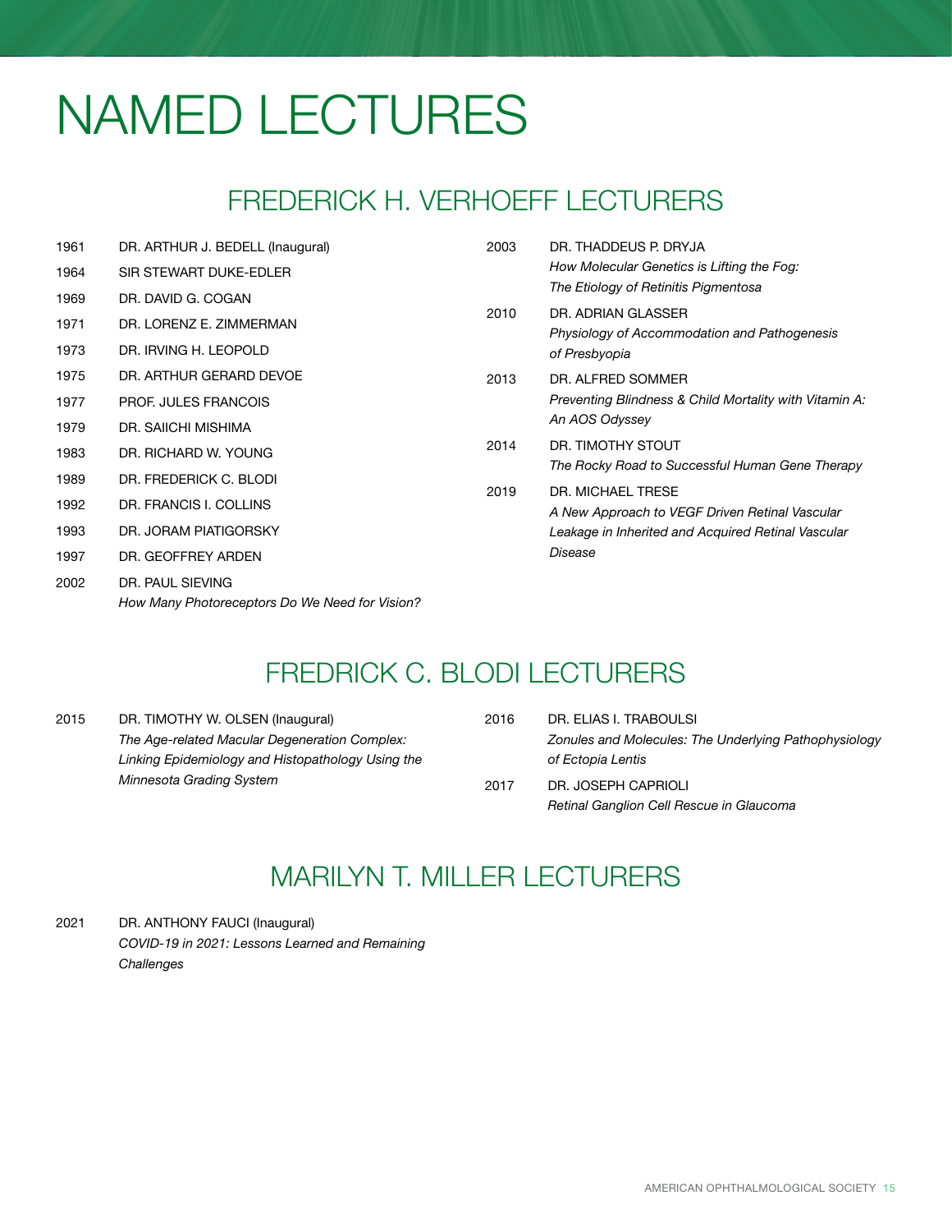# NAMED LECTURES

## FREDERICK H. VERHOEFF LECTURERS

1961 DR. ARTHUR J. BEDELL (Inaugural)

1964 SIR STEWART DUKE-EDLER

1969 DR. DAVID G. COGAN

1971 DR. LORENZ E. ZIMMERMAN

1973 DR. IRVING H. LEOPOLD

1975 DR. ARTHUR GERARD DEVOE

1977 PROF. JULES FRANCOIS

1979 DR. SAIICHI MISHIMA

1983 DR. RICHARD W. YOUNG

1989 DR. FREDERICK C. BLODI

1992 DR. FRANCIS I. COLLINS

1993 DR. JORAM PIATIGORSKY

1997 DR. GEOFFREY ARDEN

2002 DR. PAUL SIEVING
*How Many Photoreceptors Do We Need for Vision?*

2003 DR. THADDEUS P. DRYJA
*How Molecular Genetics is Lifting the Fog: The Etiology of Retinitis Pigmentosa*

2010 DR. ADRIAN GLASSER
*Physiology of Accommodation and Pathogenesis of Presbyopia*

2013 DR. ALFRED SOMMER
*Preventing Blindness & Child Mortality with Vitamin A: An AOS Odyssey*

2014 DR. TIMOTHY STOUT
*The Rocky Road to Successful Human Gene Therapy*

2019 DR. MICHAEL TRESE
*A New Approach to VEGF Driven Retinal Vascular Leakage in Inherited and Acquired Retinal Vascular Disease*

## FREDRICK C. BLODI LECTURERS

2015 DR. TIMOTHY W. OLSEN (Inaugural)
*The Age-related Macular Degeneration Complex: Linking Epidemiology and Histopathology Using the Minnesota Grading System*

2016 DR. ELIAS I. TRABOULSI
*Zonules and Molecules: The Underlying Pathophysiology of Ectopia Lentis*

2017 DR. JOSEPH CAPRIOLI
*Retinal Ganglion Cell Rescue in Glaucoma*

## MARILYN T. MILLER LECTURERS

2021 DR. ANTHONY FAUCI (Inaugural)
*COVID-19 in 2021: Lessons Learned and Remaining Challenges*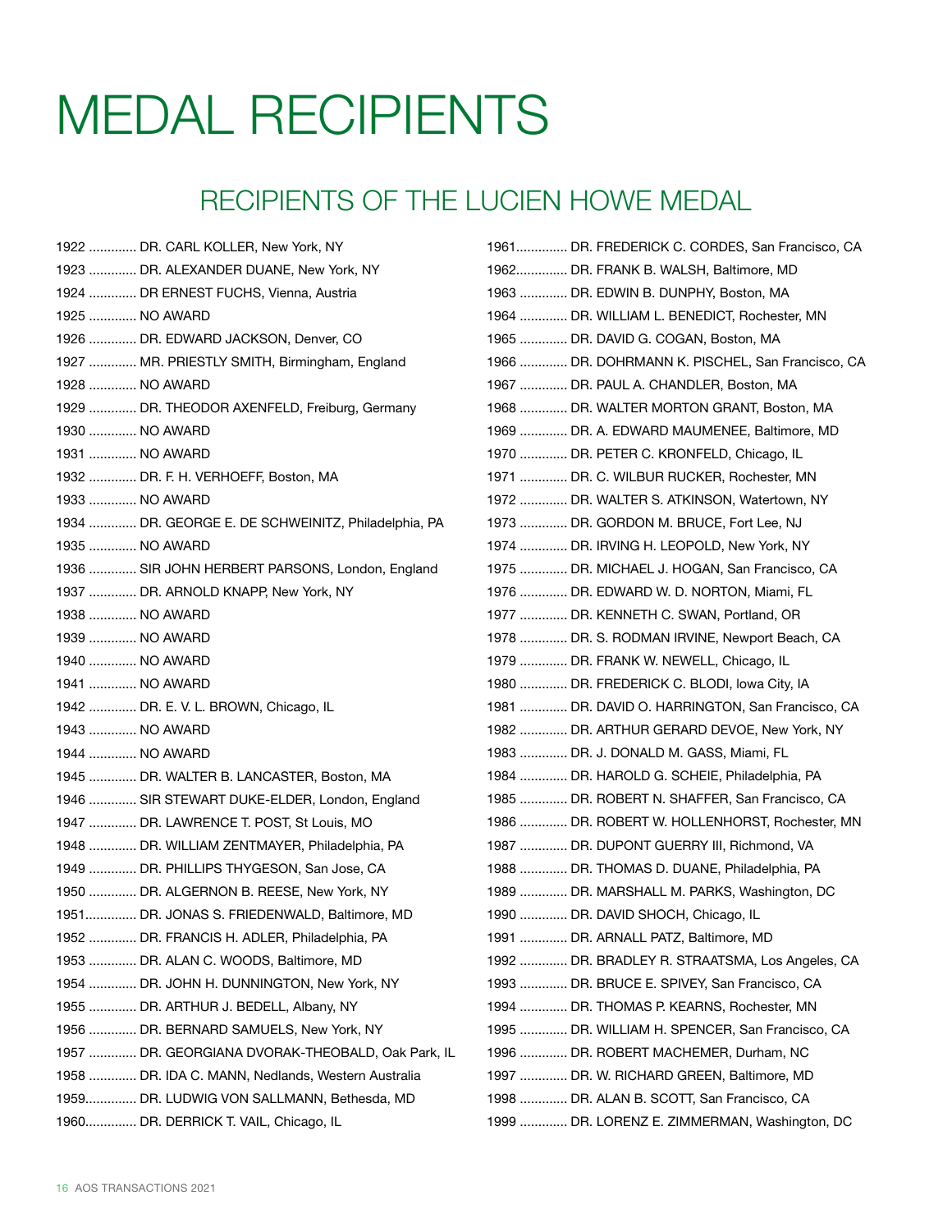# MEDAL RECIPIENTS

## RECIPIENTS OF THE LUCIEN HOWE MEDAL

1922 ............. DR. CARL KOLLER, New York, NY
1923 ............. DR. ALEXANDER DUANE, New York, NY
1924 ............. DR ERNEST FUCHS, Vienna, Austria
1925 ............. NO AWARD
1926 ............. DR. EDWARD JACKSON, Denver, CO
1927 ............. MR. PRIESTLY SMITH, Birmingham, England
1928 ............. NO AWARD
1929 ............. DR. THEODOR AXENFELD, Freiburg, Germany
1930 ............. NO AWARD
1931 ............. NO AWARD
1932 ............. DR. F. H. VERHOEFF, Boston, MA
1933 ............. NO AWARD
1934 ............. DR. GEORGE E. DE SCHWEINITZ, Philadelphia, PA
1935 ............. NO AWARD
1936 ............. SIR JOHN HERBERT PARSONS, London, England
1937 ............. DR. ARNOLD KNAPP, New York, NY
1938 ............. NO AWARD
1939 ............. NO AWARD
1940 ............. NO AWARD
1941 ............. NO AWARD
1942 ............. DR. E. V. L. BROWN, Chicago, IL
1943 ............. NO AWARD
1944 ............. NO AWARD
1945 ............. DR. WALTER B. LANCASTER, Boston, MA
1946 ............. SIR STEWART DUKE-ELDER, London, England
1947 ............. DR. LAWRENCE T. POST, St Louis, MO
1948 ............. DR. WILLIAM ZENTMAYER, Philadelphia, PA
1949 ............. DR. PHILLIPS THYGESON, San Jose, CA
1950 ............. DR. ALGERNON B. REESE, New York, NY
1951............. DR. JONAS S. FRIEDENWALD, Baltimore, MD
1952 ............. DR. FRANCIS H. ADLER, Philadelphia, PA
1953 ............. DR. ALAN C. WOODS, Baltimore, MD
1954 ............. DR. JOHN H. DUNNINGTON, New York, NY
1955 ............. DR. ARTHUR J. BEDELL, Albany, NY
1956 ............. DR. BERNARD SAMUELS, New York, NY
1957 ............. DR. GEORGIANA DVORAK-THEOBALD, Oak Park, IL
1958 ............. DR. IDA C. MANN, Nedlands, Western Australia
1959............. DR. LUDWIG VON SALLMANN, Bethesda, MD
1960............. DR. DERRICK T. VAIL, Chicago, IL
1961............. DR. FREDERICK C. CORDES, San Francisco, CA
1962............. DR. FRANK B. WALSH, Baltimore, MD
1963 ............. DR. EDWIN B. DUNPHY, Boston, MA
1964 ............. DR. WILLIAM L. BENEDICT, Rochester, MN
1965 ............. DR. DAVID G. COGAN, Boston, MA
1966 ............. DR. DOHRMANN K. PISCHEL, San Francisco, CA
1967 ............. DR. PAUL A. CHANDLER, Boston, MA
1968 ............. DR. WALTER MORTON GRANT, Boston, MA
1969 ............. DR. A. EDWARD MAUMENEE, Baltimore, MD
1970 ............. DR. PETER C. KRONFELD, Chicago, IL
1971 ............. DR. C. WILBUR RUCKER, Rochester, MN
1972 ............. DR. WALTER S. ATKINSON, Watertown, NY
1973 ............. DR. GORDON M. BRUCE, Fort Lee, NJ
1974 ............. DR. IRVING H. LEOPOLD, New York, NY
1975 ............. DR. MICHAEL J. HOGAN, San Francisco, CA
1976 ............. DR. EDWARD W. D. NORTON, Miami, FL
1977 ............. DR. KENNETH C. SWAN, Portland, OR
1978 ............. DR. S. RODMAN IRVINE, Newport Beach, CA
1979 ............. DR. FRANK W. NEWELL, Chicago, IL
1980 ............. DR. FREDERICK C. BLODI, Iowa City, IA
1981 ............. DR. DAVID O. HARRINGTON, San Francisco, CA
1982 ............. DR. ARTHUR GERARD DEVOE, New York, NY
1983 ............. DR. J. DONALD M. GASS, Miami, FL
1984 ............. DR. HAROLD G. SCHEIE, Philadelphia, PA
1985 ............. DR. ROBERT N. SHAFFER, San Francisco, CA
1986 ............. DR. ROBERT W. HOLLENHORST, Rochester, MN
1987 ............. DR. DUPONT GUERRY III, Richmond, VA
1988 ............. DR. THOMAS D. DUANE, Philadelphia, PA
1989 ............. DR. MARSHALL M. PARKS, Washington, DC
1990 ............. DR. DAVID SHOCH, Chicago, IL
1991 ............. DR. ARNALL PATZ, Baltimore, MD
1992 ............. DR. BRADLEY R. STRAATSMA, Los Angeles, CA
1993 ............. DR. BRUCE E. SPIVEY, San Francisco, CA
1994 ............. DR. THOMAS P. KEARNS, Rochester, MN
1995 ............. DR. WILLIAM H. SPENCER, San Francisco, CA
1996 ............. DR. ROBERT MACHEMER, Durham, NC
1997 ............. DR. W. RICHARD GREEN, Baltimore, MD
1998 ............. DR. ALAN B. SCOTT, San Francisco, CA
1999 ............. DR. LORENZ E. ZIMMERMAN, Washington, DC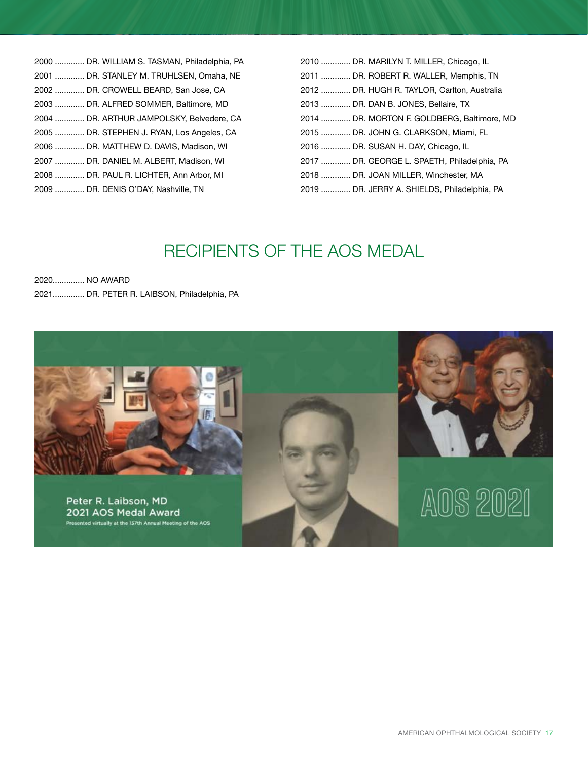2000 ............. DR. WILLIAM S. TASMAN, Philadelphia, PA
2001 ............. DR. STANLEY M. TRUHLSEN, Omaha, NE
2002 ............. DR. CROWELL BEARD, San Jose, CA
2003 ............. DR. ALFRED SOMMER, Baltimore, MD
2004 ............. DR. ARTHUR JAMPOLSKY, Belvedere, CA
2005 ............. DR. STEPHEN J. RYAN, Los Angeles, CA
2006 ............. DR. MATTHEW D. DAVIS, Madison, WI
2007 ............. DR. DANIEL M. ALBERT, Madison, WI
2008 ............. DR. PAUL R. LICHTER, Ann Arbor, MI
2009 ............. DR. DENIS O'DAY, Nashville, TN
2010 ............. DR. MARILYN T. MILLER, Chicago, IL
2011 ............. DR. ROBERT R. WALLER, Memphis, TN
2012 ............. DR. HUGH R. TAYLOR, Carlton, Australia
2013 ............. DR. DAN B. JONES, Bellaire, TX
2014 ............. DR. MORTON F. GOLDBERG, Baltimore, MD
2015 ............. DR. JOHN G. CLARKSON, Miami, FL
2016 ............. DR. SUSAN H. DAY, Chicago, IL
2017 ............. DR. GEORGE L. SPAETH, Philadelphia, PA
2018 ............. DR. JOAN MILLER, Winchester, MA
2019 ............. DR. JERRY A. SHIELDS, Philadelphia, PA

## RECIPIENTS OF THE AOS MEDAL

2020.............. NO AWARD
2021.............. DR. PETER R. LAIBSON, Philadelphia, PA

Peter R. Laibson, MD
2021 AOS Medal Award
Presented virtually at the 157th Annual Meeting of the AOS

AOS 2021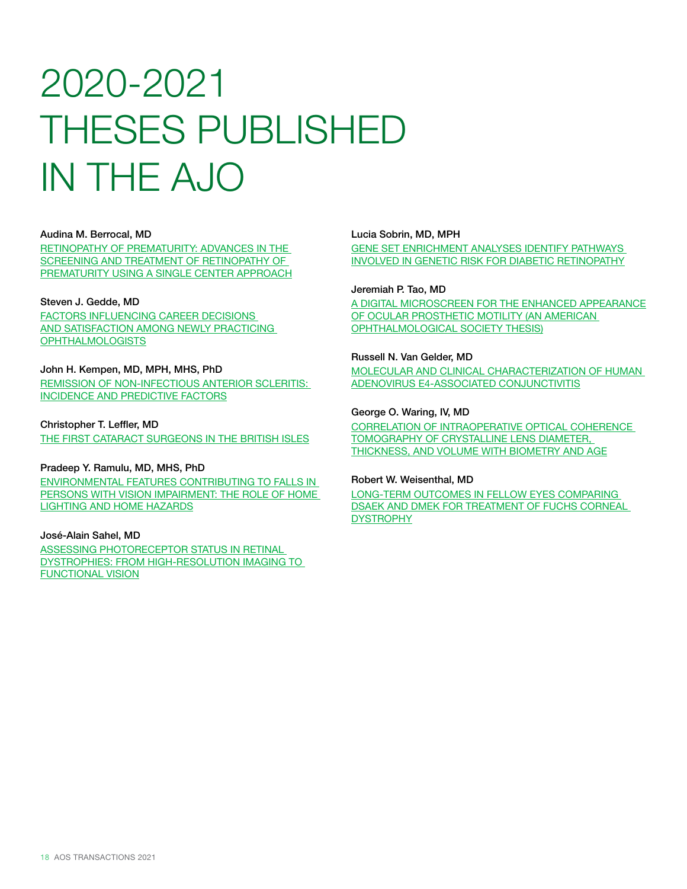# 2020-2021 THESES PUBLISHED IN THE AJO

**Audina M. Berrocal, MD**
RETINOPATHY OF PREMATURITY: ADVANCES IN THE SCREENING AND TREATMENT OF RETINOPATHY OF PREMATURITY USING A SINGLE CENTER APPROACH

**Steven J. Gedde, MD**
FACTORS INFLUENCING CAREER DECISIONS AND SATISFACTION AMONG NEWLY PRACTICING OPHTHALMOLOGISTS

**John H. Kempen, MD, MPH, MHS, PhD**
REMISSION OF NON-INFECTIOUS ANTERIOR SCLERITIS: INCIDENCE AND PREDICTIVE FACTORS

**Christopher T. Leffler, MD**
THE FIRST CATARACT SURGEONS IN THE BRITISH ISLES

**Pradeep Y. Ramulu, MD, MHS, PhD**
ENVIRONMENTAL FEATURES CONTRIBUTING TO FALLS IN PERSONS WITH VISION IMPAIRMENT: THE ROLE OF HOME LIGHTING AND HOME HAZARDS

**José-Alain Sahel, MD**
ASSESSING PHOTORECEPTOR STATUS IN RETINAL DYSTROPHIES: FROM HIGH-RESOLUTION IMAGING TO FUNCTIONAL VISION

**Lucia Sobrin, MD, MPH**
GENE SET ENRICHMENT ANALYSES IDENTIFY PATHWAYS INVOLVED IN GENETIC RISK FOR DIABETIC RETINOPATHY

**Jeremiah P. Tao, MD**
A DIGITAL MICROSCREEN FOR THE ENHANCED APPEARANCE OF OCULAR PROSTHETIC MOTILITY (AN AMERICAN OPHTHALMOLOGICAL SOCIETY THESIS)

**Russell N. Van Gelder, MD**
MOLECULAR AND CLINICAL CHARACTERIZATION OF HUMAN ADENOVIRUS E4-ASSOCIATED CONJUNCTIVITIS

**George O. Waring, IV, MD**
CORRELATION OF INTRAOPERATIVE OPTICAL COHERENCE TOMOGRAPHY OF CRYSTALLINE LENS DIAMETER, THICKNESS, AND VOLUME WITH BIOMETRY AND AGE

**Robert W. Weisenthal, MD**
LONG-TERM OUTCOMES IN FELLOW EYES COMPARING DSAEK AND DMEK FOR TREATMENT OF FUCHS CORNEAL DYSTROPHY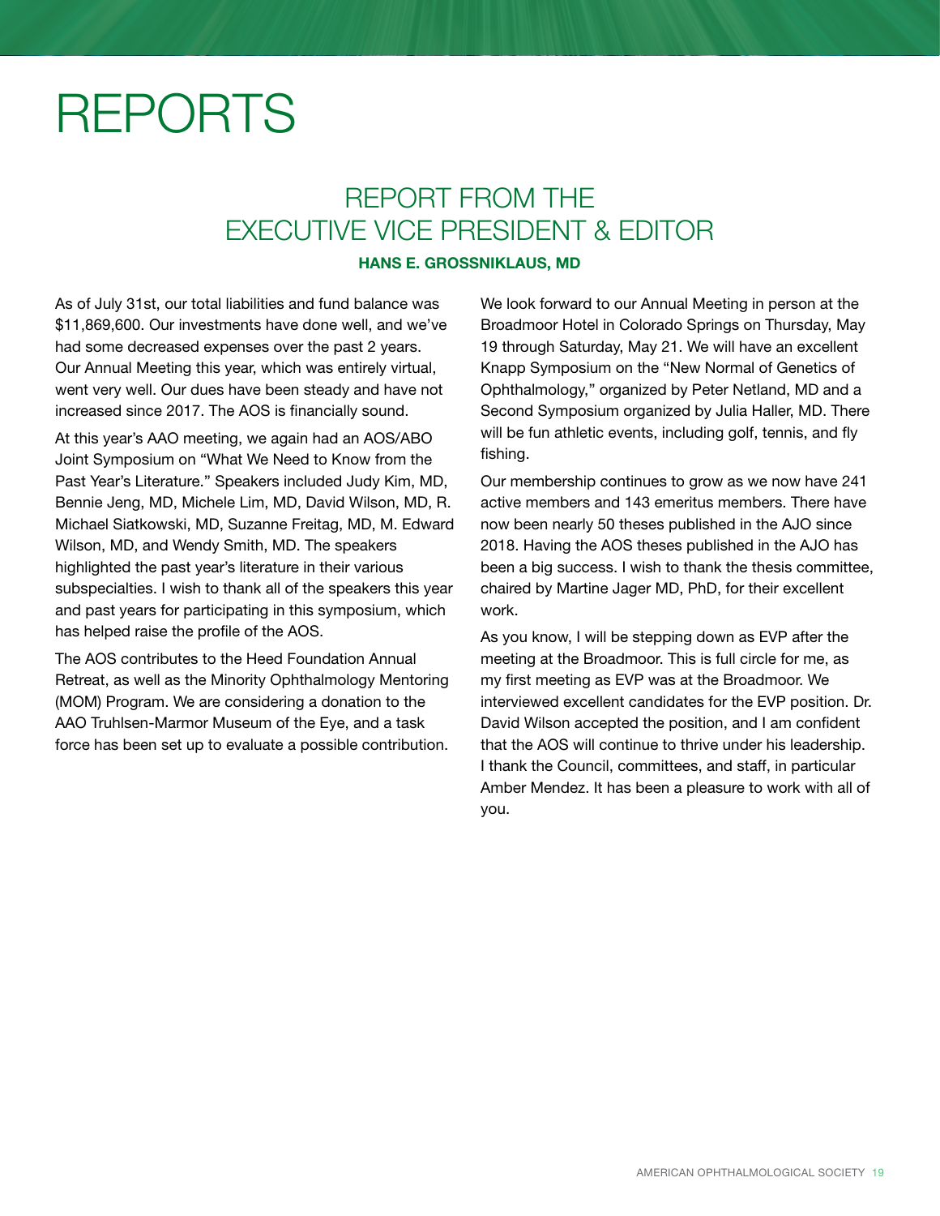# REPORTS

## REPORT FROM THE EXECUTIVE VICE PRESIDENT & EDITOR

**HANS E. GROSSNIKLAUS, MD**

As of July 31st, our total liabilities and fund balance was $11,869,600. Our investments have done well, and we've had some decreased expenses over the past 2 years. Our Annual Meeting this year, which was entirely virtual, went very well. Our dues have been steady and have not increased since 2017. The AOS is financially sound.

At this year's AAO meeting, we again had an AOS/ABO Joint Symposium on "What We Need to Know from the Past Year's Literature." Speakers included Judy Kim, MD, Bennie Jeng, MD, Michele Lim, MD, David Wilson, MD, R. Michael Siatkowski, MD, Suzanne Freitag, MD, M. Edward Wilson, MD, and Wendy Smith, MD. The speakers highlighted the past year's literature in their various subspecialties. I wish to thank all of the speakers this year and past years for participating in this symposium, which has helped raise the profile of the AOS.

The AOS contributes to the Heed Foundation Annual Retreat, as well as the Minority Ophthalmology Mentoring (MOM) Program. We are considering a donation to the AAO Truhlsen-Marmor Museum of the Eye, and a task force has been set up to evaluate a possible contribution.

We look forward to our Annual Meeting in person at the Broadmoor Hotel in Colorado Springs on Thursday, May 19 through Saturday, May 21. We will have an excellent Knapp Symposium on the "New Normal of Genetics of Ophthalmology," organized by Peter Netland, MD and a Second Symposium organized by Julia Haller, MD. There will be fun athletic events, including golf, tennis, and fly fishing.

Our membership continues to grow as we now have 241 active members and 143 emeritus members. There have now been nearly 50 theses published in the AJO since 2018. Having the AOS theses published in the AJO has been a big success. I wish to thank the thesis committee, chaired by Martine Jager MD, PhD, for their excellent work.

As you know, I will be stepping down as EVP after the meeting at the Broadmoor. This is full circle for me, as my first meeting as EVP was at the Broadmoor. We interviewed excellent candidates for the EVP position. Dr. David Wilson accepted the position, and I am confident that the AOS will continue to thrive under his leadership. I thank the Council, committees, and staff, in particular Amber Mendez. It has been a pleasure to work with all of you.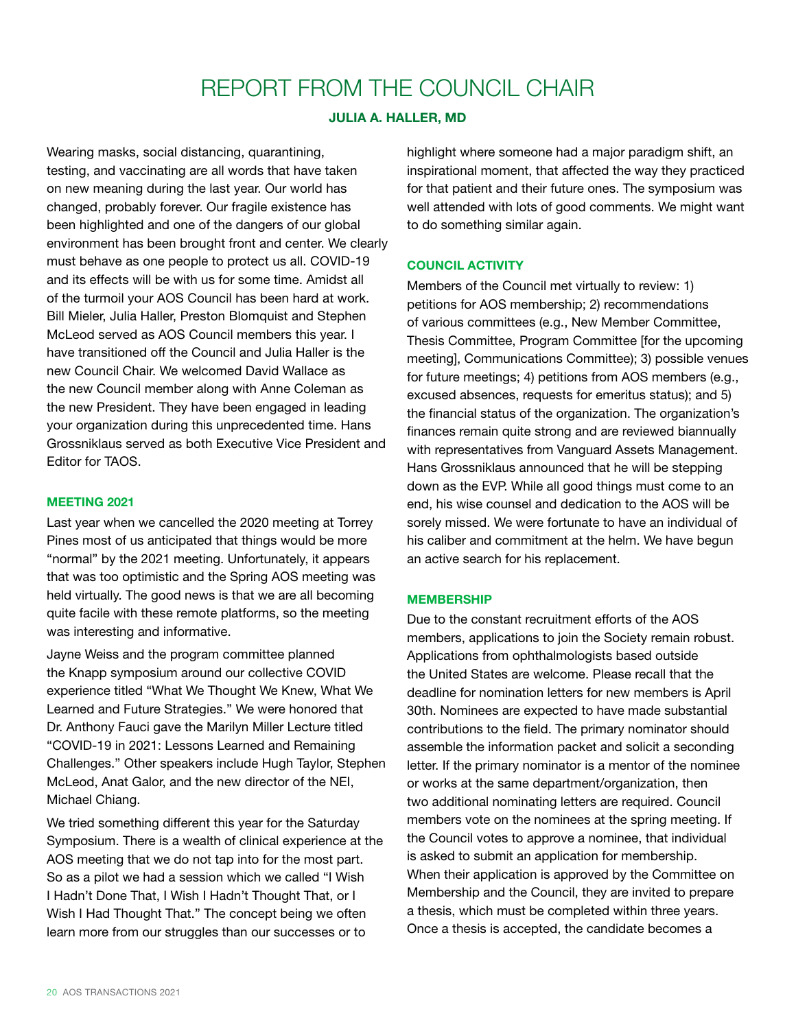# REPORT FROM THE COUNCIL CHAIR

**JULIA A. HALLER, MD**

Wearing masks, social distancing, quarantining, testing, and vaccinating are all words that have taken on new meaning during the last year. Our world has changed, probably forever. Our fragile existence has been highlighted and one of the dangers of our global environment has been brought front and center. We clearly must behave as one people to protect us all. COVID-19 and its effects will be with us for some time. Amidst all of the turmoil your AOS Council has been hard at work. Bill Mieler, Julia Haller, Preston Blomquist and Stephen McLeod served as AOS Council members this year. I have transitioned off the Council and Julia Haller is the new Council Chair. We welcomed David Wallace as the new Council member along with Anne Coleman as the new President. They have been engaged in leading your organization during this unprecedented time. Hans Grossniklaus served as both Executive Vice President and Editor for TAOS.

## MEETING 2021

Last year when we cancelled the 2020 meeting at Torrey Pines most of us anticipated that things would be more "normal" by the 2021 meeting. Unfortunately, it appears that was too optimistic and the Spring AOS meeting was held virtually. The good news is that we are all becoming quite facile with these remote platforms, so the meeting was interesting and informative.

Jayne Weiss and the program committee planned the Knapp symposium around our collective COVID experience titled "What We Thought We Knew, What We Learned and Future Strategies." We were honored that Dr. Anthony Fauci gave the Marilyn Miller Lecture titled "COVID-19 in 2021: Lessons Learned and Remaining Challenges." Other speakers include Hugh Taylor, Stephen McLeod, Anat Galor, and the new director of the NEI, Michael Chiang.

We tried something different this year for the Saturday Symposium. There is a wealth of clinical experience at the AOS meeting that we do not tap into for the most part. So as a pilot we had a session which we called "I Wish I Hadn't Done That, I Wish I Hadn't Thought That, or I Wish I Had Thought That." The concept being we often learn more from our struggles than our successes or to highlight where someone had a major paradigm shift, an inspirational moment, that affected the way they practiced for that patient and their future ones. The symposium was well attended with lots of good comments. We might want to do something similar again.

## COUNCIL ACTIVITY

Members of the Council met virtually to review: 1) petitions for AOS membership; 2) recommendations of various committees (e.g., New Member Committee, Thesis Committee, Program Committee [for the upcoming meeting], Communications Committee); 3) possible venues for future meetings; 4) petitions from AOS members (e.g., excused absences, requests for emeritus status); and 5) the financial status of the organization. The organization's finances remain quite strong and are reviewed biannually with representatives from Vanguard Assets Management. Hans Grossniklaus announced that he will be stepping down as the EVP. While all good things must come to an end, his wise counsel and dedication to the AOS will be sorely missed. We were fortunate to have an individual of his caliber and commitment at the helm. We have begun an active search for his replacement.

## MEMBERSHIP

Due to the constant recruitment efforts of the AOS members, applications to join the Society remain robust. Applications from ophthalmologists based outside the United States are welcome. Please recall that the deadline for nomination letters for new members is April 30th. Nominees are expected to have made substantial contributions to the field. The primary nominator should assemble the information packet and solicit a seconding letter. If the primary nominator is a mentor of the nominee or works at the same department/organization, then two additional nominating letters are required. Council members vote on the nominees at the spring meeting. If the Council votes to approve a nominee, that individual is asked to submit an application for membership. When their application is approved by the Committee on Membership and the Council, they are invited to prepare a thesis, which must be completed within three years. Once a thesis is accepted, the candidate becomes a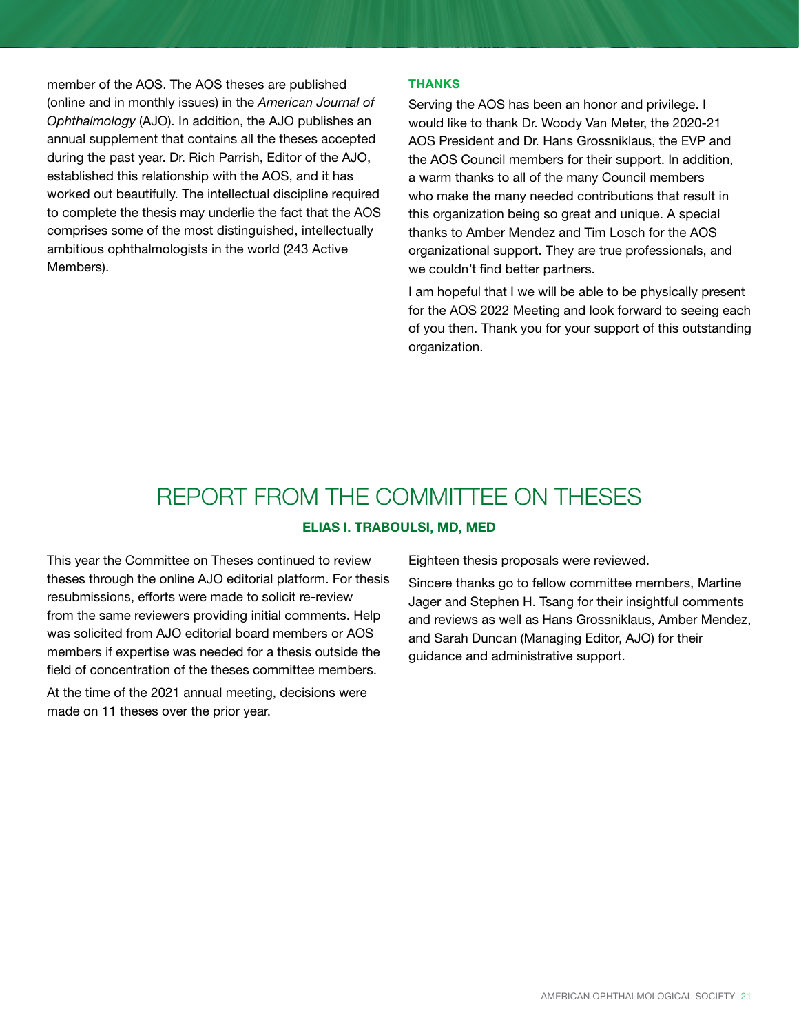member of the AOS. The AOS theses are published (online and in monthly issues) in the *American Journal of Ophthalmology* (AJO). In addition, the AJO publishes an annual supplement that contains all the theses accepted during the past year. Dr. Rich Parrish, Editor of the AJO, established this relationship with the AOS, and it has worked out beautifully. The intellectual discipline required to complete the thesis may underlie the fact that the AOS comprises some of the most distinguished, intellectually ambitious ophthalmologists in the world (243 Active Members).

### THANKS

Serving the AOS has been an honor and privilege. I would like to thank Dr. Woody Van Meter, the 2020-21 AOS President and Dr. Hans Grossniklaus, the EVP and the AOS Council members for their support. In addition, a warm thanks to all of the many Council members who make the many needed contributions that result in this organization being so great and unique. A special thanks to Amber Mendez and Tim Losch for the AOS organizational support. They are true professionals, and we couldn't find better partners.

I am hopeful that I we will be able to be physically present for the AOS 2022 Meeting and look forward to seeing each of you then. Thank you for your support of this outstanding organization.

# REPORT FROM THE COMMITTEE ON THESES

**ELIAS I. TRABOULSI, MD, MED**

This year the Committee on Theses continued to review theses through the online AJO editorial platform. For thesis resubmissions, efforts were made to solicit re-review from the same reviewers providing initial comments. Help was solicited from AJO editorial board members or AOS members if expertise was needed for a thesis outside the field of concentration of the theses committee members.

At the time of the 2021 annual meeting, decisions were made on 11 theses over the prior year.

Eighteen thesis proposals were reviewed.

Sincere thanks go to fellow committee members, Martine Jager and Stephen H. Tsang for their insightful comments and reviews as well as Hans Grossniklaus, Amber Mendez, and Sarah Duncan (Managing Editor, AJO) for their guidance and administrative support.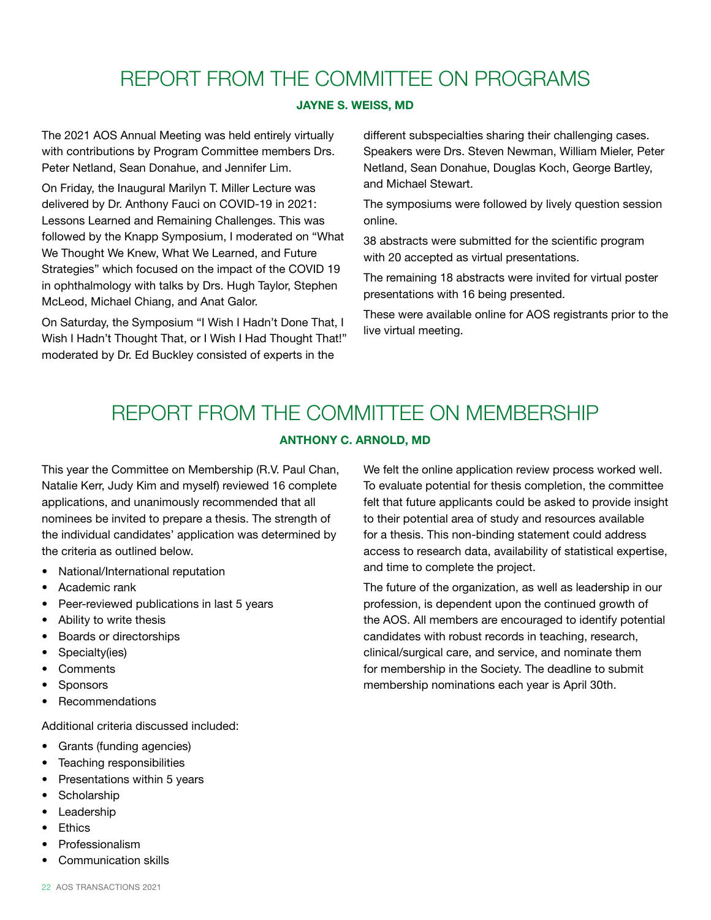# REPORT FROM THE COMMITTEE ON PROGRAMS

**JAYNE S. WEISS, MD**

The 2021 AOS Annual Meeting was held entirely virtually with contributions by Program Committee members Drs. Peter Netland, Sean Donahue, and Jennifer Lim.

On Friday, the Inaugural Marilyn T. Miller Lecture was delivered by Dr. Anthony Fauci on COVID-19 in 2021: Lessons Learned and Remaining Challenges. This was followed by the Knapp Symposium, I moderated on "What We Thought We Knew, What We Learned, and Future Strategies" which focused on the impact of the COVID 19 in ophthalmology with talks by Drs. Hugh Taylor, Stephen McLeod, Michael Chiang, and Anat Galor.

On Saturday, the Symposium "I Wish I Hadn't Done That, I Wish I Hadn't Thought That, or I Wish I Had Thought That!" moderated by Dr. Ed Buckley consisted of experts in the different subspecialties sharing their challenging cases. Speakers were Drs. Steven Newman, William Mieler, Peter Netland, Sean Donahue, Douglas Koch, George Bartley, and Michael Stewart.

The symposiums were followed by lively question session online.

38 abstracts were submitted for the scientific program with 20 accepted as virtual presentations.

The remaining 18 abstracts were invited for virtual poster presentations with 16 being presented.

These were available online for AOS registrants prior to the live virtual meeting.

# REPORT FROM THE COMMITTEE ON MEMBERSHIP

**ANTHONY C. ARNOLD, MD**

This year the Committee on Membership (R.V. Paul Chan, Natalie Kerr, Judy Kim and myself) reviewed 16 complete applications, and unanimously recommended that all nominees be invited to prepare a thesis. The strength of the individual candidates' application was determined by the criteria as outlined below.

- National/International reputation
- Academic rank
- Peer-reviewed publications in last 5 years
- Ability to write thesis
- Boards or directorships
- Specialty(ies)
- Comments
- Sponsors
- Recommendations

Additional criteria discussed included:

- Grants (funding agencies)
- Teaching responsibilities
- Presentations within 5 years
- Scholarship
- Leadership
- Ethics
- Professionalism
- Communication skills

We felt the online application review process worked well. To evaluate potential for thesis completion, the committee felt that future applicants could be asked to provide insight to their potential area of study and resources available for a thesis. This non-binding statement could address access to research data, availability of statistical expertise, and time to complete the project.

The future of the organization, as well as leadership in our profession, is dependent upon the continued growth of the AOS. All members are encouraged to identify potential candidates with robust records in teaching, research, clinical/surgical care, and service, and nominate them for membership in the Society. The deadline to submit membership nominations each year is April 30th.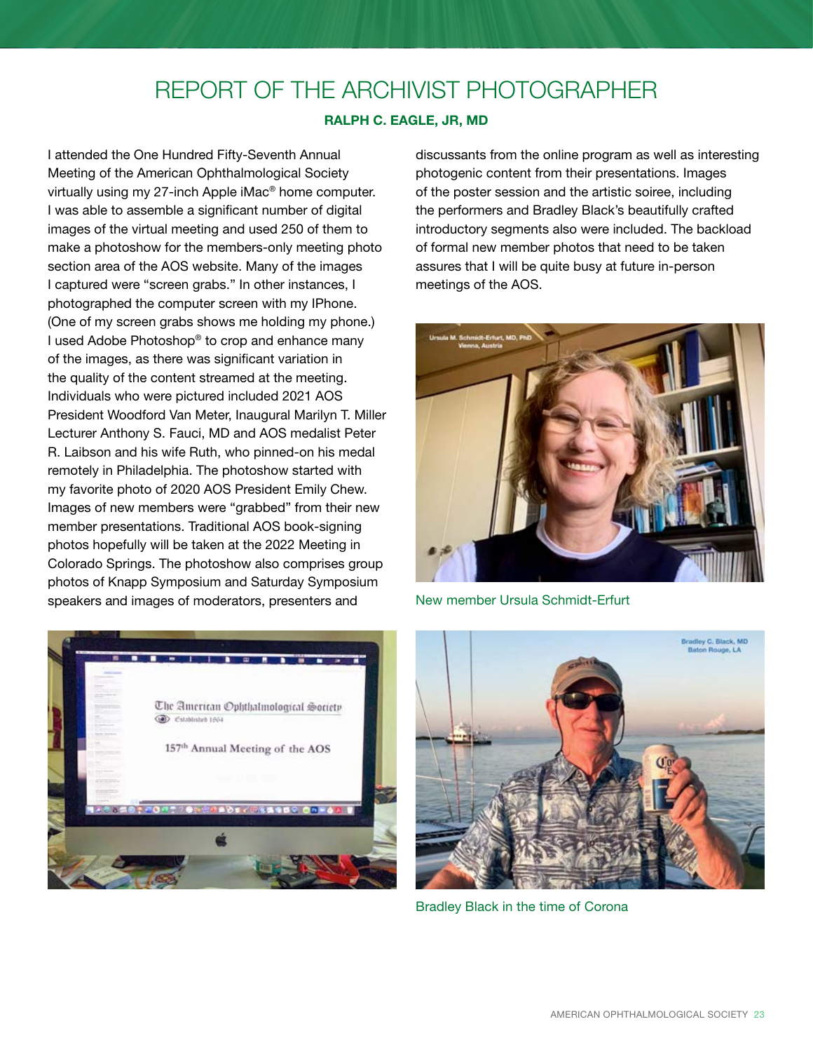# REPORT OF THE ARCHIVIST PHOTOGRAPHER

**RALPH C. EAGLE, JR, MD**

I attended the One Hundred Fifty-Seventh Annual Meeting of the American Ophthalmological Society virtually using my 27-inch Apple iMac® home computer. I was able to assemble a significant number of digital images of the virtual meeting and used 250 of them to make a photoshow for the members-only meeting photo section area of the AOS website. Many of the images I captured were "screen grabs." In other instances, I photographed the computer screen with my IPhone. (One of my screen grabs shows me holding my phone.) I used Adobe Photoshop® to crop and enhance many of the images, as there was significant variation in the quality of the content streamed at the meeting. Individuals who were pictured included 2021 AOS President Woodford Van Meter, Inaugural Marilyn T. Miller Lecturer Anthony S. Fauci, MD and AOS medalist Peter R. Laibson and his wife Ruth, who pinned-on his medal remotely in Philadelphia. The photoshow started with my favorite photo of 2020 AOS President Emily Chew. Images of new members were "grabbed" from their new member presentations. Traditional AOS book-signing photos hopefully will be taken at the 2022 Meeting in Colorado Springs. The photoshow also comprises group photos of Knapp Symposium and Saturday Symposium speakers and images of moderators, presenters and discussants from the online program as well as interesting photogenic content from their presentations. Images of the poster session and the artistic soiree, including the performers and Bradley Black's beautifully crafted introductory segments also were included. The backload of formal new member photos that need to be taken assures that I will be quite busy at future in-person meetings of the AOS.

New member Ursula Schmidt-Erfurt

Bradley Black in the time of Corona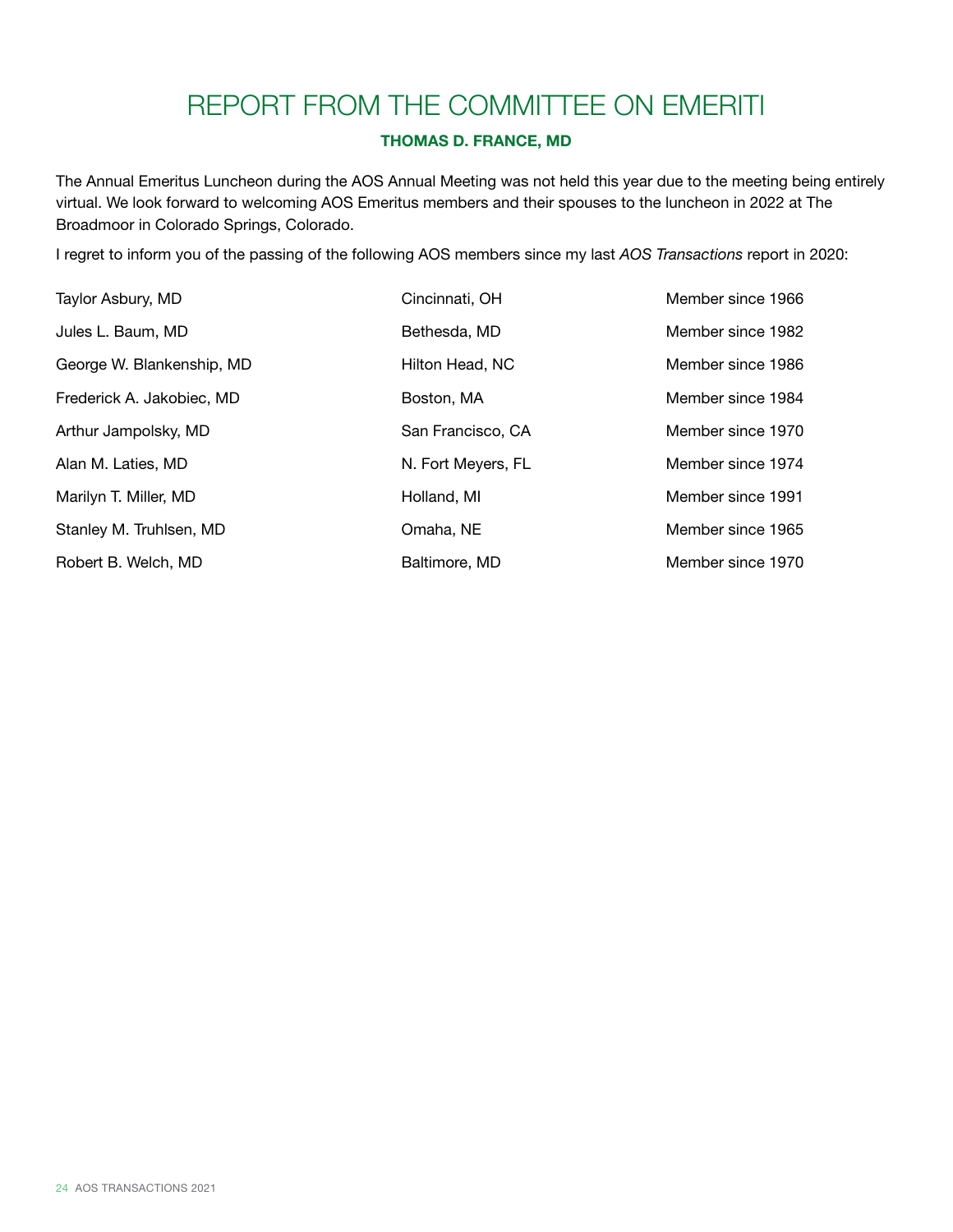# REPORT FROM THE COMMITTEE ON EMERITI

**THOMAS D. FRANCE, MD**

The Annual Emeritus Luncheon during the AOS Annual Meeting was not held this year due to the meeting being entirely virtual. We look forward to welcoming AOS Emeritus members and their spouses to the luncheon in 2022 at The Broadmoor in Colorado Springs, Colorado.

I regret to inform you of the passing of the following AOS members since my last *AOS Transactions* report in 2020:

| | | |
|---|---|---|
| Taylor Asbury, MD | Cincinnati, OH | Member since 1966 |
| Jules L. Baum, MD | Bethesda, MD | Member since 1982 |
| George W. Blankenship, MD | Hilton Head, NC | Member since 1986 |
| Frederick A. Jakobiec, MD | Boston, MA | Member since 1984 |
| Arthur Jampolsky, MD | San Francisco, CA | Member since 1970 |
| Alan M. Laties, MD | N. Fort Meyers, FL | Member since 1974 |
| Marilyn T. Miller, MD | Holland, MI | Member since 1991 |
| Stanley M. Truhlsen, MD | Omaha, NE | Member since 1965 |
| Robert B. Welch, MD | Baltimore, MD | Member since 1970 |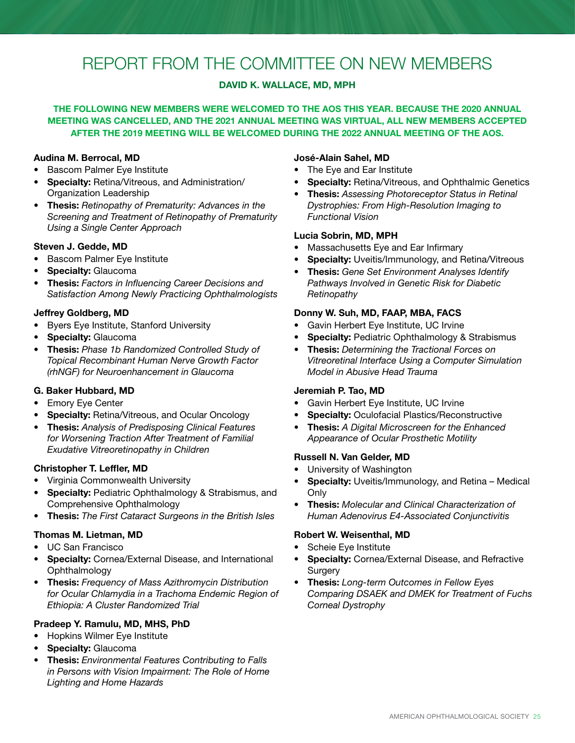# REPORT FROM THE COMMITTEE ON NEW MEMBERS

**DAVID K. WALLACE, MD, MPH**

**THE FOLLOWING NEW MEMBERS WERE WELCOMED TO THE AOS THIS YEAR. BECAUSE THE 2020 ANNUAL MEETING WAS CANCELLED, AND THE 2021 ANNUAL MEETING WAS VIRTUAL, ALL NEW MEMBERS ACCEPTED AFTER THE 2019 MEETING WILL BE WELCOMED DURING THE 2022 ANNUAL MEETING OF THE AOS.**

**Audina M. Berrocal, MD**

- Bascom Palmer Eye Institute
- **Specialty:** Retina/Vitreous, and Administration/Organization Leadership
- **Thesis:** *Retinopathy of Prematurity: Advances in the Screening and Treatment of Retinopathy of Prematurity Using a Single Center Approach*

**Steven J. Gedde, MD**

- Bascom Palmer Eye Institute
- **Specialty:** Glaucoma
- **Thesis:** *Factors in Influencing Career Decisions and Satisfaction Among Newly Practicing Ophthalmologists*

**Jeffrey Goldberg, MD**

- Byers Eye Institute, Stanford University
- **Specialty:** Glaucoma
- **Thesis:** *Phase 1b Randomized Controlled Study of Topical Recombinant Human Nerve Growth Factor (rhNGF) for Neuroenhancement in Glaucoma*

**G. Baker Hubbard, MD**

- Emory Eye Center
- **Specialty:** Retina/Vitreous, and Ocular Oncology
- **Thesis:** *Analysis of Predisposing Clinical Features for Worsening Traction After Treatment of Familial Exudative Vitreoretinopathy in Children*

**Christopher T. Leffler, MD**

- Virginia Commonwealth University
- **Specialty:** Pediatric Ophthalmology & Strabismus, and Comprehensive Ophthalmology
- **Thesis:** *The First Cataract Surgeons in the British Isles*

**Thomas M. Lietman, MD**

- UC San Francisco
- **Specialty:** Cornea/External Disease, and International Ophthalmology
- **Thesis:** *Frequency of Mass Azithromycin Distribution for Ocular Chlamydia in a Trachoma Endemic Region of Ethiopia: A Cluster Randomized Trial*

**Pradeep Y. Ramulu, MD, MHS, PhD**

- Hopkins Wilmer Eye Institute
- **Specialty:** Glaucoma
- **Thesis:** *Environmental Features Contributing to Falls in Persons with Vision Impairment: The Role of Home Lighting and Home Hazards*

**José-Alain Sahel, MD**

- The Eye and Ear Institute
- **Specialty:** Retina/Vitreous, and Ophthalmic Genetics
- **Thesis:** *Assessing Photoreceptor Status in Retinal Dystrophies: From High-Resolution Imaging to Functional Vision*

**Lucia Sobrin, MD, MPH**

- Massachusetts Eye and Ear Infirmary
- **Specialty:** Uveitis/Immunology, and Retina/Vitreous
- **Thesis:** *Gene Set Environment Analyses Identify Pathways Involved in Genetic Risk for Diabetic Retinopathy*

**Donny W. Suh, MD, FAAP, MBA, FACS**

- Gavin Herbert Eye Institute, UC Irvine
- **Specialty:** Pediatric Ophthalmology & Strabismus
- **Thesis:** *Determining the Tractional Forces on Vitreoretinal Interface Using a Computer Simulation Model in Abusive Head Trauma*

**Jeremiah P. Tao, MD**

- Gavin Herbert Eye Institute, UC Irvine
- **Specialty:** Oculofacial Plastics/Reconstructive
- **Thesis:** *A Digital Microscreen for the Enhanced Appearance of Ocular Prosthetic Motility*

**Russell N. Van Gelder, MD**

- University of Washington
- **Specialty:** Uveitis/Immunology, and Retina – Medical Only
- **Thesis:** *Molecular and Clinical Characterization of Human Adenovirus E4-Associated Conjunctivitis*

**Robert W. Weisenthal, MD**

- Scheie Eye Institute
- **Specialty:** Cornea/External Disease, and Refractive Surgery
- **Thesis:** *Long-term Outcomes in Fellow Eyes Comparing DSAEK and DMEK for Treatment of Fuchs Corneal Dystrophy*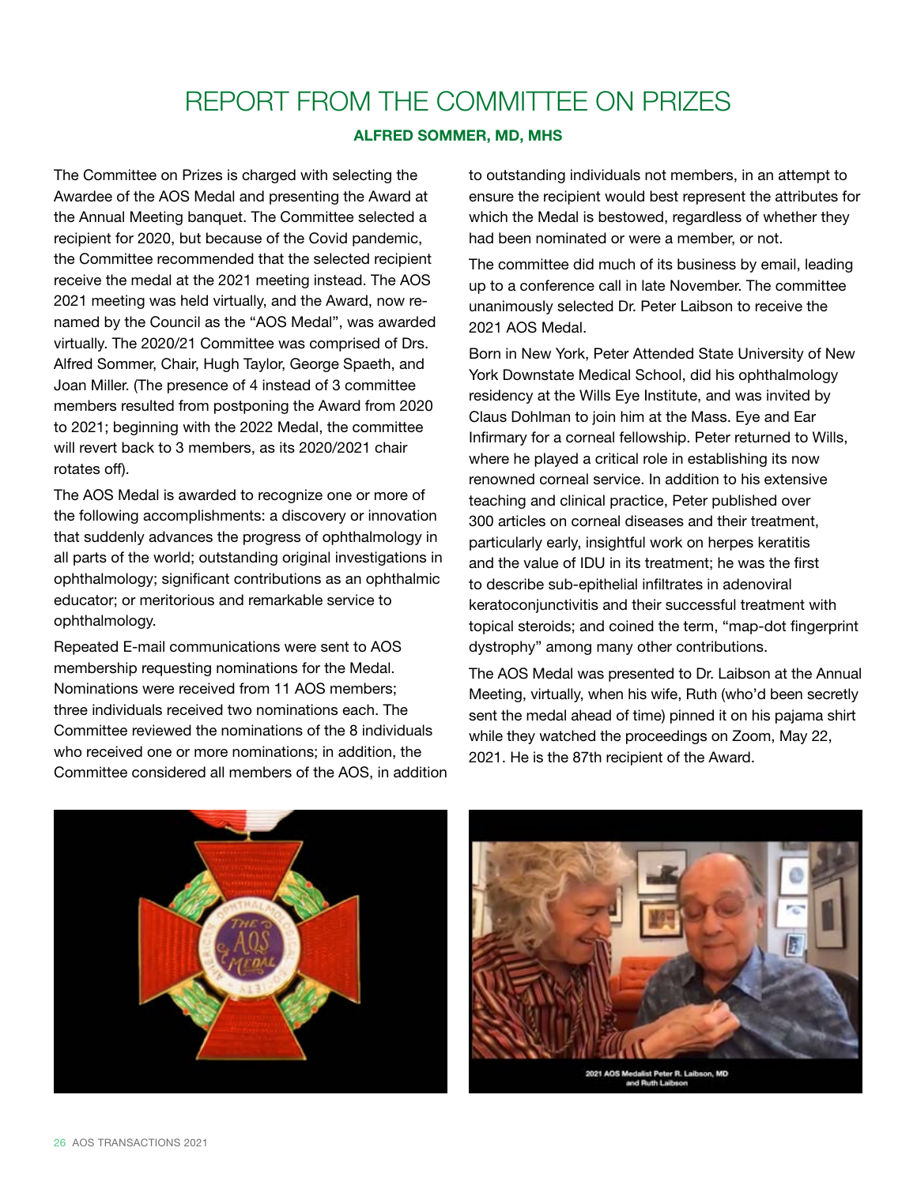# REPORT FROM THE COMMITTEE ON PRIZES

**ALFRED SOMMER, MD, MHS**

The Committee on Prizes is charged with selecting the Awardee of the AOS Medal and presenting the Award at the Annual Meeting banquet. The Committee selected a recipient for 2020, but because of the Covid pandemic, the Committee recommended that the selected recipient receive the medal at the 2021 meeting instead. The AOS 2021 meeting was held virtually, and the Award, now re-named by the Council as the "AOS Medal", was awarded virtually. The 2020/21 Committee was comprised of Drs. Alfred Sommer, Chair, Hugh Taylor, George Spaeth, and Joan Miller. (The presence of 4 instead of 3 committee members resulted from postponing the Award from 2020 to 2021; beginning with the 2022 Medal, the committee will revert back to 3 members, as its 2020/2021 chair rotates off).

The AOS Medal is awarded to recognize one or more of the following accomplishments: a discovery or innovation that suddenly advances the progress of ophthalmology in all parts of the world; outstanding original investigations in ophthalmology; significant contributions as an ophthalmic educator; or meritorious and remarkable service to ophthalmology.

Repeated E-mail communications were sent to AOS membership requesting nominations for the Medal. Nominations were received from 11 AOS members; three individuals received two nominations each. The Committee reviewed the nominations of the 8 individuals who received one or more nominations; in addition, the Committee considered all members of the AOS, in addition to outstanding individuals not members, in an attempt to ensure the recipient would best represent the attributes for which the Medal is bestowed, regardless of whether they had been nominated or were a member, or not.

The committee did much of its business by email, leading up to a conference call in late November. The committee unanimously selected Dr. Peter Laibson to receive the 2021 AOS Medal.

Born in New York, Peter Attended State University of New York Downstate Medical School, did his ophthalmology residency at the Wills Eye Institute, and was invited by Claus Dohlman to join him at the Mass. Eye and Ear Infirmary for a corneal fellowship. Peter returned to Wills, where he played a critical role in establishing its now renowned corneal service. In addition to his extensive teaching and clinical practice, Peter published over 300 articles on corneal diseases and their treatment, particularly early, insightful work on herpes keratitis and the value of IDU in its treatment; he was the first to describe sub-epithelial infiltrates in adenoviral keratoconjunctivitis and their successful treatment with topical steroids; and coined the term, "map-dot fingerprint dystrophy" among many other contributions.

The AOS Medal was presented to Dr. Laibson at the Annual Meeting, virtually, when his wife, Ruth (who'd been secretly sent the medal ahead of time) pinned it on his pajama shirt while they watched the proceedings on Zoom, May 22, 2021. He is the 87th recipient of the Award.

2021 AOS Medalist Peter R. Laibson, MD and Ruth Laibson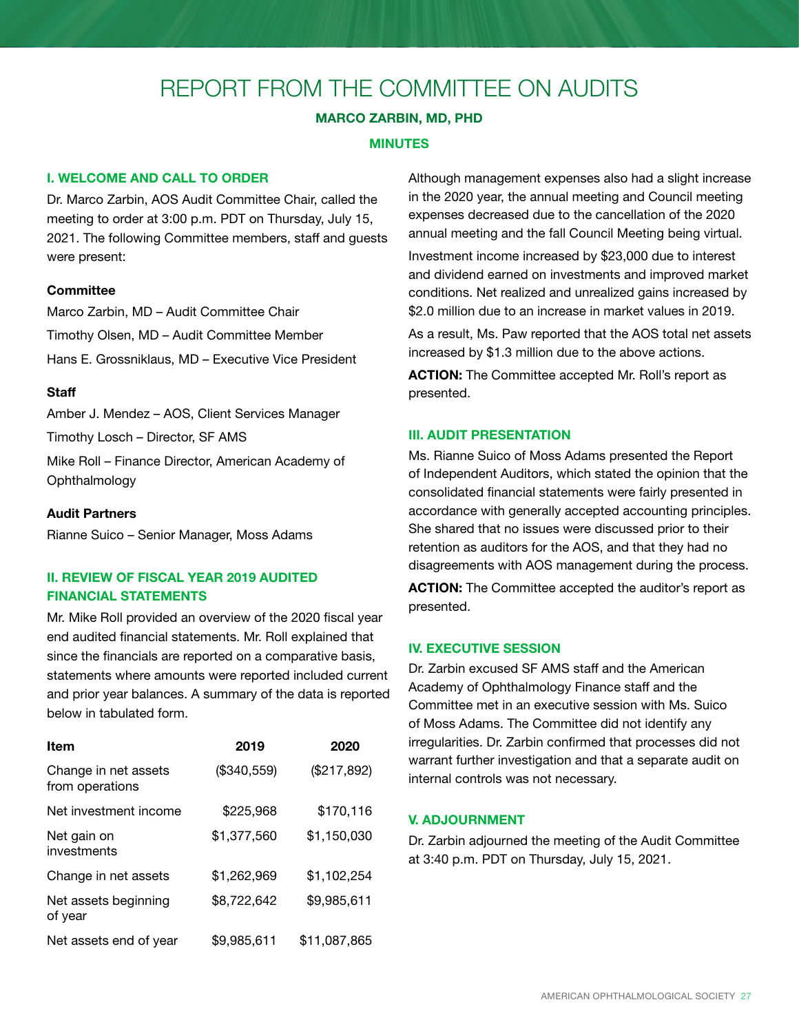# REPORT FROM THE COMMITTEE ON AUDITS

**MARCO ZARBIN, MD, PHD**

**MINUTES**

## I. WELCOME AND CALL TO ORDER

Dr. Marco Zarbin, AOS Audit Committee Chair, called the meeting to order at 3:00 p.m. PDT on Thursday, July 15, 2021. The following Committee members, staff and guests were present:

**Committee**

Marco Zarbin, MD – Audit Committee Chair

Timothy Olsen, MD – Audit Committee Member

Hans E. Grossniklaus, MD – Executive Vice President

**Staff**

Amber J. Mendez – AOS, Client Services Manager

Timothy Losch – Director, SF AMS

Mike Roll – Finance Director, American Academy of Ophthalmology

**Audit Partners**

Rianne Suico – Senior Manager, Moss Adams

## II. REVIEW OF FISCAL YEAR 2019 AUDITED FINANCIAL STATEMENTS

Mr. Mike Roll provided an overview of the 2020 fiscal year end audited financial statements. Mr. Roll explained that since the financials are reported on a comparative basis, statements where amounts were reported included current and prior year balances. A summary of the data is reported below in tabulated form.

| Item | 2019 | 2020 |
|---|---|---|
| Change in net assets from operations | ($340,559) | ($217,892) |
| Net investment income | $225,968 | $170,116 |
| Net gain on investments | $1,377,560 | $1,150,030 |
| Change in net assets | $1,262,969 | $1,102,254 |
| Net assets beginning of year | $8,722,642 | $9,985,611 |
| Net assets end of year | $9,985,611 | $11,087,865 |

Although management expenses also had a slight increase in the 2020 year, the annual meeting and Council meeting expenses decreased due to the cancellation of the 2020 annual meeting and the fall Council Meeting being virtual.

Investment income increased by $23,000 due to interest and dividend earned on investments and improved market conditions. Net realized and unrealized gains increased by $2.0 million due to an increase in market values in 2019.

As a result, Ms. Paw reported that the AOS total net assets increased by $1.3 million due to the above actions.

**ACTION:** The Committee accepted Mr. Roll's report as presented.

## III. AUDIT PRESENTATION

Ms. Rianne Suico of Moss Adams presented the Report of Independent Auditors, which stated the opinion that the consolidated financial statements were fairly presented in accordance with generally accepted accounting principles. She shared that no issues were discussed prior to their retention as auditors for the AOS, and that they had no disagreements with AOS management during the process.

**ACTION:** The Committee accepted the auditor's report as presented.

## IV. EXECUTIVE SESSION

Dr. Zarbin excused SF AMS staff and the American Academy of Ophthalmology Finance staff and the Committee met in an executive session with Ms. Suico of Moss Adams. The Committee did not identify any irregularities. Dr. Zarbin confirmed that processes did not warrant further investigation and that a separate audit on internal controls was not necessary.

## V. ADJOURNMENT

Dr. Zarbin adjourned the meeting of the Audit Committee at 3:40 p.m. PDT on Thursday, July 15, 2021.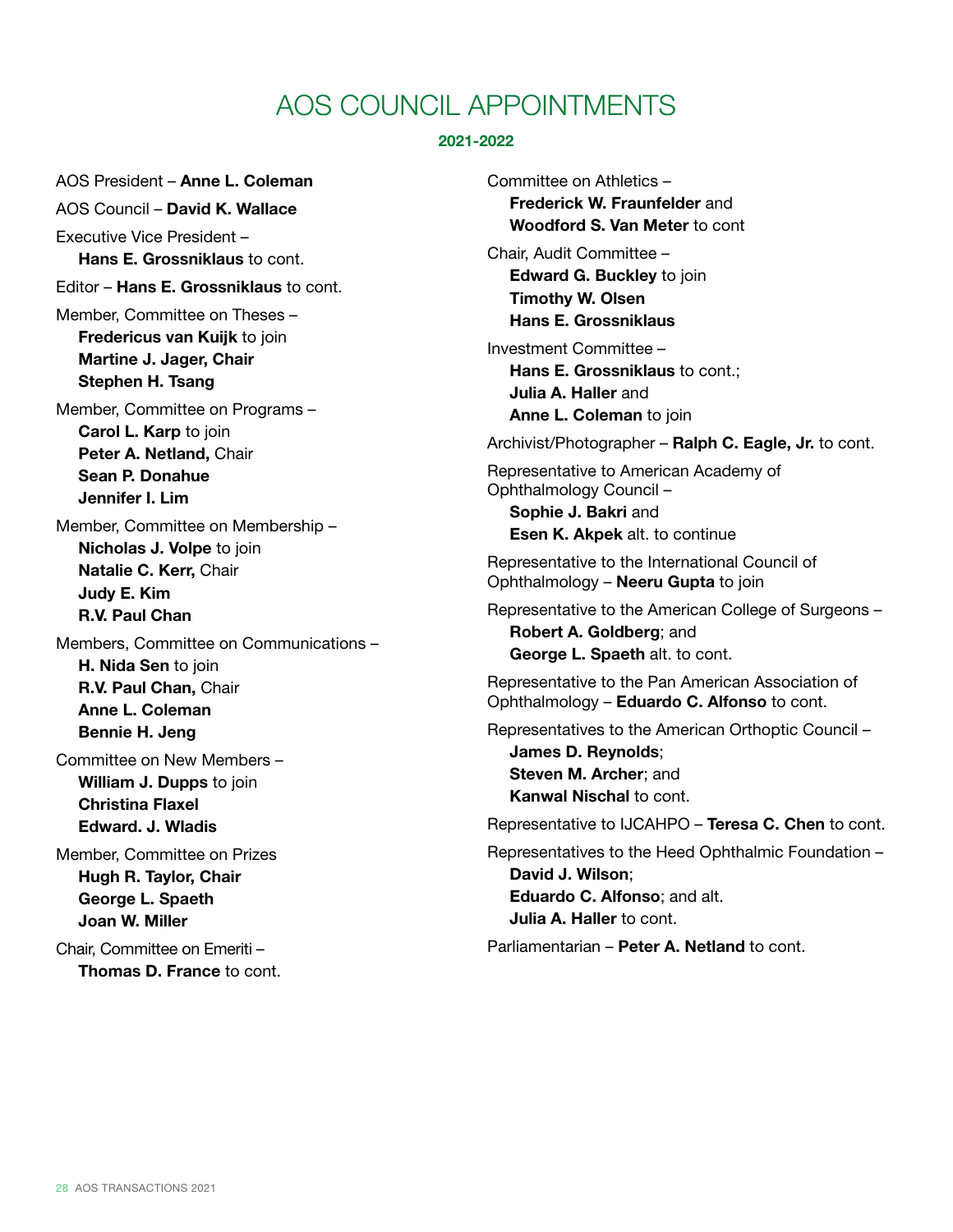# AOS COUNCIL APPOINTMENTS

**2021-2022**

AOS President – **Anne L. Coleman**

AOS Council – **David K. Wallace**

Executive Vice President –
**Hans E. Grossniklaus** to cont.

Editor – **Hans E. Grossniklaus** to cont.

Member, Committee on Theses –
**Fredericus van Kuijk** to join
**Martine J. Jager, Chair**
**Stephen H. Tsang**

Member, Committee on Programs –
**Carol L. Karp** to join
**Peter A. Netland,** Chair
**Sean P. Donahue**
**Jennifer I. Lim**

Member, Committee on Membership –
**Nicholas J. Volpe** to join
**Natalie C. Kerr,** Chair
**Judy E. Kim**
**R.V. Paul Chan**

Members, Committee on Communications –
**H. Nida Sen** to join
**R.V. Paul Chan,** Chair
**Anne L. Coleman**
**Bennie H. Jeng**

Committee on New Members –
**William J. Dupps** to join
**Christina Flaxel**
**Edward. J. Wladis**

Member, Committee on Prizes
**Hugh R. Taylor, Chair**
**George L. Spaeth**
**Joan W. Miller**

Chair, Committee on Emeriti –
**Thomas D. France** to cont.

Committee on Athletics –
**Frederick W. Fraunfelder** and
**Woodford S. Van Meter** to cont

Chair, Audit Committee –
**Edward G. Buckley** to join
**Timothy W. Olsen**
**Hans E. Grossniklaus**

Investment Committee –
**Hans E. Grossniklaus** to cont.;
**Julia A. Haller** and
**Anne L. Coleman** to join

Archivist/Photographer – **Ralph C. Eagle, Jr.** to cont.

Representative to American Academy of Ophthalmology Council –
**Sophie J. Bakri** and
**Esen K. Akpek** alt. to continue

Representative to the International Council of Ophthalmology – **Neeru Gupta** to join

Representative to the American College of Surgeons –
**Robert A. Goldberg**; and
**George L. Spaeth** alt. to cont.

Representative to the Pan American Association of Ophthalmology – **Eduardo C. Alfonso** to cont.

Representatives to the American Orthoptic Council –
**James D. Reynolds**;
**Steven M. Archer**; and
**Kanwal Nischal** to cont.

Representative to IJCAHPO – **Teresa C. Chen** to cont.

Representatives to the Heed Ophthalmic Foundation –
**David J. Wilson**;
**Eduardo C. Alfonso**; and alt.
**Julia A. Haller** to cont.

Parliamentarian – **Peter A. Netland** to cont.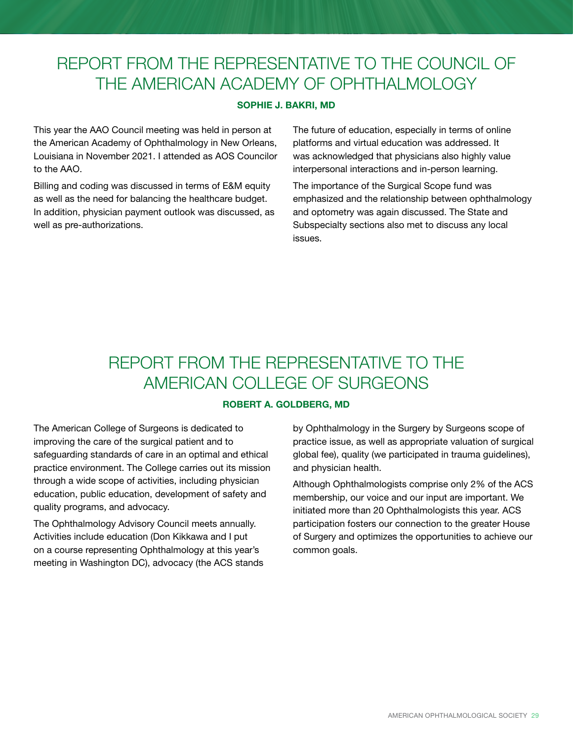# REPORT FROM THE REPRESENTATIVE TO THE COUNCIL OF THE AMERICAN ACADEMY OF OPHTHALMOLOGY

**SOPHIE J. BAKRI, MD**

This year the AAO Council meeting was held in person at the American Academy of Ophthalmology in New Orleans, Louisiana in November 2021. I attended as AOS Councilor to the AAO.

Billing and coding was discussed in terms of E&M equity as well as the need for balancing the healthcare budget. In addition, physician payment outlook was discussed, as well as pre-authorizations.

The future of education, especially in terms of online platforms and virtual education was addressed. It was acknowledged that physicians also highly value interpersonal interactions and in-person learning.

The importance of the Surgical Scope fund was emphasized and the relationship between ophthalmology and optometry was again discussed. The State and Subspecialty sections also met to discuss any local issues.

# REPORT FROM THE REPRESENTATIVE TO THE AMERICAN COLLEGE OF SURGEONS

**ROBERT A. GOLDBERG, MD**

The American College of Surgeons is dedicated to improving the care of the surgical patient and to safeguarding standards of care in an optimal and ethical practice environment. The College carries out its mission through a wide scope of activities, including physician education, public education, development of safety and quality programs, and advocacy.

The Ophthalmology Advisory Council meets annually. Activities include education (Don Kikkawa and I put on a course representing Ophthalmology at this year's meeting in Washington DC), advocacy (the ACS stands by Ophthalmology in the Surgery by Surgeons scope of practice issue, as well as appropriate valuation of surgical global fee), quality (we participated in trauma guidelines), and physician health.

Although Ophthalmologists comprise only 2% of the ACS membership, our voice and our input are important. We initiated more than 20 Ophthalmologists this year. ACS participation fosters our connection to the greater House of Surgery and optimizes the opportunities to achieve our common goals.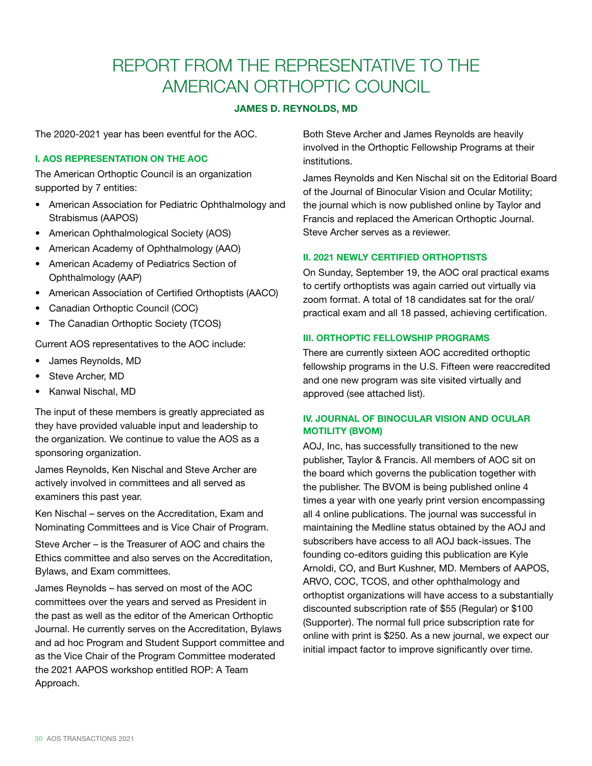# REPORT FROM THE REPRESENTATIVE TO THE AMERICAN ORTHOPTIC COUNCIL

**JAMES D. REYNOLDS, MD**

The 2020-2021 year has been eventful for the AOC.

## I. AOS REPRESENTATION ON THE AOC

The American Orthoptic Council is an organization supported by 7 entities:

- American Association for Pediatric Ophthalmology and Strabismus (AAPOS)
- American Ophthalmological Society (AOS)
- American Academy of Ophthalmology (AAO)
- American Academy of Pediatrics Section of Ophthalmology (AAP)
- American Association of Certified Orthoptists (AACO)
- Canadian Orthoptic Council (COC)
- The Canadian Orthoptic Society (TCOS)

Current AOS representatives to the AOC include:

- James Reynolds, MD
- Steve Archer, MD
- Kanwal Nischal, MD

The input of these members is greatly appreciated as they have provided valuable input and leadership to the organization. We continue to value the AOS as a sponsoring organization.

James Reynolds, Ken Nischal and Steve Archer are actively involved in committees and all served as examiners this past year.

Ken Nischal – serves on the Accreditation, Exam and Nominating Committees and is Vice Chair of Program.

Steve Archer – is the Treasurer of AOC and chairs the Ethics committee and also serves on the Accreditation, Bylaws, and Exam committees.

James Reynolds – has served on most of the AOC committees over the years and served as President in the past as well as the editor of the American Orthoptic Journal. He currently serves on the Accreditation, Bylaws and ad hoc Program and Student Support committee and as the Vice Chair of the Program Committee moderated the 2021 AAPOS workshop entitled ROP: A Team Approach.

Both Steve Archer and James Reynolds are heavily involved in the Orthoptic Fellowship Programs at their institutions.

James Reynolds and Ken Nischal sit on the Editorial Board of the Journal of Binocular Vision and Ocular Motility; the journal which is now published online by Taylor and Francis and replaced the American Orthoptic Journal. Steve Archer serves as a reviewer.

## II. 2021 NEWLY CERTIFIED ORTHOPTISTS

On Sunday, September 19, the AOC oral practical exams to certify orthoptists was again carried out virtually via zoom format. A total of 18 candidates sat for the oral/practical exam and all 18 passed, achieving certification.

## III. ORTHOPTIC FELLOWSHIP PROGRAMS

There are currently sixteen AOC accredited orthoptic fellowship programs in the U.S. Fifteen were reaccredited and one new program was site visited virtually and approved (see attached list).

## IV. JOURNAL OF BINOCULAR VISION AND OCULAR MOTILITY (BVOM)

AOJ, Inc, has successfully transitioned to the new publisher, Taylor & Francis. All members of AOC sit on the board which governs the publication together with the publisher. The BVOM is being published online 4 times a year with one yearly print version encompassing all 4 online publications. The journal was successful in maintaining the Medline status obtained by the AOJ and subscribers have access to all AOJ back-issues. The founding co-editors guiding this publication are Kyle Arnoldi, CO, and Burt Kushner, MD. Members of AAPOS, ARVO, COC, TCOS, and other ophthalmology and orthoptist organizations will have access to a substantially discounted subscription rate of $55 (Regular) or $100 (Supporter). The normal full price subscription rate for online with print is $250. As a new journal, we expect our initial impact factor to improve significantly over time.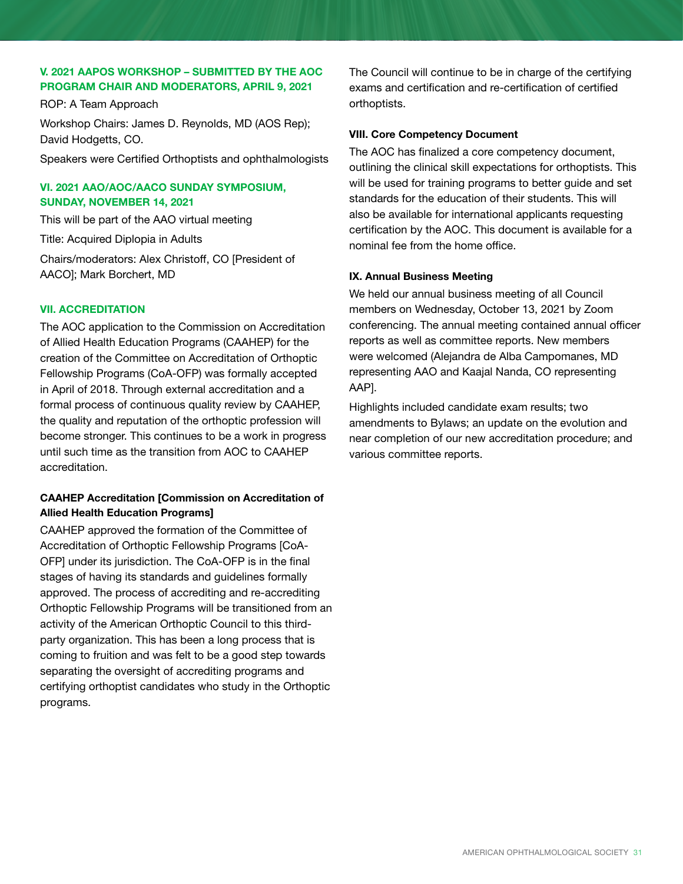### V. 2021 AAPOS WORKSHOP – SUBMITTED BY THE AOC PROGRAM CHAIR AND MODERATORS, APRIL 9, 2021

ROP: A Team Approach

Workshop Chairs: James D. Reynolds, MD (AOS Rep); David Hodgetts, CO.

Speakers were Certified Orthoptists and ophthalmologists

### VI. 2021 AAO/AOC/AACO SUNDAY SYMPOSIUM, SUNDAY, NOVEMBER 14, 2021

This will be part of the AAO virtual meeting

Title: Acquired Diplopia in Adults

Chairs/moderators: Alex Christoff, CO [President of AACO]; Mark Borchert, MD

### VII. ACCREDITATION

The AOC application to the Commission on Accreditation of Allied Health Education Programs (CAAHEP) for the creation of the Committee on Accreditation of Orthoptic Fellowship Programs (CoA-OFP) was formally accepted in April of 2018. Through external accreditation and a formal process of continuous quality review by CAAHEP, the quality and reputation of the orthoptic profession will become stronger. This continues to be a work in progress until such time as the transition from AOC to CAAHEP accreditation.

#### CAAHEP Accreditation [Commission on Accreditation of Allied Health Education Programs]

CAAHEP approved the formation of the Committee of Accreditation of Orthoptic Fellowship Programs [CoA-OFP] under its jurisdiction. The CoA-OFP is in the final stages of having its standards and guidelines formally approved. The process of accrediting and re-accrediting Orthoptic Fellowship Programs will be transitioned from an activity of the American Orthoptic Council to this third-party organization. This has been a long process that is coming to fruition and was felt to be a good step towards separating the oversight of accrediting programs and certifying orthoptist candidates who study in the Orthoptic programs.

The Council will continue to be in charge of the certifying exams and certification and re-certification of certified orthoptists.

### VIII. Core Competency Document

The AOC has finalized a core competency document, outlining the clinical skill expectations for orthoptists. This will be used for training programs to better guide and set standards for the education of their students. This will also be available for international applicants requesting certification by the AOC. This document is available for a nominal fee from the home office.

### IX. Annual Business Meeting

We held our annual business meeting of all Council members on Wednesday, October 13, 2021 by Zoom conferencing. The annual meeting contained annual officer reports as well as committee reports. New members were welcomed (Alejandra de Alba Campomanes, MD representing AAO and Kaajal Nanda, CO representing AAP].

Highlights included candidate exam results; two amendments to Bylaws; an update on the evolution and near completion of our new accreditation procedure; and various committee reports.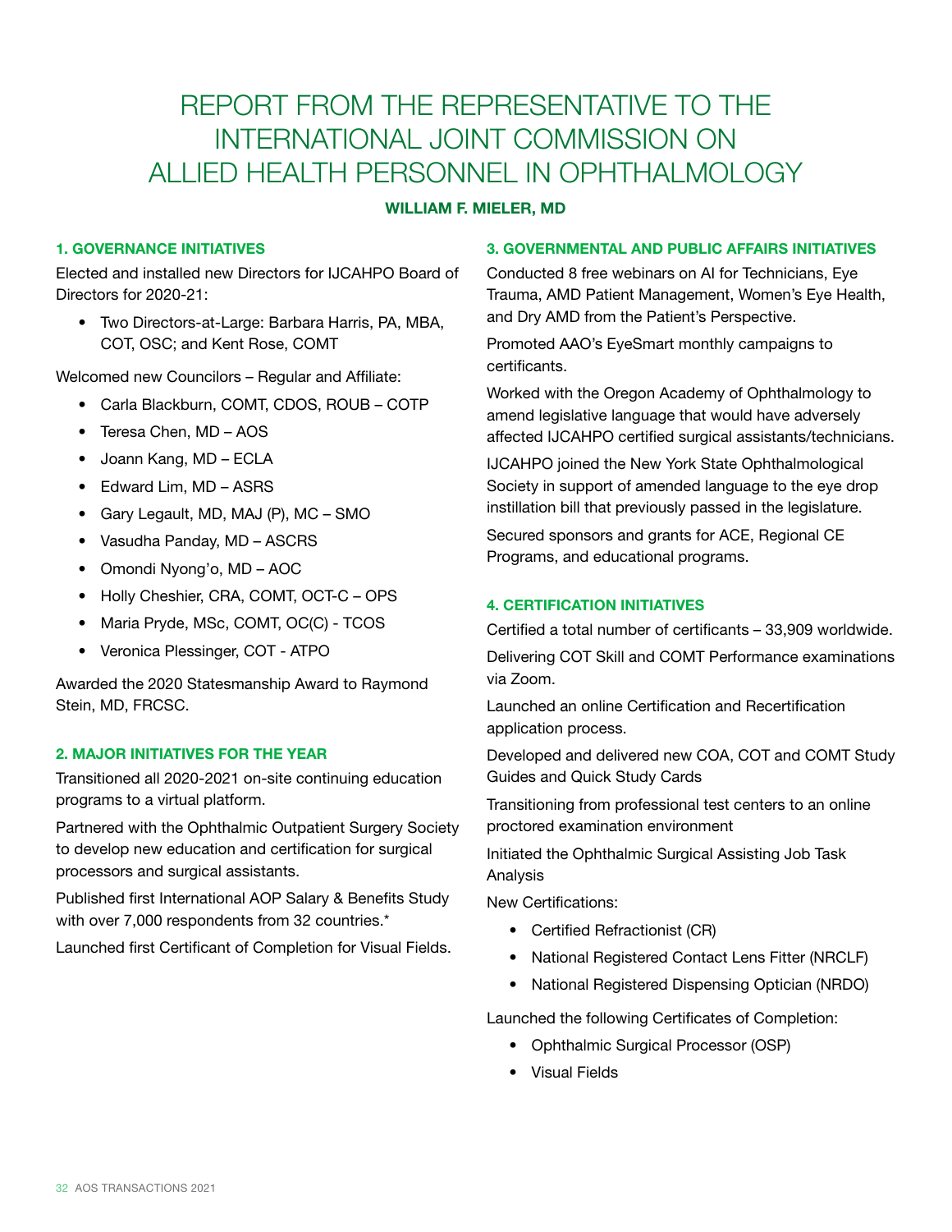# REPORT FROM THE REPRESENTATIVE TO THE INTERNATIONAL JOINT COMMISSION ON ALLIED HEALTH PERSONNEL IN OPHTHALMOLOGY

**WILLIAM F. MIELER, MD**

### 1. GOVERNANCE INITIATIVES

Elected and installed new Directors for IJCAHPO Board of Directors for 2020-21:

- Two Directors-at-Large: Barbara Harris, PA, MBA, COT, OSC; and Kent Rose, COMT

Welcomed new Councilors – Regular and Affiliate:

- Carla Blackburn, COMT, CDOS, ROUB – COTP
- Teresa Chen, MD – AOS
- Joann Kang, MD – ECLA
- Edward Lim, MD – ASRS
- Gary Legault, MD, MAJ (P), MC – SMO
- Vasudha Panday, MD – ASCRS
- Omondi Nyong'o, MD – AOC
- Holly Cheshier, CRA, COMT, OCT-C – OPS
- Maria Pryde, MSc, COMT, OC(C) - TCOS
- Veronica Plessinger, COT - ATPO

Awarded the 2020 Statesmanship Award to Raymond Stein, MD, FRCSC.

### 2. MAJOR INITIATIVES FOR THE YEAR

Transitioned all 2020-2021 on-site continuing education programs to a virtual platform.

Partnered with the Ophthalmic Outpatient Surgery Society to develop new education and certification for surgical processors and surgical assistants.

Published first International AOP Salary & Benefits Study with over 7,000 respondents from 32 countries.*

Launched first Certificant of Completion for Visual Fields.

### 3. GOVERNMENTAL AND PUBLIC AFFAIRS INITIATIVES

Conducted 8 free webinars on AI for Technicians, Eye Trauma, AMD Patient Management, Women's Eye Health, and Dry AMD from the Patient's Perspective.

Promoted AAO's EyeSmart monthly campaigns to certificants.

Worked with the Oregon Academy of Ophthalmology to amend legislative language that would have adversely affected IJCAHPO certified surgical assistants/technicians.

IJCAHPO joined the New York State Ophthalmological Society in support of amended language to the eye drop instillation bill that previously passed in the legislature.

Secured sponsors and grants for ACE, Regional CE Programs, and educational programs.

### 4. CERTIFICATION INITIATIVES

Certified a total number of certificants – 33,909 worldwide.

Delivering COT Skill and COMT Performance examinations via Zoom.

Launched an online Certification and Recertification application process.

Developed and delivered new COA, COT and COMT Study Guides and Quick Study Cards

Transitioning from professional test centers to an online proctored examination environment

Initiated the Ophthalmic Surgical Assisting Job Task Analysis

New Certifications:

- Certified Refractionist (CR)
- National Registered Contact Lens Fitter (NRCLF)
- National Registered Dispensing Optician (NRDO)

Launched the following Certificates of Completion:

- Ophthalmic Surgical Processor (OSP)
- Visual Fields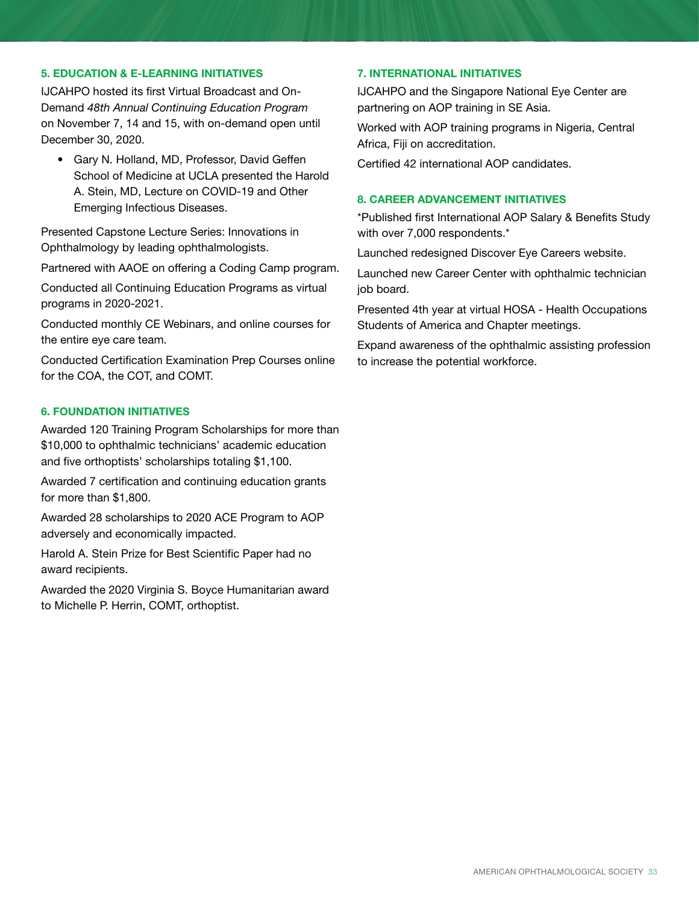### 5. EDUCATION & E-LEARNING INITIATIVES

IJCAHPO hosted its first Virtual Broadcast and On-Demand *48th Annual Continuing Education Program* on November 7, 14 and 15, with on-demand open until December 30, 2020.

- Gary N. Holland, MD, Professor, David Geffen School of Medicine at UCLA presented the Harold A. Stein, MD, Lecture on COVID-19 and Other Emerging Infectious Diseases.

Presented Capstone Lecture Series: Innovations in Ophthalmology by leading ophthalmologists.

Partnered with AAOE on offering a Coding Camp program.

Conducted all Continuing Education Programs as virtual programs in 2020-2021.

Conducted monthly CE Webinars, and online courses for the entire eye care team.

Conducted Certification Examination Prep Courses online for the COA, the COT, and COMT.

### 6. FOUNDATION INITIATIVES

Awarded 120 Training Program Scholarships for more than $10,000 to ophthalmic technicians' academic education and five orthoptists' scholarships totaling $1,100.

Awarded 7 certification and continuing education grants for more than $1,800.

Awarded 28 scholarships to 2020 ACE Program to AOP adversely and economically impacted.

Harold A. Stein Prize for Best Scientific Paper had no award recipients.

Awarded the 2020 Virginia S. Boyce Humanitarian award to Michelle P. Herrin, COMT, orthoptist.

### 7. INTERNATIONAL INITIATIVES

IJCAHPO and the Singapore National Eye Center are partnering on AOP training in SE Asia.

Worked with AOP training programs in Nigeria, Central Africa, Fiji on accreditation.

Certified 42 international AOP candidates.

### 8. CAREER ADVANCEMENT INITIATIVES

*Published first International AOP Salary & Benefits Study with over 7,000 respondents.*

Launched redesigned Discover Eye Careers website.

Launched new Career Center with ophthalmic technician job board.

Presented 4th year at virtual HOSA - Health Occupations Students of America and Chapter meetings.

Expand awareness of the ophthalmic assisting profession to increase the potential workforce.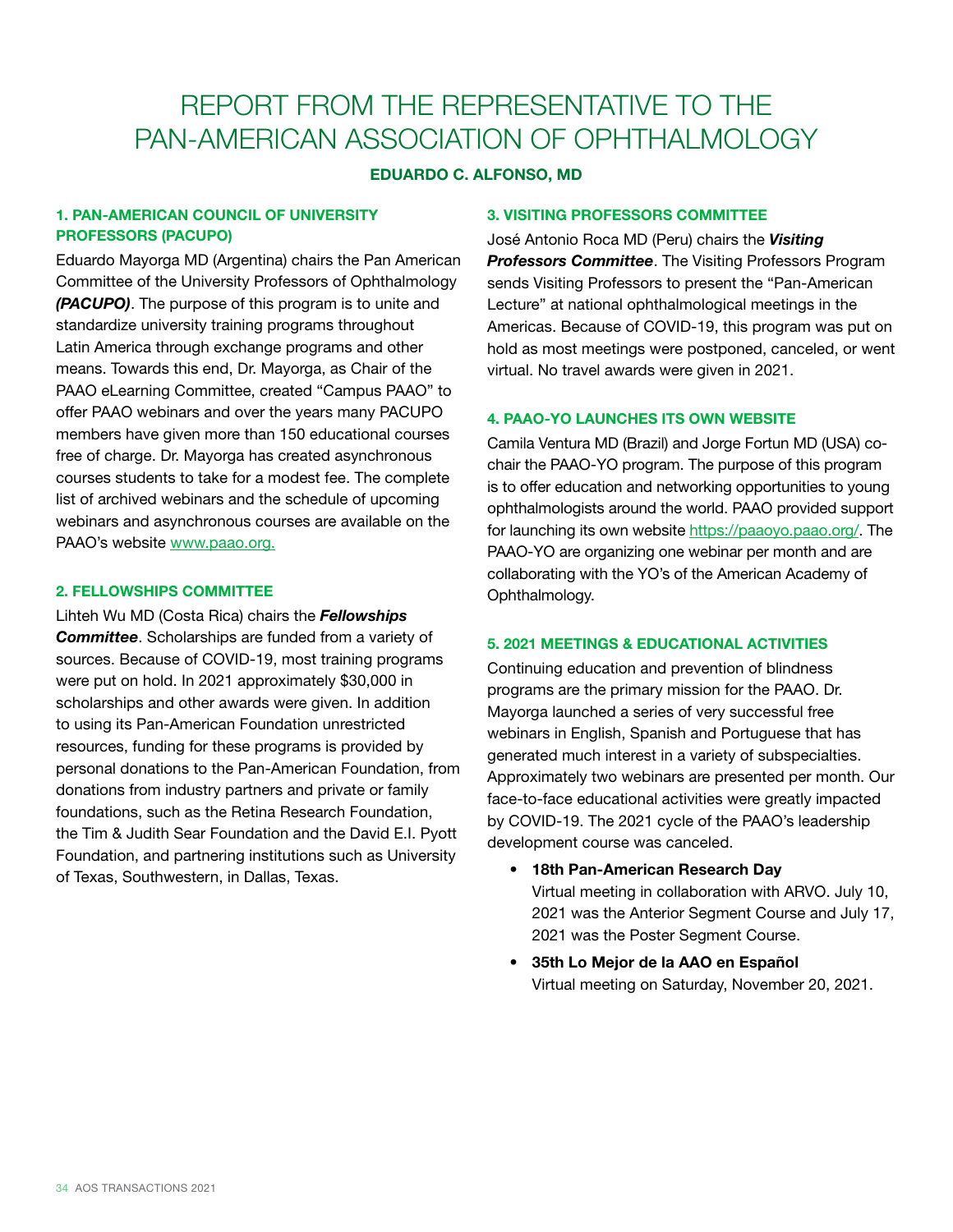# REPORT FROM THE REPRESENTATIVE TO THE PAN-AMERICAN ASSOCIATION OF OPHTHALMOLOGY

**EDUARDO C. ALFONSO, MD**

## 1. PAN-AMERICAN COUNCIL OF UNIVERSITY PROFESSORS (PACUPO)

Eduardo Mayorga MD (Argentina) chairs the Pan American Committee of the University Professors of Ophthalmology ***(PACUPO)***. The purpose of this program is to unite and standardize university training programs throughout Latin America through exchange programs and other means. Towards this end, Dr. Mayorga, as Chair of the PAAO eLearning Committee, created "Campus PAAO" to offer PAAO webinars and over the years many PACUPO members have given more than 150 educational courses free of charge. Dr. Mayorga has created asynchronous courses students to take for a modest fee. The complete list of archived webinars and the schedule of upcoming webinars and asynchronous courses are available on the PAAO's website www.paao.org.

## 2. FELLOWSHIPS COMMITTEE

Lihteh Wu MD (Costa Rica) chairs the ***Fellowships Committee***. Scholarships are funded from a variety of sources. Because of COVID-19, most training programs were put on hold. In 2021 approximately $30,000 in scholarships and other awards were given. In addition to using its Pan-American Foundation unrestricted resources, funding for these programs is provided by personal donations to the Pan-American Foundation, from donations from industry partners and private or family foundations, such as the Retina Research Foundation, the Tim & Judith Sear Foundation and the David E.I. Pyott Foundation, and partnering institutions such as University of Texas, Southwestern, in Dallas, Texas.

## 3. VISITING PROFESSORS COMMITTEE

José Antonio Roca MD (Peru) chairs the ***Visiting Professors Committee***. The Visiting Professors Program sends Visiting Professors to present the "Pan-American Lecture" at national ophthalmological meetings in the Americas. Because of COVID-19, this program was put on hold as most meetings were postponed, canceled, or went virtual. No travel awards were given in 2021.

## 4. PAAO-YO LAUNCHES ITS OWN WEBSITE

Camila Ventura MD (Brazil) and Jorge Fortun MD (USA) co-chair the PAAO-YO program. The purpose of this program is to offer education and networking opportunities to young ophthalmologists around the world. PAAO provided support for launching its own website https://paaoyo.paao.org/. The PAAO-YO are organizing one webinar per month and are collaborating with the YO's of the American Academy of Ophthalmology.

## 5. 2021 MEETINGS & EDUCATIONAL ACTIVITIES

Continuing education and prevention of blindness programs are the primary mission for the PAAO. Dr. Mayorga launched a series of very successful free webinars in English, Spanish and Portuguese that has generated much interest in a variety of subspecialties. Approximately two webinars are presented per month. Our face-to-face educational activities were greatly impacted by COVID-19. The 2021 cycle of the PAAO's leadership development course was canceled.

- **18th Pan-American Research Day**
  Virtual meeting in collaboration with ARVO. July 10, 2021 was the Anterior Segment Course and July 17, 2021 was the Poster Segment Course.
- **35th Lo Mejor de la AAO en Español**
  Virtual meeting on Saturday, November 20, 2021.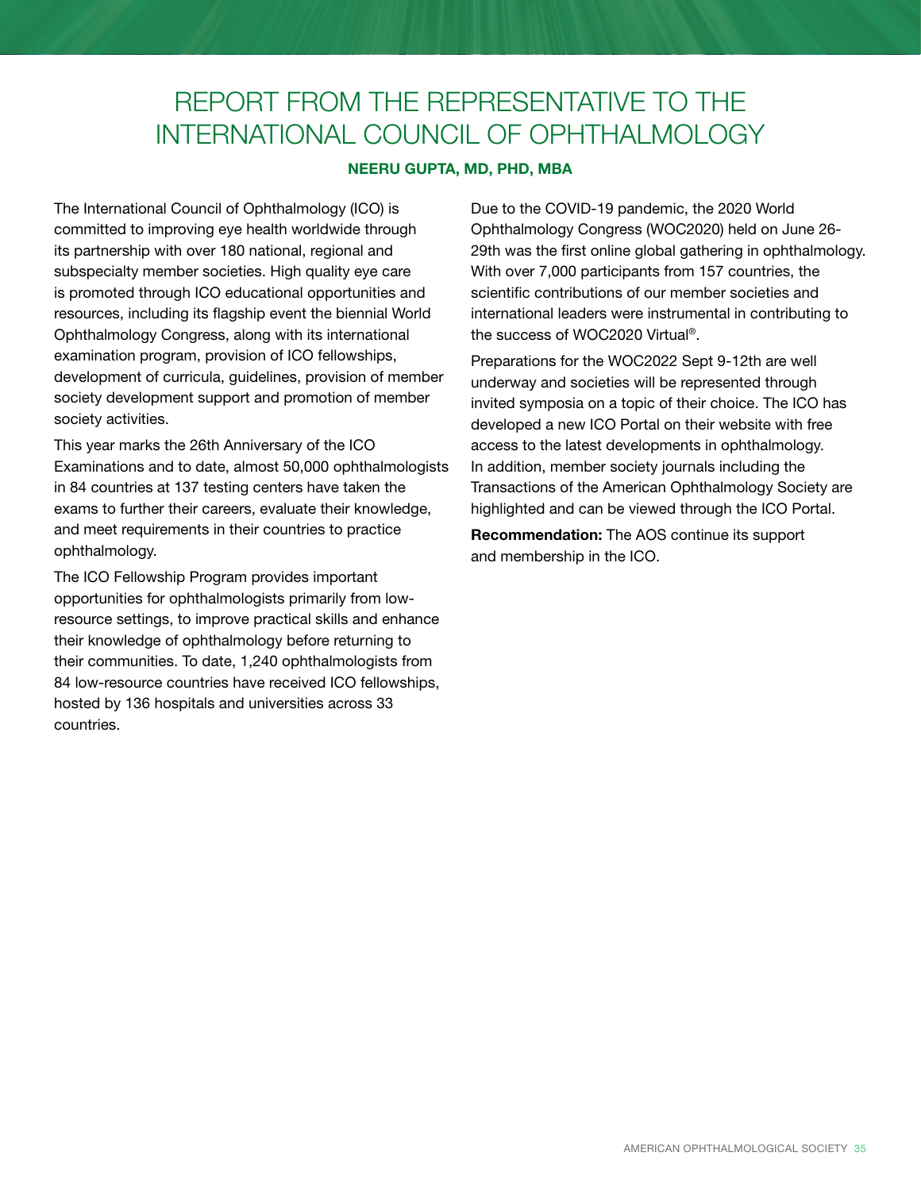# REPORT FROM THE REPRESENTATIVE TO THE INTERNATIONAL COUNCIL OF OPHTHALMOLOGY

**NEERU GUPTA, MD, PHD, MBA**

The International Council of Ophthalmology (ICO) is committed to improving eye health worldwide through its partnership with over 180 national, regional and subspecialty member societies. High quality eye care is promoted through ICO educational opportunities and resources, including its flagship event the biennial World Ophthalmology Congress, along with its international examination program, provision of ICO fellowships, development of curricula, guidelines, provision of member society development support and promotion of member society activities.

This year marks the 26th Anniversary of the ICO Examinations and to date, almost 50,000 ophthalmologists in 84 countries at 137 testing centers have taken the exams to further their careers, evaluate their knowledge, and meet requirements in their countries to practice ophthalmology.

The ICO Fellowship Program provides important opportunities for ophthalmologists primarily from low-resource settings, to improve practical skills and enhance their knowledge of ophthalmology before returning to their communities. To date, 1,240 ophthalmologists from 84 low-resource countries have received ICO fellowships, hosted by 136 hospitals and universities across 33 countries.

Due to the COVID-19 pandemic, the 2020 World Ophthalmology Congress (WOC2020) held on June 26-29th was the first online global gathering in ophthalmology. With over 7,000 participants from 157 countries, the scientific contributions of our member societies and international leaders were instrumental in contributing to the success of WOC2020 Virtual®.

Preparations for the WOC2022 Sept 9-12th are well underway and societies will be represented through invited symposia on a topic of their choice. The ICO has developed a new ICO Portal on their website with free access to the latest developments in ophthalmology. In addition, member society journals including the Transactions of the American Ophthalmology Society are highlighted and can be viewed through the ICO Portal.

**Recommendation:** The AOS continue its support and membership in the ICO.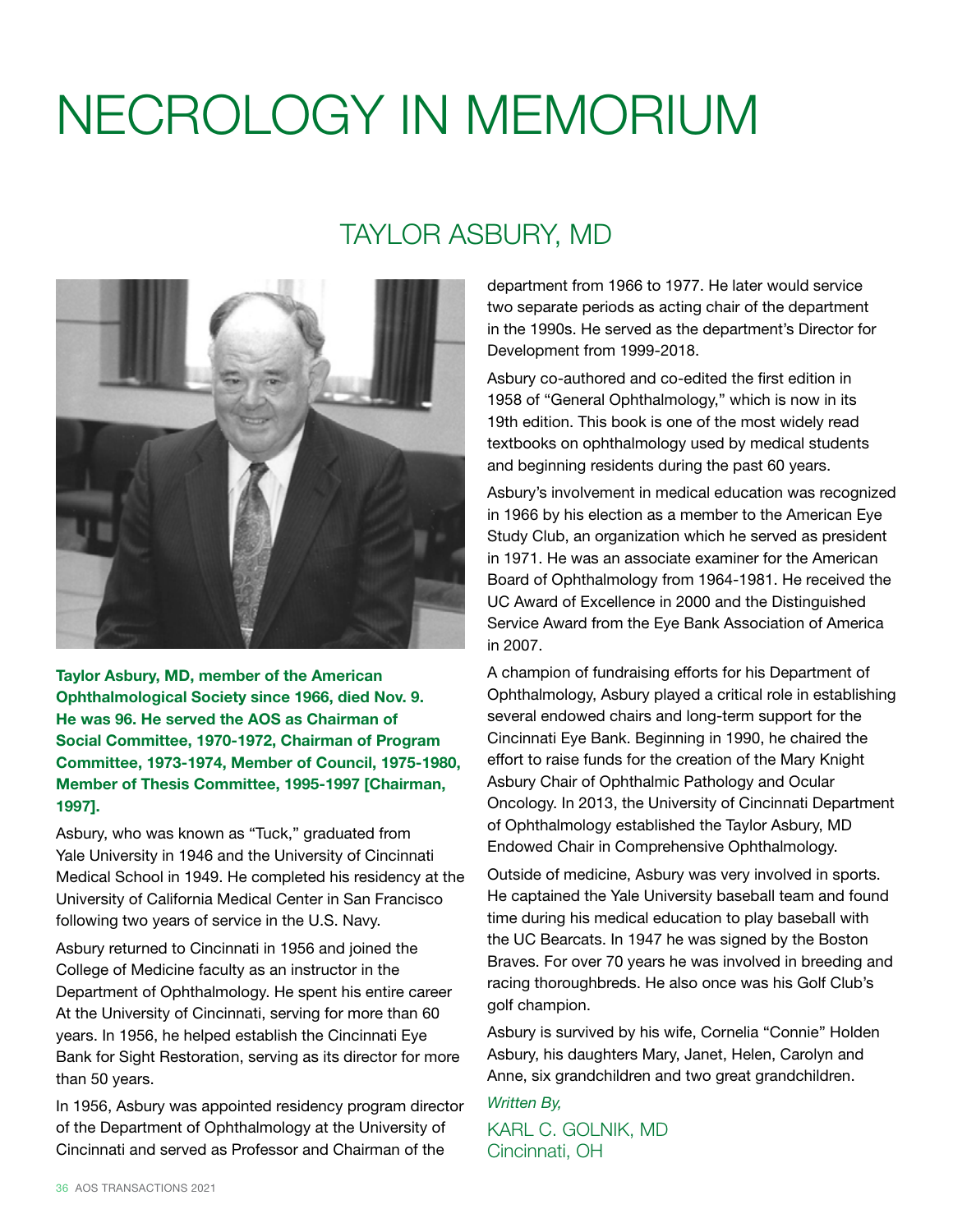# NECROLOGY IN MEMORIUM

## TAYLOR ASBURY, MD

**Taylor Asbury, MD, member of the American Ophthalmological Society since 1966, died Nov. 9. He was 96. He served the AOS as Chairman of Social Committee, 1970-1972, Chairman of Program Committee, 1973-1974, Member of Council, 1975-1980, Member of Thesis Committee, 1995-1997 [Chairman, 1997].**

Asbury, who was known as "Tuck," graduated from Yale University in 1946 and the University of Cincinnati Medical School in 1949. He completed his residency at the University of California Medical Center in San Francisco following two years of service in the U.S. Navy.

Asbury returned to Cincinnati in 1956 and joined the College of Medicine faculty as an instructor in the Department of Ophthalmology. He spent his entire career At the University of Cincinnati, serving for more than 60 years. In 1956, he helped establish the Cincinnati Eye Bank for Sight Restoration, serving as its director for more than 50 years.

In 1956, Asbury was appointed residency program director of the Department of Ophthalmology at the University of Cincinnati and served as Professor and Chairman of the department from 1966 to 1977. He later would service two separate periods as acting chair of the department in the 1990s. He served as the department's Director for Development from 1999-2018.

Asbury co-authored and co-edited the first edition in 1958 of "General Ophthalmology," which is now in its 19th edition. This book is one of the most widely read textbooks on ophthalmology used by medical students and beginning residents during the past 60 years.

Asbury's involvement in medical education was recognized in 1966 by his election as a member to the American Eye Study Club, an organization which he served as president in 1971. He was an associate examiner for the American Board of Ophthalmology from 1964-1981. He received the UC Award of Excellence in 2000 and the Distinguished Service Award from the Eye Bank Association of America in 2007.

A champion of fundraising efforts for his Department of Ophthalmology, Asbury played a critical role in establishing several endowed chairs and long-term support for the Cincinnati Eye Bank. Beginning in 1990, he chaired the effort to raise funds for the creation of the Mary Knight Asbury Chair of Ophthalmic Pathology and Ocular Oncology. In 2013, the University of Cincinnati Department of Ophthalmology established the Taylor Asbury, MD Endowed Chair in Comprehensive Ophthalmology.

Outside of medicine, Asbury was very involved in sports. He captained the Yale University baseball team and found time during his medical education to play baseball with the UC Bearcats. In 1947 he was signed by the Boston Braves. For over 70 years he was involved in breeding and racing thoroughbreds. He also once was his Golf Club's golf champion.

Asbury is survived by his wife, Cornelia "Connie" Holden Asbury, his daughters Mary, Janet, Helen, Carolyn and Anne, six grandchildren and two great grandchildren.

*Written By,*

KARL C. GOLNIK, MD
Cincinnati, OH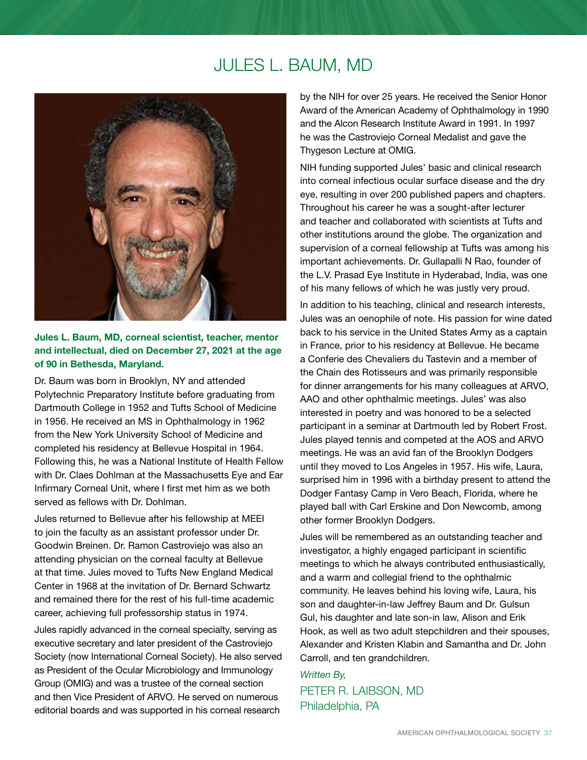# JULES L. BAUM, MD

**Jules L. Baum, MD, corneal scientist, teacher, mentor and intellectual, died on December 27, 2021 at the age of 90 in Bethesda, Maryland.**

Dr. Baum was born in Brooklyn, NY and attended Polytechnic Preparatory Institute before graduating from Dartmouth College in 1952 and Tufts School of Medicine in 1956. He received an MS in Ophthalmology in 1962 from the New York University School of Medicine and completed his residency at Bellevue Hospital in 1964. Following this, he was a National Institute of Health Fellow with Dr. Claes Dohlman at the Massachusetts Eye and Ear Infirmary Corneal Unit, where I first met him as we both served as fellows with Dr. Dohlman.

Jules returned to Bellevue after his fellowship at MEEI to join the faculty as an assistant professor under Dr. Goodwin Breinen. Dr. Ramon Castroviejo was also an attending physician on the corneal faculty at Bellevue at that time. Jules moved to Tufts New England Medical Center in 1968 at the invitation of Dr. Bernard Schwartz and remained there for the rest of his full-time academic career, achieving full professorship status in 1974.

Jules rapidly advanced in the corneal specialty, serving as executive secretary and later president of the Castroviejo Society (now International Corneal Society). He also served as President of the Ocular Microbiology and Immunology Group (OMIG) and was a trustee of the corneal section and then Vice President of ARVO. He served on numerous editorial boards and was supported in his corneal research by the NIH for over 25 years. He received the Senior Honor Award of the American Academy of Ophthalmology in 1990 and the Alcon Research Institute Award in 1991. In 1997 he was the Castroviejo Corneal Medalist and gave the Thygeson Lecture at OMIG.

NIH funding supported Jules' basic and clinical research into corneal infectious ocular surface disease and the dry eye, resulting in over 200 published papers and chapters. Throughout his career he was a sought-after lecturer and teacher and collaborated with scientists at Tufts and other institutions around the globe. The organization and supervision of a corneal fellowship at Tufts was among his important achievements. Dr. Gullapalli N Rao, founder of the L.V. Prasad Eye Institute in Hyderabad, India, was one of his many fellows of which he was justly very proud.

In addition to his teaching, clinical and research interests, Jules was an oenophile of note. His passion for wine dated back to his service in the United States Army as a captain in France, prior to his residency at Bellevue. He became a Conferie des Chevaliers du Tastevin and a member of the Chain des Rotisseurs and was primarily responsible for dinner arrangements for his many colleagues at ARVO, AAO and other ophthalmic meetings. Jules' was also interested in poetry and was honored to be a selected participant in a seminar at Dartmouth led by Robert Frost. Jules played tennis and competed at the AOS and ARVO meetings. He was an avid fan of the Brooklyn Dodgers until they moved to Los Angeles in 1957. His wife, Laura, surprised him in 1996 with a birthday present to attend the Dodger Fantasy Camp in Vero Beach, Florida, where he played ball with Carl Erskine and Don Newcomb, among other former Brooklyn Dodgers.

Jules will be remembered as an outstanding teacher and investigator, a highly engaged participant in scientific meetings to which he always contributed enthusiastically, and a warm and collegial friend to the ophthalmic community. He leaves behind his loving wife, Laura, his son and daughter-in-law Jeffrey Baum and Dr. Gulsun Gul, his daughter and late son-in law, Alison and Erik Hook, as well as two adult stepchildren and their spouses, Alexander and Kristen Klabin and Samantha and Dr. John Carroll, and ten grandchildren.

*Written By,*

PETER R. LAIBSON, MD
Philadelphia, PA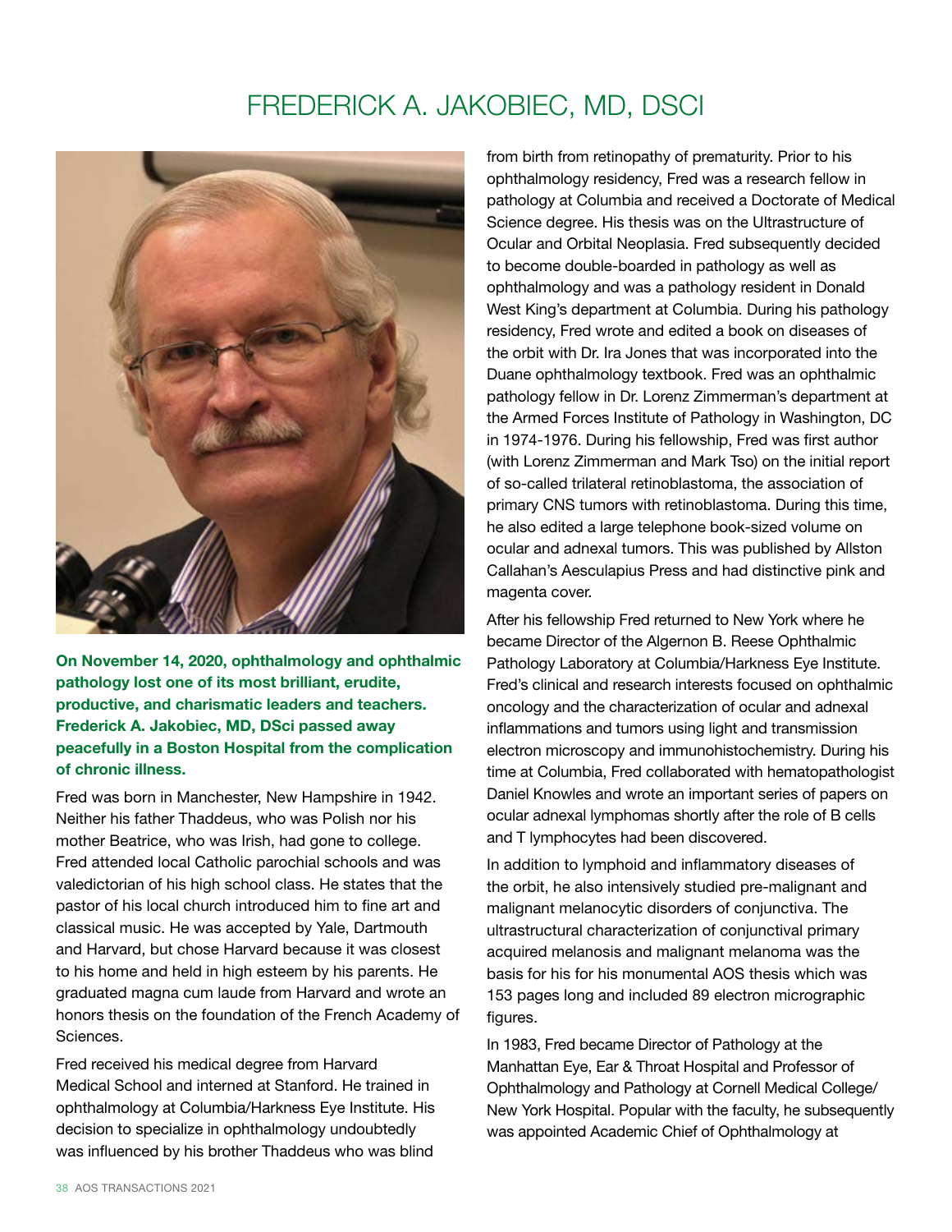# FREDERICK A. JAKOBIEC, MD, DSCI

**On November 14, 2020, ophthalmology and ophthalmic pathology lost one of its most brilliant, erudite, productive, and charismatic leaders and teachers. Frederick A. Jakobiec, MD, DSci passed away peacefully in a Boston Hospital from the complication of chronic illness.**

Fred was born in Manchester, New Hampshire in 1942. Neither his father Thaddeus, who was Polish nor his mother Beatrice, who was Irish, had gone to college. Fred attended local Catholic parochial schools and was valedictorian of his high school class. He states that the pastor of his local church introduced him to fine art and classical music. He was accepted by Yale, Dartmouth and Harvard, but chose Harvard because it was closest to his home and held in high esteem by his parents. He graduated magna cum laude from Harvard and wrote an honors thesis on the foundation of the French Academy of Sciences.

Fred received his medical degree from Harvard Medical School and interned at Stanford. He trained in ophthalmology at Columbia/Harkness Eye Institute. His decision to specialize in ophthalmology undoubtedly was influenced by his brother Thaddeus who was blind from birth from retinopathy of prematurity. Prior to his ophthalmology residency, Fred was a research fellow in pathology at Columbia and received a Doctorate of Medical Science degree. His thesis was on the Ultrastructure of Ocular and Orbital Neoplasia. Fred subsequently decided to become double-boarded in pathology as well as ophthalmology and was a pathology resident in Donald West King's department at Columbia. During his pathology residency, Fred wrote and edited a book on diseases of the orbit with Dr. Ira Jones that was incorporated into the Duane ophthalmology textbook. Fred was an ophthalmic pathology fellow in Dr. Lorenz Zimmerman's department at the Armed Forces Institute of Pathology in Washington, DC in 1974-1976. During his fellowship, Fred was first author (with Lorenz Zimmerman and Mark Tso) on the initial report of so-called trilateral retinoblastoma, the association of primary CNS tumors with retinoblastoma. During this time, he also edited a large telephone book-sized volume on ocular and adnexal tumors. This was published by Allston Callahan's Aesculapius Press and had distinctive pink and magenta cover.

After his fellowship Fred returned to New York where he became Director of the Algernon B. Reese Ophthalmic Pathology Laboratory at Columbia/Harkness Eye Institute. Fred's clinical and research interests focused on ophthalmic oncology and the characterization of ocular and adnexal inflammations and tumors using light and transmission electron microscopy and immunohistochemistry. During his time at Columbia, Fred collaborated with hematopathologist Daniel Knowles and wrote an important series of papers on ocular adnexal lymphomas shortly after the role of B cells and T lymphocytes had been discovered.

In addition to lymphoid and inflammatory diseases of the orbit, he also intensively studied pre-malignant and malignant melanocytic disorders of conjunctiva. The ultrastructural characterization of conjunctival primary acquired melanosis and malignant melanoma was the basis for his for his monumental AOS thesis which was 153 pages long and included 89 electron micrographic figures.

In 1983, Fred became Director of Pathology at the Manhattan Eye, Ear & Throat Hospital and Professor of Ophthalmology and Pathology at Cornell Medical College/New York Hospital. Popular with the faculty, he subsequently was appointed Academic Chief of Ophthalmology at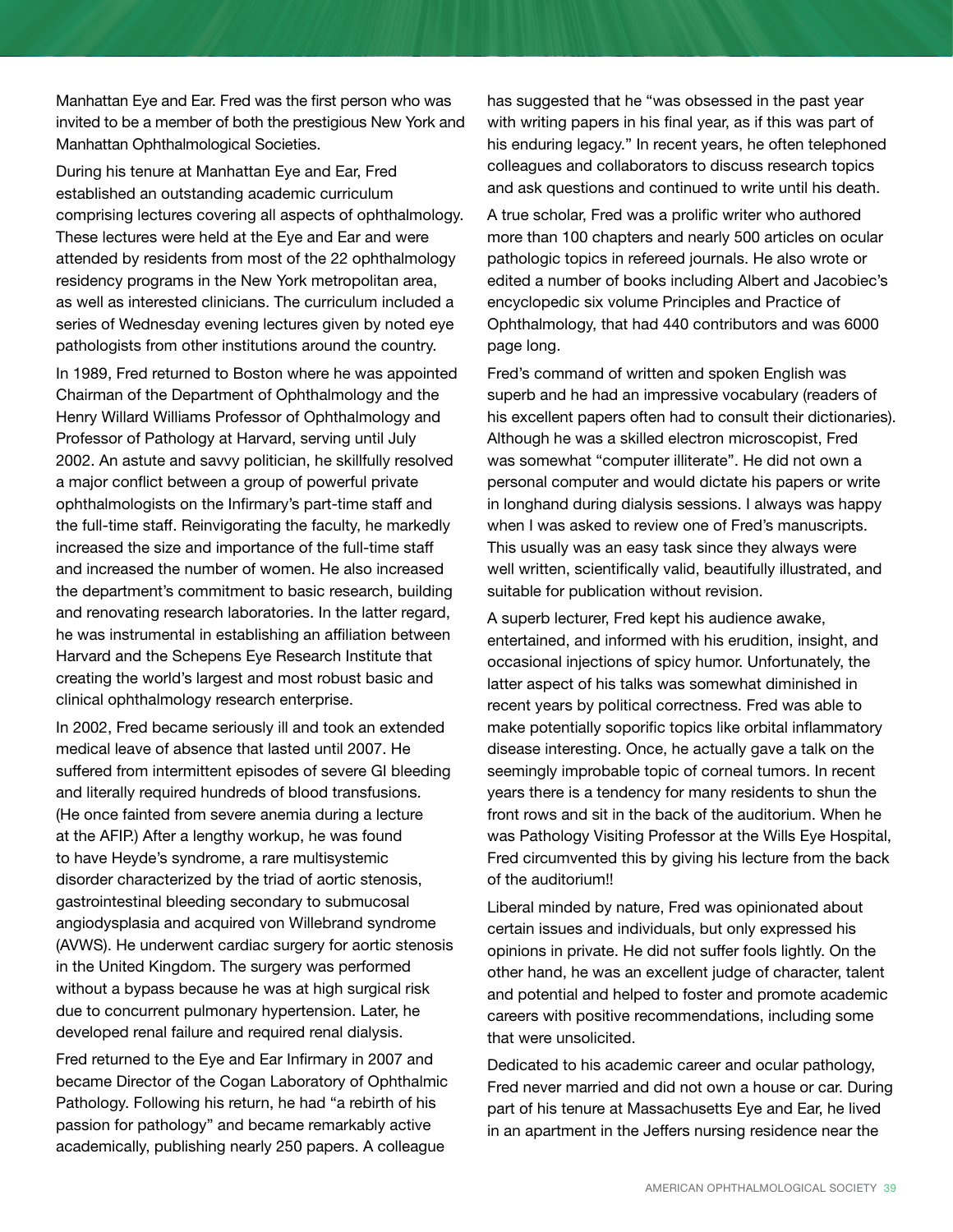Manhattan Eye and Ear. Fred was the first person who was invited to be a member of both the prestigious New York and Manhattan Ophthalmological Societies.

During his tenure at Manhattan Eye and Ear, Fred established an outstanding academic curriculum comprising lectures covering all aspects of ophthalmology. These lectures were held at the Eye and Ear and were attended by residents from most of the 22 ophthalmology residency programs in the New York metropolitan area, as well as interested clinicians. The curriculum included a series of Wednesday evening lectures given by noted eye pathologists from other institutions around the country.

In 1989, Fred returned to Boston where he was appointed Chairman of the Department of Ophthalmology and the Henry Willard Williams Professor of Ophthalmology and Professor of Pathology at Harvard, serving until July 2002. An astute and savvy politician, he skillfully resolved a major conflict between a group of powerful private ophthalmologists on the Infirmary's part-time staff and the full-time staff. Reinvigorating the faculty, he markedly increased the size and importance of the full-time staff and increased the number of women. He also increased the department's commitment to basic research, building and renovating research laboratories. In the latter regard, he was instrumental in establishing an affiliation between Harvard and the Schepens Eye Research Institute that creating the world's largest and most robust basic and clinical ophthalmology research enterprise.

In 2002, Fred became seriously ill and took an extended medical leave of absence that lasted until 2007. He suffered from intermittent episodes of severe GI bleeding and literally required hundreds of blood transfusions. (He once fainted from severe anemia during a lecture at the AFIP.) After a lengthy workup, he was found to have Heyde's syndrome, a rare multisystemic disorder characterized by the triad of aortic stenosis, gastrointestinal bleeding secondary to submucosal angiodysplasia and acquired von Willebrand syndrome (AVWS). He underwent cardiac surgery for aortic stenosis in the United Kingdom. The surgery was performed without a bypass because he was at high surgical risk due to concurrent pulmonary hypertension. Later, he developed renal failure and required renal dialysis.

Fred returned to the Eye and Ear Infirmary in 2007 and became Director of the Cogan Laboratory of Ophthalmic Pathology. Following his return, he had "a rebirth of his passion for pathology" and became remarkably active academically, publishing nearly 250 papers. A colleague has suggested that he "was obsessed in the past year with writing papers in his final year, as if this was part of his enduring legacy." In recent years, he often telephoned colleagues and collaborators to discuss research topics and ask questions and continued to write until his death.

A true scholar, Fred was a prolific writer who authored more than 100 chapters and nearly 500 articles on ocular pathologic topics in refereed journals. He also wrote or edited a number of books including Albert and Jacobiec's encyclopedic six volume Principles and Practice of Ophthalmology, that had 440 contributors and was 6000 page long.

Fred's command of written and spoken English was superb and he had an impressive vocabulary (readers of his excellent papers often had to consult their dictionaries). Although he was a skilled electron microscopist, Fred was somewhat "computer illiterate". He did not own a personal computer and would dictate his papers or write in longhand during dialysis sessions. I always was happy when I was asked to review one of Fred's manuscripts. This usually was an easy task since they always were well written, scientifically valid, beautifully illustrated, and suitable for publication without revision.

A superb lecturer, Fred kept his audience awake, entertained, and informed with his erudition, insight, and occasional injections of spicy humor. Unfortunately, the latter aspect of his talks was somewhat diminished in recent years by political correctness. Fred was able to make potentially soporific topics like orbital inflammatory disease interesting. Once, he actually gave a talk on the seemingly improbable topic of corneal tumors. In recent years there is a tendency for many residents to shun the front rows and sit in the back of the auditorium. When he was Pathology Visiting Professor at the Wills Eye Hospital, Fred circumvented this by giving his lecture from the back of the auditorium!!

Liberal minded by nature, Fred was opinionated about certain issues and individuals, but only expressed his opinions in private. He did not suffer fools lightly. On the other hand, he was an excellent judge of character, talent and potential and helped to foster and promote academic careers with positive recommendations, including some that were unsolicited.

Dedicated to his academic career and ocular pathology, Fred never married and did not own a house or car. During part of his tenure at Massachusetts Eye and Ear, he lived in an apartment in the Jeffers nursing residence near the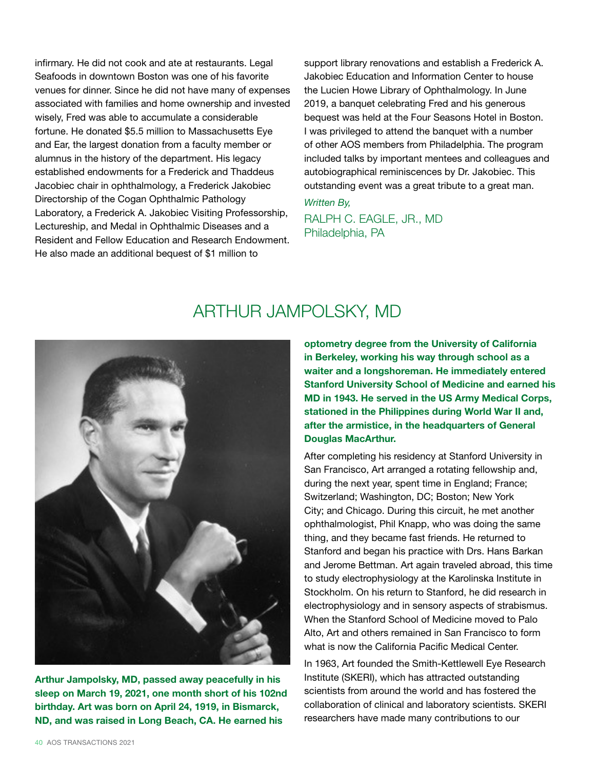infirmary. He did not cook and ate at restaurants. Legal Seafoods in downtown Boston was one of his favorite venues for dinner. Since he did not have many of expenses associated with families and home ownership and invested wisely, Fred was able to accumulate a considerable fortune. He donated $5.5 million to Massachusetts Eye and Ear, the largest donation from a faculty member or alumnus in the history of the department. His legacy established endowments for a Frederick and Thaddeus Jacobiec chair in ophthalmology, a Frederick Jakobiec Directorship of the Cogan Ophthalmic Pathology Laboratory, a Frederick A. Jakobiec Visiting Professorship, Lectureship, and Medal in Ophthalmic Diseases and a Resident and Fellow Education and Research Endowment. He also made an additional bequest of $1 million to support library renovations and establish a Frederick A. Jakobiec Education and Information Center to house the Lucien Howe Library of Ophthalmology. In June 2019, a banquet celebrating Fred and his generous bequest was held at the Four Seasons Hotel in Boston. I was privileged to attend the banquet with a number of other AOS members from Philadelphia. The program included talks by important mentees and colleagues and autobiographical reminiscences by Dr. Jakobiec. This outstanding event was a great tribute to a great man.

*Written By,*

RALPH C. EAGLE, JR., MD
Philadelphia, PA

# ARTHUR JAMPOLSKY, MD

**Arthur Jampolsky, MD, passed away peacefully in his sleep on March 19, 2021, one month short of his 102nd birthday. Art was born on April 24, 1919, in Bismarck, ND, and was raised in Long Beach, CA. He earned his optometry degree from the University of California in Berkeley, working his way through school as a waiter and a longshoreman. He immediately entered Stanford University School of Medicine and earned his MD in 1943. He served in the US Army Medical Corps, stationed in the Philippines during World War II and, after the armistice, in the headquarters of General Douglas MacArthur.**

After completing his residency at Stanford University in San Francisco, Art arranged a rotating fellowship and, during the next year, spent time in England; France; Switzerland; Washington, DC; Boston; New York City; and Chicago. During this circuit, he met another ophthalmologist, Phil Knapp, who was doing the same thing, and they became fast friends. He returned to Stanford and began his practice with Drs. Hans Barkan and Jerome Bettman. Art again traveled abroad, this time to study electrophysiology at the Karolinska Institute in Stockholm. On his return to Stanford, he did research in electrophysiology and in sensory aspects of strabismus. When the Stanford School of Medicine moved to Palo Alto, Art and others remained in San Francisco to form what is now the California Pacific Medical Center.

In 1963, Art founded the Smith-Kettlewell Eye Research Institute (SKERI), which has attracted outstanding scientists from around the world and has fostered the collaboration of clinical and laboratory scientists. SKERI researchers have made many contributions to our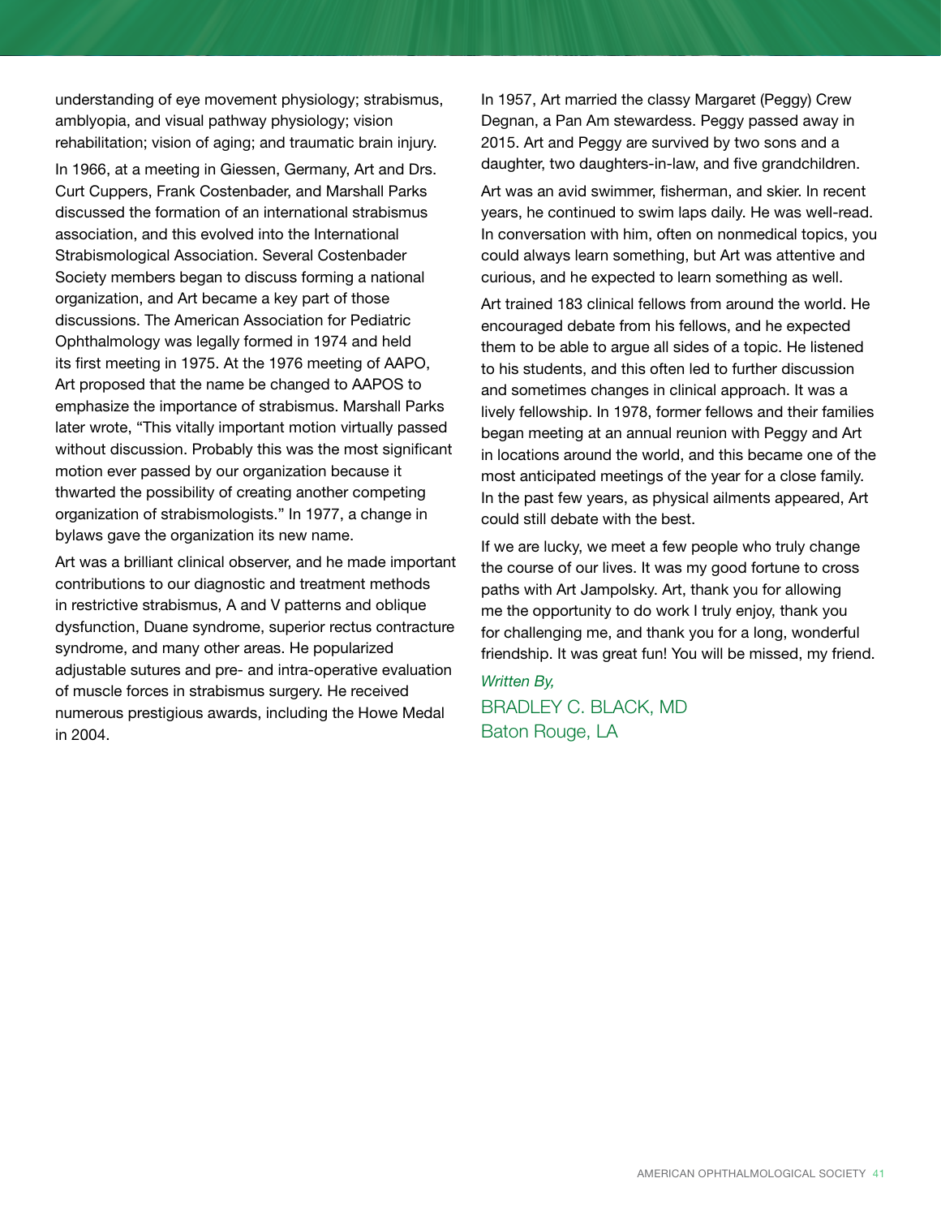understanding of eye movement physiology; strabismus, amblyopia, and visual pathway physiology; vision rehabilitation; vision of aging; and traumatic brain injury.

In 1966, at a meeting in Giessen, Germany, Art and Drs. Curt Cuppers, Frank Costenbader, and Marshall Parks discussed the formation of an international strabismus association, and this evolved into the International Strabismological Association. Several Costenbader Society members began to discuss forming a national organization, and Art became a key part of those discussions. The American Association for Pediatric Ophthalmology was legally formed in 1974 and held its first meeting in 1975. At the 1976 meeting of AAPO, Art proposed that the name be changed to AAPOS to emphasize the importance of strabismus. Marshall Parks later wrote, "This vitally important motion virtually passed without discussion. Probably this was the most significant motion ever passed by our organization because it thwarted the possibility of creating another competing organization of strabismologists." In 1977, a change in bylaws gave the organization its new name.

Art was a brilliant clinical observer, and he made important contributions to our diagnostic and treatment methods in restrictive strabismus, A and V patterns and oblique dysfunction, Duane syndrome, superior rectus contracture syndrome, and many other areas. He popularized adjustable sutures and pre- and intra-operative evaluation of muscle forces in strabismus surgery. He received numerous prestigious awards, including the Howe Medal in 2004.

In 1957, Art married the classy Margaret (Peggy) Crew Degnan, a Pan Am stewardess. Peggy passed away in 2015. Art and Peggy are survived by two sons and a daughter, two daughters-in-law, and five grandchildren.

Art was an avid swimmer, fisherman, and skier. In recent years, he continued to swim laps daily. He was well-read. In conversation with him, often on nonmedical topics, you could always learn something, but Art was attentive and curious, and he expected to learn something as well.

Art trained 183 clinical fellows from around the world. He encouraged debate from his fellows, and he expected them to be able to argue all sides of a topic. He listened to his students, and this often led to further discussion and sometimes changes in clinical approach. It was a lively fellowship. In 1978, former fellows and their families began meeting at an annual reunion with Peggy and Art in locations around the world, and this became one of the most anticipated meetings of the year for a close family. In the past few years, as physical ailments appeared, Art could still debate with the best.

If we are lucky, we meet a few people who truly change the course of our lives. It was my good fortune to cross paths with Art Jampolsky. Art, thank you for allowing me the opportunity to do work I truly enjoy, thank you for challenging me, and thank you for a long, wonderful friendship. It was great fun! You will be missed, my friend.

*Written By,*

BRADLEY C. BLACK, MD
Baton Rouge, LA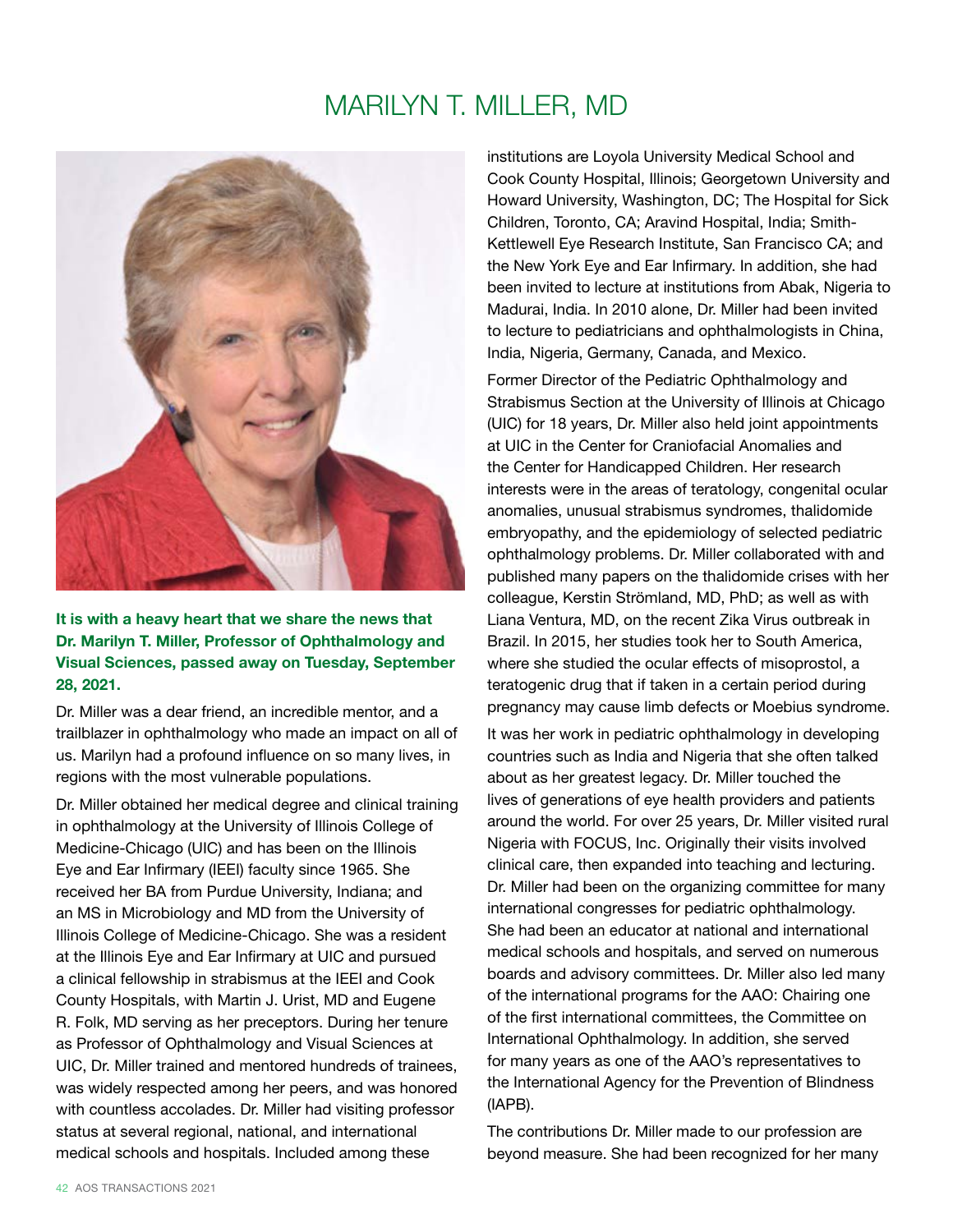# MARILYN T. MILLER, MD

**It is with a heavy heart that we share the news that Dr. Marilyn T. Miller, Professor of Ophthalmology and Visual Sciences, passed away on Tuesday, September 28, 2021.**

Dr. Miller was a dear friend, an incredible mentor, and a trailblazer in ophthalmology who made an impact on all of us. Marilyn had a profound influence on so many lives, in regions with the most vulnerable populations.

Dr. Miller obtained her medical degree and clinical training in ophthalmology at the University of Illinois College of Medicine-Chicago (UIC) and has been on the Illinois Eye and Ear Infirmary (IEEI) faculty since 1965. She received her BA from Purdue University, Indiana; and an MS in Microbiology and MD from the University of Illinois College of Medicine-Chicago. She was a resident at the Illinois Eye and Ear Infirmary at UIC and pursued a clinical fellowship in strabismus at the IEEI and Cook County Hospitals, with Martin J. Urist, MD and Eugene R. Folk, MD serving as her preceptors. During her tenure as Professor of Ophthalmology and Visual Sciences at UIC, Dr. Miller trained and mentored hundreds of trainees, was widely respected among her peers, and was honored with countless accolades. Dr. Miller had visiting professor status at several regional, national, and international medical schools and hospitals. Included among these institutions are Loyola University Medical School and Cook County Hospital, Illinois; Georgetown University and Howard University, Washington, DC; The Hospital for Sick Children, Toronto, CA; Aravind Hospital, India; Smith-Kettlewell Eye Research Institute, San Francisco CA; and the New York Eye and Ear Infirmary. In addition, she had been invited to lecture at institutions from Abak, Nigeria to Madurai, India. In 2010 alone, Dr. Miller had been invited to lecture to pediatricians and ophthalmologists in China, India, Nigeria, Germany, Canada, and Mexico.

Former Director of the Pediatric Ophthalmology and Strabismus Section at the University of Illinois at Chicago (UIC) for 18 years, Dr. Miller also held joint appointments at UIC in the Center for Craniofacial Anomalies and the Center for Handicapped Children. Her research interests were in the areas of teratology, congenital ocular anomalies, unusual strabismus syndromes, thalidomide embryopathy, and the epidemiology of selected pediatric ophthalmology problems. Dr. Miller collaborated with and published many papers on the thalidomide crises with her colleague, Kerstin Strömland, MD, PhD; as well as with Liana Ventura, MD, on the recent Zika Virus outbreak in Brazil. In 2015, her studies took her to South America, where she studied the ocular effects of misoprostol, a teratogenic drug that if taken in a certain period during pregnancy may cause limb defects or Moebius syndrome.

It was her work in pediatric ophthalmology in developing countries such as India and Nigeria that she often talked about as her greatest legacy. Dr. Miller touched the lives of generations of eye health providers and patients around the world. For over 25 years, Dr. Miller visited rural Nigeria with FOCUS, Inc. Originally their visits involved clinical care, then expanded into teaching and lecturing. Dr. Miller had been on the organizing committee for many international congresses for pediatric ophthalmology. She had been an educator at national and international medical schools and hospitals, and served on numerous boards and advisory committees. Dr. Miller also led many of the international programs for the AAO: Chairing one of the first international committees, the Committee on International Ophthalmology. In addition, she served for many years as one of the AAO's representatives to the International Agency for the Prevention of Blindness (IAPB).

The contributions Dr. Miller made to our profession are beyond measure. She had been recognized for her many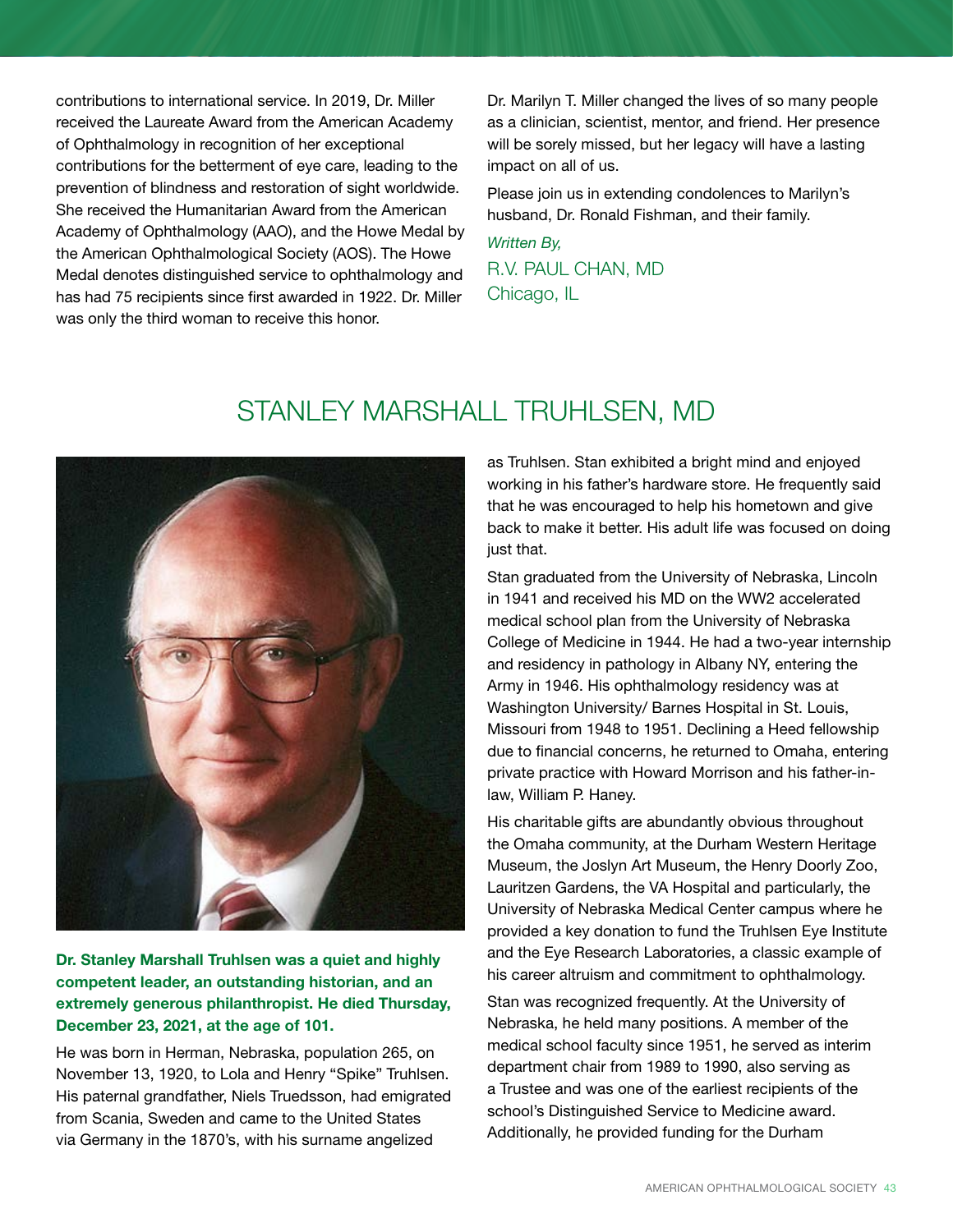contributions to international service. In 2019, Dr. Miller received the Laureate Award from the American Academy of Ophthalmology in recognition of her exceptional contributions for the betterment of eye care, leading to the prevention of blindness and restoration of sight worldwide. She received the Humanitarian Award from the American Academy of Ophthalmology (AAO), and the Howe Medal by the American Ophthalmological Society (AOS). The Howe Medal denotes distinguished service to ophthalmology and has had 75 recipients since first awarded in 1922. Dr. Miller was only the third woman to receive this honor.

Dr. Marilyn T. Miller changed the lives of so many people as a clinician, scientist, mentor, and friend. Her presence will be sorely missed, but her legacy will have a lasting impact on all of us.

Please join us in extending condolences to Marilyn's husband, Dr. Ronald Fishman, and their family.

*Written By,*

R.V. PAUL CHAN, MD
Chicago, IL

# STANLEY MARSHALL TRUHLSEN, MD

**Dr. Stanley Marshall Truhlsen was a quiet and highly competent leader, an outstanding historian, and an extremely generous philanthropist. He died Thursday, December 23, 2021, at the age of 101.**

He was born in Herman, Nebraska, population 265, on November 13, 1920, to Lola and Henry "Spike" Truhlsen. His paternal grandfather, Niels Truedsson, had emigrated from Scania, Sweden and came to the United States via Germany in the 1870's, with his surname angelized as Truhlsen. Stan exhibited a bright mind and enjoyed working in his father's hardware store. He frequently said that he was encouraged to help his hometown and give back to make it better. His adult life was focused on doing just that.

Stan graduated from the University of Nebraska, Lincoln in 1941 and received his MD on the WW2 accelerated medical school plan from the University of Nebraska College of Medicine in 1944. He had a two-year internship and residency in pathology in Albany NY, entering the Army in 1946. His ophthalmology residency was at Washington University/ Barnes Hospital in St. Louis, Missouri from 1948 to 1951. Declining a Heed fellowship due to financial concerns, he returned to Omaha, entering private practice with Howard Morrison and his father-in-law, William P. Haney.

His charitable gifts are abundantly obvious throughout the Omaha community, at the Durham Western Heritage Museum, the Joslyn Art Museum, the Henry Doorly Zoo, Lauritzen Gardens, the VA Hospital and particularly, the University of Nebraska Medical Center campus where he provided a key donation to fund the Truhlsen Eye Institute and the Eye Research Laboratories, a classic example of his career altruism and commitment to ophthalmology.

Stan was recognized frequently. At the University of Nebraska, he held many positions. A member of the medical school faculty since 1951, he served as interim department chair from 1989 to 1990, also serving as a Trustee and was one of the earliest recipients of the school's Distinguished Service to Medicine award. Additionally, he provided funding for the Durham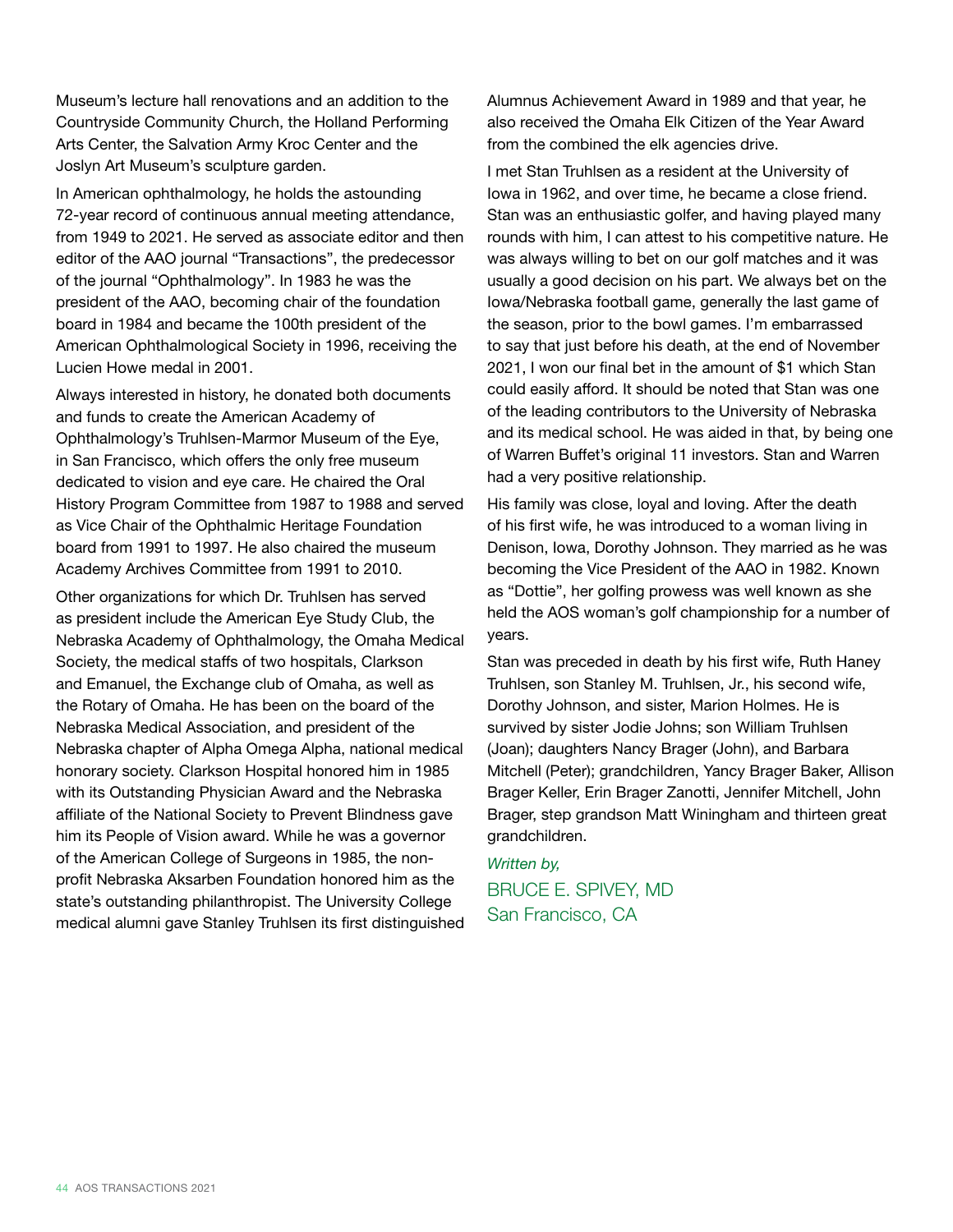Museum's lecture hall renovations and an addition to the Countryside Community Church, the Holland Performing Arts Center, the Salvation Army Kroc Center and the Joslyn Art Museum's sculpture garden.

In American ophthalmology, he holds the astounding 72-year record of continuous annual meeting attendance, from 1949 to 2021. He served as associate editor and then editor of the AAO journal "Transactions", the predecessor of the journal "Ophthalmology". In 1983 he was the president of the AAO, becoming chair of the foundation board in 1984 and became the 100th president of the American Ophthalmological Society in 1996, receiving the Lucien Howe medal in 2001.

Always interested in history, he donated both documents and funds to create the American Academy of Ophthalmology's Truhlsen-Marmor Museum of the Eye, in San Francisco, which offers the only free museum dedicated to vision and eye care. He chaired the Oral History Program Committee from 1987 to 1988 and served as Vice Chair of the Ophthalmic Heritage Foundation board from 1991 to 1997. He also chaired the museum Academy Archives Committee from 1991 to 2010.

Other organizations for which Dr. Truhlsen has served as president include the American Eye Study Club, the Nebraska Academy of Ophthalmology, the Omaha Medical Society, the medical staffs of two hospitals, Clarkson and Emanuel, the Exchange club of Omaha, as well as the Rotary of Omaha. He has been on the board of the Nebraska Medical Association, and president of the Nebraska chapter of Alpha Omega Alpha, national medical honorary society. Clarkson Hospital honored him in 1985 with its Outstanding Physician Award and the Nebraska affiliate of the National Society to Prevent Blindness gave him its People of Vision award. While he was a governor of the American College of Surgeons in 1985, the non-profit Nebraska Aksarben Foundation honored him as the state's outstanding philanthropist. The University College medical alumni gave Stanley Truhlsen its first distinguished Alumnus Achievement Award in 1989 and that year, he also received the Omaha Elk Citizen of the Year Award from the combined the elk agencies drive.

I met Stan Truhlsen as a resident at the University of Iowa in 1962, and over time, he became a close friend. Stan was an enthusiastic golfer, and having played many rounds with him, I can attest to his competitive nature. He was always willing to bet on our golf matches and it was usually a good decision on his part. We always bet on the Iowa/Nebraska football game, generally the last game of the season, prior to the bowl games. I'm embarrassed to say that just before his death, at the end of November 2021, I won our final bet in the amount of $1 which Stan could easily afford. It should be noted that Stan was one of the leading contributors to the University of Nebraska and its medical school. He was aided in that, by being one of Warren Buffet's original 11 investors. Stan and Warren had a very positive relationship.

His family was close, loyal and loving. After the death of his first wife, he was introduced to a woman living in Denison, Iowa, Dorothy Johnson. They married as he was becoming the Vice President of the AAO in 1982. Known as "Dottie", her golfing prowess was well known as she held the AOS woman's golf championship for a number of years.

Stan was preceded in death by his first wife, Ruth Haney Truhlsen, son Stanley M. Truhlsen, Jr., his second wife, Dorothy Johnson, and sister, Marion Holmes. He is survived by sister Jodie Johns; son William Truhlsen (Joan); daughters Nancy Brager (John), and Barbara Mitchell (Peter); grandchildren, Yancy Brager Baker, Allison Brager Keller, Erin Brager Zanotti, Jennifer Mitchell, John Brager, step grandson Matt Winingham and thirteen great grandchildren.

*Written by,*

BRUCE E. SPIVEY, MD
San Francisco, CA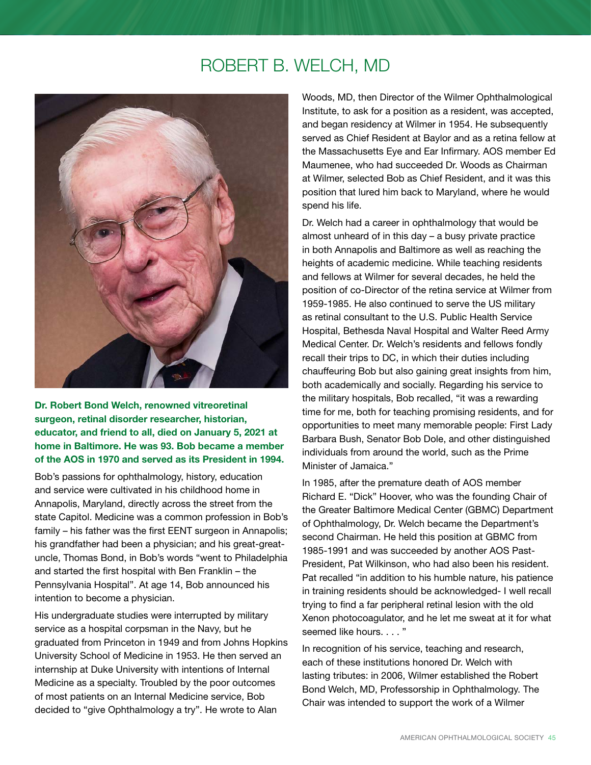# ROBERT B. WELCH, MD

**Dr. Robert Bond Welch, renowned vitreoretinal surgeon, retinal disorder researcher, historian, educator, and friend to all, died on January 5, 2021 at home in Baltimore. He was 93. Bob became a member of the AOS in 1970 and served as its President in 1994.**

Bob's passions for ophthalmology, history, education and service were cultivated in his childhood home in Annapolis, Maryland, directly across the street from the state Capitol. Medicine was a common profession in Bob's family – his father was the first EENT surgeon in Annapolis; his grandfather had been a physician; and his great-great-uncle, Thomas Bond, in Bob's words "went to Philadelphia and started the first hospital with Ben Franklin – the Pennsylvania Hospital". At age 14, Bob announced his intention to become a physician.

His undergraduate studies were interrupted by military service as a hospital corpsman in the Navy, but he graduated from Princeton in 1949 and from Johns Hopkins University School of Medicine in 1953. He then served an internship at Duke University with intentions of Internal Medicine as a specialty. Troubled by the poor outcomes of most patients on an Internal Medicine service, Bob decided to "give Ophthalmology a try". He wrote to Alan Woods, MD, then Director of the Wilmer Ophthalmological Institute, to ask for a position as a resident, was accepted, and began residency at Wilmer in 1954. He subsequently served as Chief Resident at Baylor and as a retina fellow at the Massachusetts Eye and Ear Infirmary. AOS member Ed Maumenee, who had succeeded Dr. Woods as Chairman at Wilmer, selected Bob as Chief Resident, and it was this position that lured him back to Maryland, where he would spend his life.

Dr. Welch had a career in ophthalmology that would be almost unheard of in this day – a busy private practice in both Annapolis and Baltimore as well as reaching the heights of academic medicine. While teaching residents and fellows at Wilmer for several decades, he held the position of co-Director of the retina service at Wilmer from 1959-1985. He also continued to serve the US military as retinal consultant to the U.S. Public Health Service Hospital, Bethesda Naval Hospital and Walter Reed Army Medical Center. Dr. Welch's residents and fellows fondly recall their trips to DC, in which their duties including chauffeuring Bob but also gaining great insights from him, both academically and socially. Regarding his service to the military hospitals, Bob recalled, "it was a rewarding time for me, both for teaching promising residents, and for opportunities to meet many memorable people: First Lady Barbara Bush, Senator Bob Dole, and other distinguished individuals from around the world, such as the Prime Minister of Jamaica."

In 1985, after the premature death of AOS member Richard E. "Dick" Hoover, who was the founding Chair of the Greater Baltimore Medical Center (GBMC) Department of Ophthalmology, Dr. Welch became the Department's second Chairman. He held this position at GBMC from 1985-1991 and was succeeded by another AOS Past-President, Pat Wilkinson, who had also been his resident. Pat recalled "in addition to his humble nature, his patience in training residents should be acknowledged- I well recall trying to find a far peripheral retinal lesion with the old Xenon photocoagulator, and he let me sweat at it for what seemed like hours. . . . "

In recognition of his service, teaching and research, each of these institutions honored Dr. Welch with lasting tributes: in 2006, Wilmer established the Robert Bond Welch, MD, Professorship in Ophthalmology. The Chair was intended to support the work of a Wilmer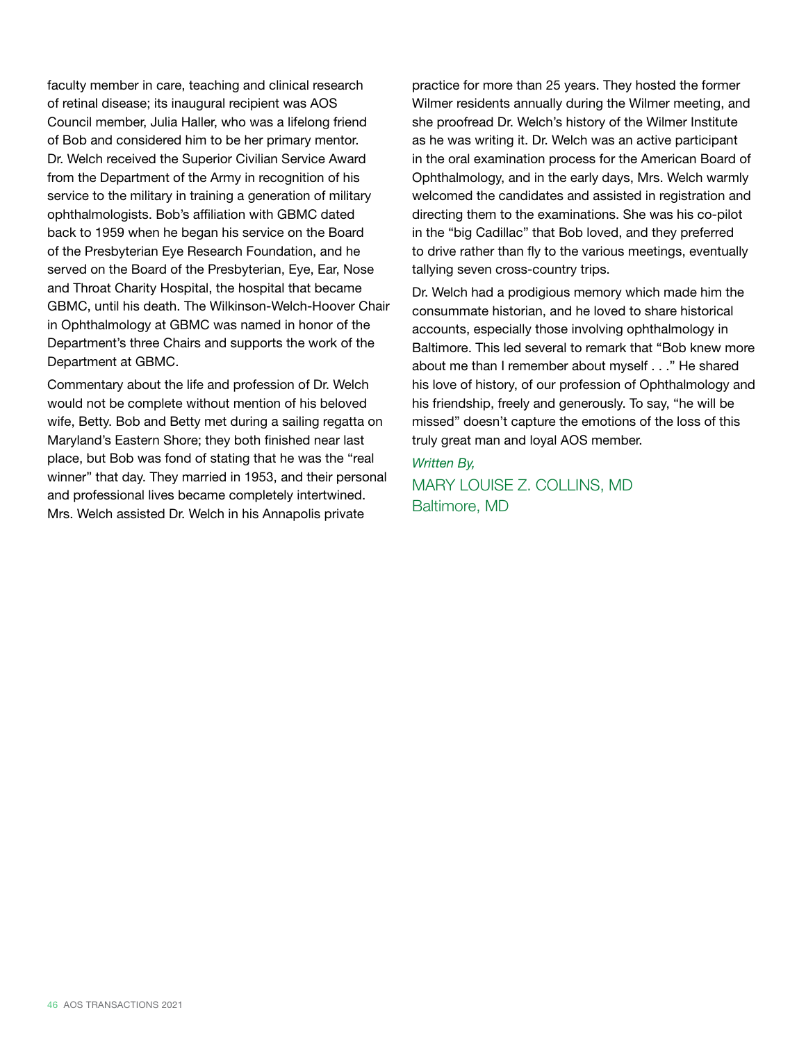faculty member in care, teaching and clinical research of retinal disease; its inaugural recipient was AOS Council member, Julia Haller, who was a lifelong friend of Bob and considered him to be her primary mentor. Dr. Welch received the Superior Civilian Service Award from the Department of the Army in recognition of his service to the military in training a generation of military ophthalmologists. Bob's affiliation with GBMC dated back to 1959 when he began his service on the Board of the Presbyterian Eye Research Foundation, and he served on the Board of the Presbyterian, Eye, Ear, Nose and Throat Charity Hospital, the hospital that became GBMC, until his death. The Wilkinson-Welch-Hoover Chair in Ophthalmology at GBMC was named in honor of the Department's three Chairs and supports the work of the Department at GBMC.

Commentary about the life and profession of Dr. Welch would not be complete without mention of his beloved wife, Betty. Bob and Betty met during a sailing regatta on Maryland's Eastern Shore; they both finished near last place, but Bob was fond of stating that he was the "real winner" that day. They married in 1953, and their personal and professional lives became completely intertwined. Mrs. Welch assisted Dr. Welch in his Annapolis private practice for more than 25 years. They hosted the former Wilmer residents annually during the Wilmer meeting, and she proofread Dr. Welch's history of the Wilmer Institute as he was writing it. Dr. Welch was an active participant in the oral examination process for the American Board of Ophthalmology, and in the early days, Mrs. Welch warmly welcomed the candidates and assisted in registration and directing them to the examinations. She was his co-pilot in the "big Cadillac" that Bob loved, and they preferred to drive rather than fly to the various meetings, eventually tallying seven cross-country trips.

Dr. Welch had a prodigious memory which made him the consummate historian, and he loved to share historical accounts, especially those involving ophthalmology in Baltimore. This led several to remark that "Bob knew more about me than I remember about myself . . ." He shared his love of history, of our profession of Ophthalmology and his friendship, freely and generously. To say, "he will be missed" doesn't capture the emotions of the loss of this truly great man and loyal AOS member.

*Written By,*

MARY LOUISE Z. COLLINS, MD
Baltimore, MD